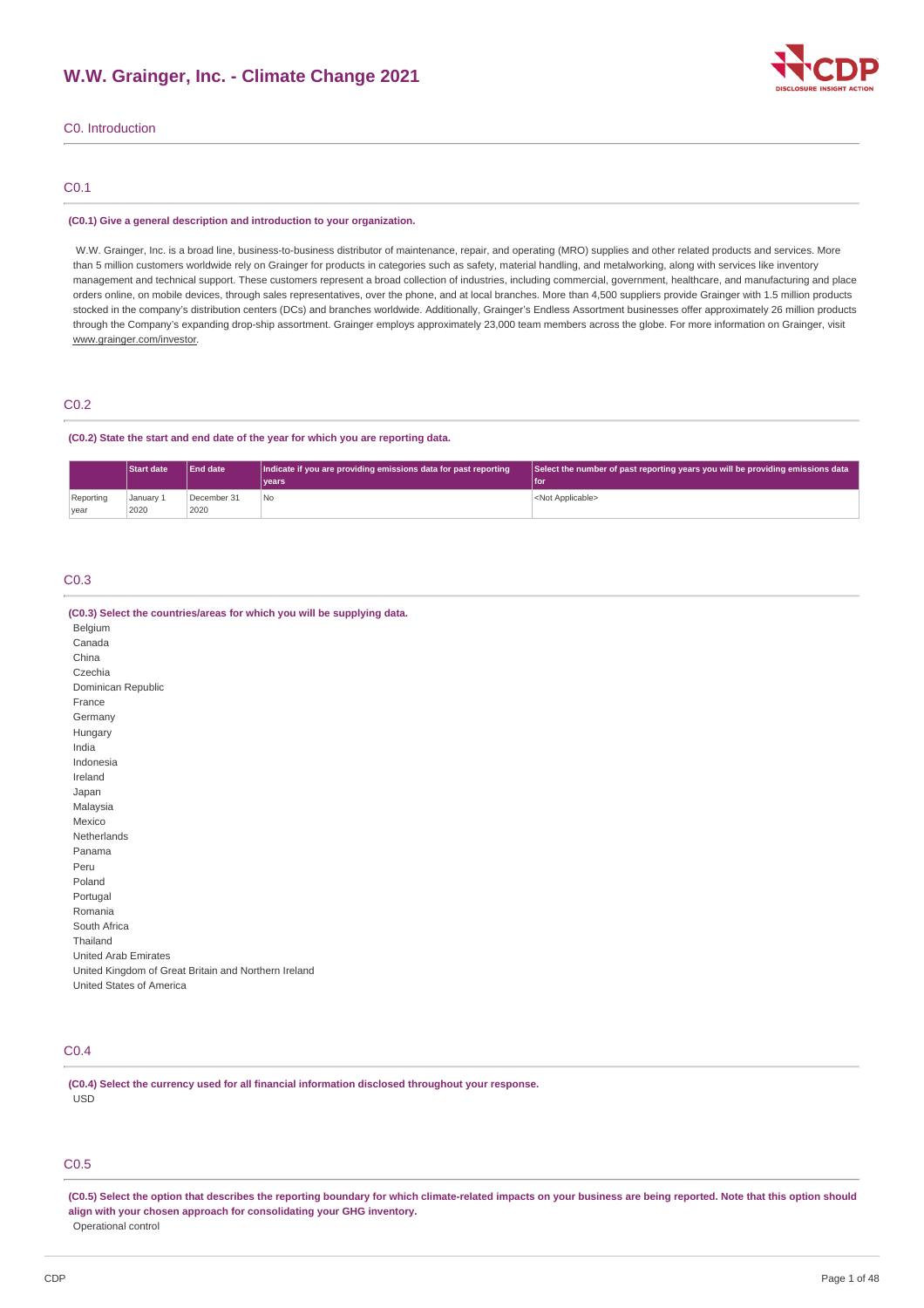# W.W. Grainger, Inc. - Climate Change 2021

## C0. Introduction

### C0.1

**(C0.1) Give a general description and introduction to your organization.**

W.W. Grainger, Inc. is a broad line, business-to-business distributor of maintenance, repair, and operating (MRO) supplies and other related products and services. More than 5 million customers worldwide rely on Grainger for products in categories such as safety, material handling, and metalworking, along with services like inventory management and technical support. These customers represent a broad collection of industries, including commercial, government, healthcare, and manufacturing and place orders online, on mobile devices, through sales representatives, over the phone, and at local branches. More than 4,500 suppliers provide Grainger with 1.5 million products stocked in the company's distribution centers (DCs) and branches worldwide. Additionally, Grainger's Endless Assortment businesses offer approximately 26 million products through the Company's expanding drop-ship assortment. Grainger employs approximately 23,000 team members across the globe. For more information on Grainger, visit www.grainger.com/investor.

### C0.2

**(C0.2) State the start and end date of the year for which you are reporting data.**

| | Start date | End date | Indicate if you are providing emissions data for past reporting years | Select the number of past reporting years you will be providing emissions data for |
|---|---|---|---|---|
| Reporting year | January 1 2020 | December 31 2020 | No | <Not Applicable> |

### C0.3

**(C0.3) Select the countries/areas for which you will be supplying data.**

Belgium
Canada
China
Czechia
Dominican Republic
France
Germany
Hungary
India
Indonesia
Ireland
Japan
Malaysia
Mexico
Netherlands
Panama
Peru
Poland
Portugal
Romania
South Africa
Thailand
United Arab Emirates
United Kingdom of Great Britain and Northern Ireland
United States of America

### C0.4

**(C0.4) Select the currency used for all financial information disclosed throughout your response.**

USD

### C0.5

**(C0.5) Select the option that describes the reporting boundary for which climate-related impacts on your business are being reported. Note that this option should align with your chosen approach for consolidating your GHG inventory.**

Operational control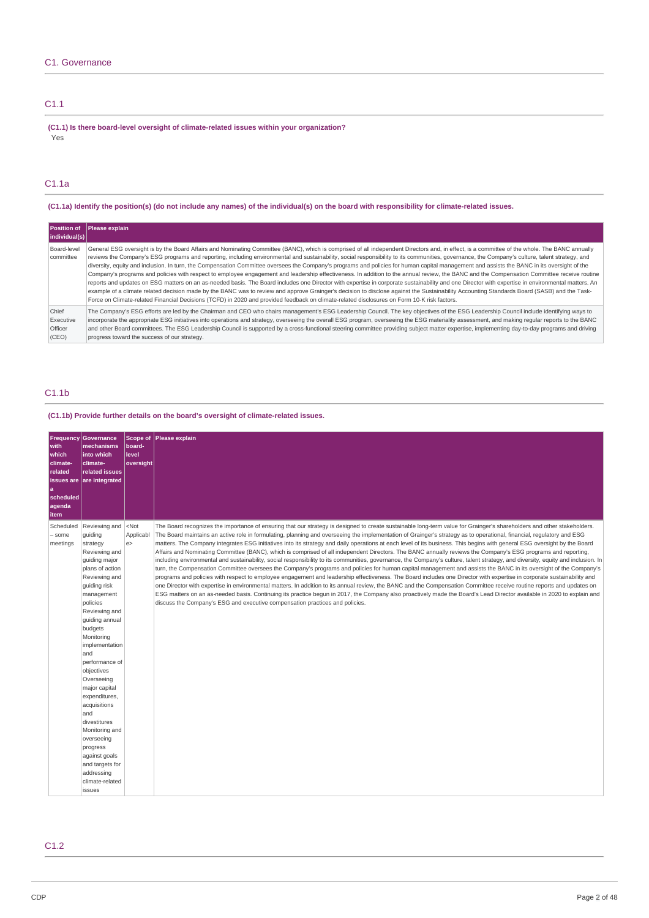# C1. Governance

## C1.1

**(C1.1) Is there board-level oversight of climate-related issues within your organization?**

Yes

## C1.1a

**(C1.1a) Identify the position(s) (do not include any names) of the individual(s) on the board with responsibility for climate-related issues.**

| Position of individual(s) | Please explain |
|---|---|
| Board-level committee | General ESG oversight is by the Board Affairs and Nominating Committee (BANC), which is comprised of all independent Directors and, in effect, is a committee of the whole. The BANC annually reviews the Company's ESG programs and reporting, including environmental and sustainability, social responsibility to its communities, governance, the Company's culture, talent strategy, and diversity, equity and inclusion. In turn, the Compensation Committee oversees the Company's programs and policies for human capital management and assists the BANC in its oversight of the Company's programs and policies with respect to employee engagement and leadership effectiveness. In addition to the annual review, the BANC and the Compensation Committee receive routine reports and updates on ESG matters on an as-needed basis. The Board includes one Director with expertise in corporate sustainability and one Director with expertise in environmental matters. An example of a climate related decision made by the BANC was to review and approve Grainger's decision to disclose against the Sustainability Accounting Standards Board (SASB) and the Task-Force on Climate-related Financial Decisions (TCFD) in 2020 and provided feedback on climate-related disclosures on Form 10-K risk factors. |
| Chief Executive Officer (CEO) | The Company's ESG efforts are led by the Chairman and CEO who chairs management's ESG Leadership Council. The key objectives of the ESG Leadership Council include identifying ways to incorporate the appropriate ESG initiatives into operations and strategy, overseeing the overall ESG program, overseeing the ESG materiality assessment, and making regular reports to the BANC and other Board committees. The ESG Leadership Council is supported by a cross-functional steering committee providing subject matter expertise, implementing day-to-day programs and driving progress toward the success of our strategy. |

## C1.1b

**(C1.1b) Provide further details on the board's oversight of climate-related issues.**

| Frequency with which climate-related issues are a scheduled agenda item | Governance mechanisms into which climate-related issues are integrated | Scope of board-level oversight | Please explain |
|---|---|---|---|
| Scheduled – some meetings | Reviewing and guiding strategy Reviewing and guiding major plans of action Reviewing and guiding risk management policies Reviewing and guiding annual budgets Monitoring implementation and performance of objectives Overseeing major capital expenditures, acquisitions and divestitures Monitoring and overseeing progress against goals and targets for addressing climate-related issues | <Not Applicable> | The Board recognizes the importance of ensuring that our strategy is designed to create sustainable long-term value for Grainger's shareholders and other stakeholders. The Board maintains an active role in formulating, planning and overseeing the implementation of Grainger's strategy as to operational, financial, regulatory and ESG matters. The Company integrates ESG initiatives into its strategy and daily operations at each level of its business. This begins with general ESG oversight by the Board Affairs and Nominating Committee (BANC), which is comprised of all independent Directors. The BANC annually reviews the Company's ESG programs and reporting, including environmental and sustainability, social responsibility to its communities, governance, the Company's culture, talent strategy, and diversity, equity and inclusion. In turn, the Compensation Committee oversees the Company's programs and policies for human capital management and assists the BANC in its oversight of the Company's programs and policies with respect to employee engagement and leadership effectiveness. The Board includes one Director with expertise in corporate sustainability and one Director with expertise in environmental matters. In addition to its annual review, the BANC and the Compensation Committee receive routine reports and updates on ESG matters on an as-needed basis. Continuing its practice begun in 2017, the Company also proactively made the Board's Lead Director available in 2020 to explain and discuss the Company's ESG and executive compensation practices and policies. |

## C1.2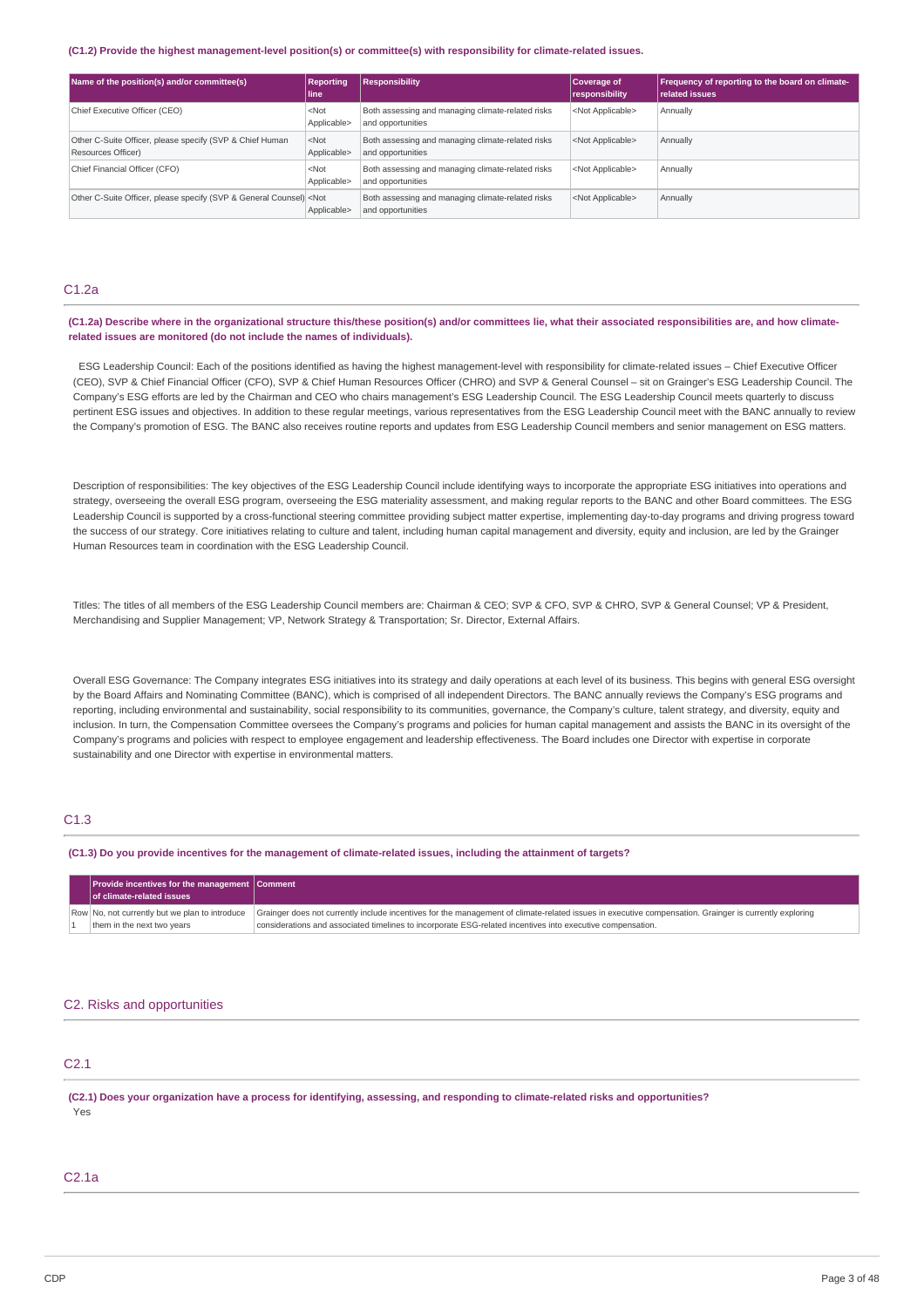**(C1.2) Provide the highest management-level position(s) or committee(s) with responsibility for climate-related issues.**

| Name of the position(s) and/or committee(s) | Reporting line | Responsibility | Coverage of responsibility | Frequency of reporting to the board on climate-related issues |
|---|---|---|---|---|
| Chief Executive Officer (CEO) | <Not Applicable> | Both assessing and managing climate-related risks and opportunities | <Not Applicable> | Annually |
| Other C-Suite Officer, please specify (SVP & Chief Human Resources Officer) | <Not Applicable> | Both assessing and managing climate-related risks and opportunities | <Not Applicable> | Annually |
| Chief Financial Officer (CFO) | <Not Applicable> | Both assessing and managing climate-related risks and opportunities | <Not Applicable> | Annually |
| Other C-Suite Officer, please specify (SVP & General Counsel) | <Not Applicable> | Both assessing and managing climate-related risks and opportunities | <Not Applicable> | Annually |

## C1.2a

**(C1.2a) Describe where in the organizational structure this/these position(s) and/or committees lie, what their associated responsibilities are, and how climate-related issues are monitored (do not include the names of individuals).**

ESG Leadership Council: Each of the positions identified as having the highest management-level with responsibility for climate-related issues – Chief Executive Officer (CEO), SVP & Chief Financial Officer (CFO), SVP & Chief Human Resources Officer (CHRO) and SVP & General Counsel – sit on Grainger's ESG Leadership Council. The Company's ESG efforts are led by the Chairman and CEO who chairs management's ESG Leadership Council. The ESG Leadership Council meets quarterly to discuss pertinent ESG issues and objectives. In addition to these regular meetings, various representatives from the ESG Leadership Council meet with the BANC annually to review the Company's promotion of ESG. The BANC also receives routine reports and updates from ESG Leadership Council members and senior management on ESG matters.

Description of responsibilities: The key objectives of the ESG Leadership Council include identifying ways to incorporate the appropriate ESG initiatives into operations and strategy, overseeing the overall ESG program, overseeing the ESG materiality assessment, and making regular reports to the BANC and other Board committees. The ESG Leadership Council is supported by a cross-functional steering committee providing subject matter expertise, implementing day-to-day programs and driving progress toward the success of our strategy. Core initiatives relating to culture and talent, including human capital management and diversity, equity and inclusion, are led by the Grainger Human Resources team in coordination with the ESG Leadership Council.

Titles: The titles of all members of the ESG Leadership Council members are: Chairman & CEO; SVP & CFO, SVP & CHRO, SVP & General Counsel; VP & President, Merchandising and Supplier Management; VP, Network Strategy & Transportation; Sr. Director, External Affairs.

Overall ESG Governance: The Company integrates ESG initiatives into its strategy and daily operations at each level of its business. This begins with general ESG oversight by the Board Affairs and Nominating Committee (BANC), which is comprised of all independent Directors. The BANC annually reviews the Company's ESG programs and reporting, including environmental and sustainability, social responsibility to its communities, governance, the Company's culture, talent strategy, and diversity, equity and inclusion. In turn, the Compensation Committee oversees the Company's programs and policies for human capital management and assists the BANC in its oversight of the Company's programs and policies with respect to employee engagement and leadership effectiveness. The Board includes one Director with expertise in corporate sustainability and one Director with expertise in environmental matters.

## C1.3

**(C1.3) Do you provide incentives for the management of climate-related issues, including the attainment of targets?**

| | Provide incentives for the management of climate-related issues | Comment |
|---|---|---|
| Row 1 | No, not currently but we plan to introduce them in the next two years | Grainger does not currently include incentives for the management of climate-related issues in executive compensation. Grainger is currently exploring considerations and associated timelines to incorporate ESG-related incentives into executive compensation. |

# C2. Risks and opportunities

## C2.1

**(C2.1) Does your organization have a process for identifying, assessing, and responding to climate-related risks and opportunities?**

Yes

## C2.1a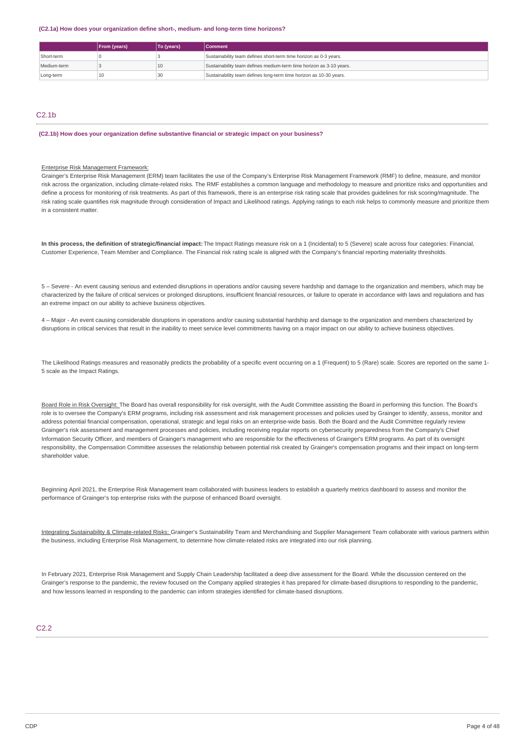**(C2.1a) How does your organization define short-, medium- and long-term time horizons?**

| | From (years) | To (years) | Comment |
|---|---|---|---|
| Short-term | 0 | 3 | Sustainability team defines short-term time horizon as 0-3 years. |
| Medium-term | 3 | 10 | Sustainability team defines medium-term time horizon as 3-10 years. |
| Long-term | 10 | 30 | Sustainability team defines long-term time horizon as 10-30 years. |

## C2.1b

**(C2.1b) How does your organization define substantive financial or strategic impact on your business?**

Enterprise Risk Management Framework:
Grainger's Enterprise Risk Management (ERM) team facilitates the use of the Company's Enterprise Risk Management Framework (RMF) to define, measure, and monitor risk across the organization, including climate-related risks. The RMF establishes a common language and methodology to measure and prioritize risks and opportunities and define a process for monitoring of risk treatments. As part of this framework, there is an enterprise risk rating scale that provides guidelines for risk scoring/magnitude. The risk rating scale quantifies risk magnitude through consideration of Impact and Likelihood ratings. Applying ratings to each risk helps to commonly measure and prioritize them in a consistent matter.

**In this process, the definition of strategic/financial impact:** The Impact Ratings measure risk on a 1 (Incidental) to 5 (Severe) scale across four categories: Financial, Customer Experience, Team Member and Compliance. The Financial risk rating scale is aligned with the Company's financial reporting materiality thresholds.

5 – Severe - An event causing serious and extended disruptions in operations and/or causing severe hardship and damage to the organization and members, which may be characterized by the failure of critical services or prolonged disruptions, insufficient financial resources, or failure to operate in accordance with laws and regulations and has an extreme impact on our ability to achieve business objectives.

4 – Major - An event causing considerable disruptions in operations and/or causing substantial hardship and damage to the organization and members characterized by disruptions in critical services that result in the inability to meet service level commitments having on a major impact on our ability to achieve business objectives.

The Likelihood Ratings measures and reasonably predicts the probability of a specific event occurring on a 1 (Frequent) to 5 (Rare) scale. Scores are reported on the same 1-5 scale as the Impact Ratings.

Board Role in Risk Oversight: The Board has overall responsibility for risk oversight, with the Audit Committee assisting the Board in performing this function. The Board's role is to oversee the Company's ERM programs, including risk assessment and risk management processes and policies used by Grainger to identify, assess, monitor and address potential financial compensation, operational, strategic and legal risks on an enterprise-wide basis. Both the Board and the Audit Committee regularly review Grainger's risk assessment and management processes and policies, including receiving regular reports on cybersecurity preparedness from the Company's Chief Information Security Officer, and members of Grainger's management who are responsible for the effectiveness of Grainger's ERM programs. As part of its oversight responsibility, the Compensation Committee assesses the relationship between potential risk created by Grainger's compensation programs and their impact on long-term shareholder value.

Beginning April 2021, the Enterprise Risk Management team collaborated with business leaders to establish a quarterly metrics dashboard to assess and monitor the performance of Grainger's top enterprise risks with the purpose of enhanced Board oversight.

Integrating Sustainability & Climate-related Risks: Grainger's Sustainability Team and Merchandising and Supplier Management Team collaborate with various partners within the business, including Enterprise Risk Management, to determine how climate-related risks are integrated into our risk planning.

In February 2021, Enterprise Risk Management and Supply Chain Leadership facilitated a deep dive assessment for the Board. While the discussion centered on the Grainger's response to the pandemic, the review focused on the Company applied strategies it has prepared for climate-based disruptions to responding to the pandemic, and how lessons learned in responding to the pandemic can inform strategies identified for climate-based disruptions.

## C2.2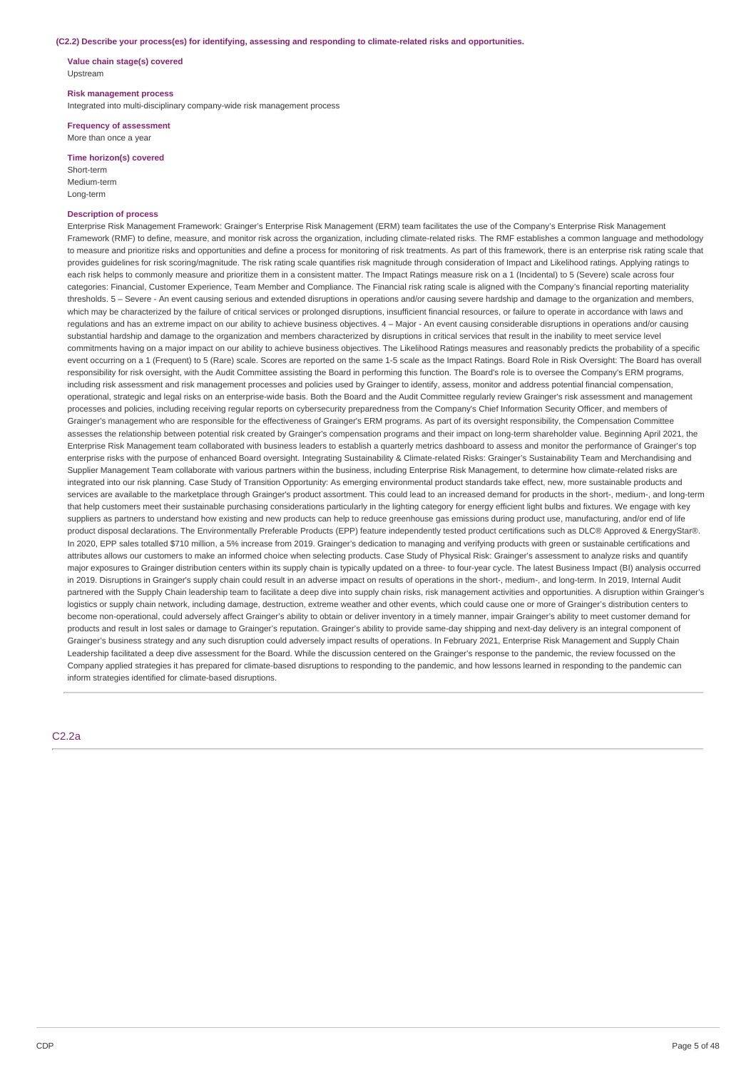**(C2.2) Describe your process(es) for identifying, assessing and responding to climate-related risks and opportunities.**

**Value chain stage(s) covered**
Upstream

**Risk management process**
Integrated into multi-disciplinary company-wide risk management process

**Frequency of assessment**
More than once a year

**Time horizon(s) covered**
Short-term
Medium-term
Long-term

**Description of process**
Enterprise Risk Management Framework: Grainger's Enterprise Risk Management (ERM) team facilitates the use of the Company's Enterprise Risk Management Framework (RMF) to define, measure, and monitor risk across the organization, including climate-related risks. The RMF establishes a common language and methodology to measure and prioritize risks and opportunities and define a process for monitoring of risk treatments. As part of this framework, there is an enterprise risk rating scale that provides guidelines for risk scoring/magnitude. The risk rating scale quantifies risk magnitude through consideration of Impact and Likelihood ratings. Applying ratings to each risk helps to commonly measure and prioritize them in a consistent matter. The Impact Ratings measure risk on a 1 (Incidental) to 5 (Severe) scale across four categories: Financial, Customer Experience, Team Member and Compliance. The Financial risk rating scale is aligned with the Company's financial reporting materiality thresholds. 5 – Severe - An event causing serious and extended disruptions in operations and/or causing severe hardship and damage to the organization and members, which may be characterized by the failure of critical services or prolonged disruptions, insufficient financial resources, or failure to operate in accordance with laws and regulations and has an extreme impact on our ability to achieve business objectives. 4 – Major - An event causing considerable disruptions in operations and/or causing substantial hardship and damage to the organization and members characterized by disruptions in critical services that result in the inability to meet service level commitments having on a major impact on our ability to achieve business objectives. The Likelihood Ratings measures and reasonably predicts the probability of a specific event occurring on a 1 (Frequent) to 5 (Rare) scale. Scores are reported on the same 1-5 scale as the Impact Ratings. Board Role in Risk Oversight: The Board has overall responsibility for risk oversight, with the Audit Committee assisting the Board in performing this function. The Board's role is to oversee the Company's ERM programs, including risk assessment and risk management processes and policies used by Grainger to identify, assess, monitor and address potential financial compensation, operational, strategic and legal risks on an enterprise-wide basis. Both the Board and the Audit Committee regularly review Grainger's risk assessment and management processes and policies, including receiving regular reports on cybersecurity preparedness from the Company's Chief Information Security Officer, and members of Grainger's management who are responsible for the effectiveness of Grainger's ERM programs. As part of its oversight responsibility, the Compensation Committee assesses the relationship between potential risk created by Grainger's compensation programs and their impact on long-term shareholder value. Beginning April 2021, the Enterprise Risk Management team collaborated with business leaders to establish a quarterly metrics dashboard to assess and monitor the performance of Grainger's top enterprise risks with the purpose of enhanced Board oversight. Integrating Sustainability & Climate-related Risks: Grainger's Sustainability Team and Merchandising and Supplier Management Team collaborate with various partners within the business, including Enterprise Risk Management, to determine how climate-related risks are integrated into our risk planning. Case Study of Transition Opportunity: As emerging environmental product standards take effect, new, more sustainable products and services are available to the marketplace through Grainger's product assortment. This could lead to an increased demand for products in the short-, medium-, and long-term that help customers meet their sustainable purchasing considerations particularly in the lighting category for energy efficient light bulbs and fixtures. We engage with key suppliers as partners to understand how existing and new products can help to reduce greenhouse gas emissions during product use, manufacturing, and/or end of life product disposal declarations. The Environmentally Preferable Products (EPP) feature independently tested product certifications such as DLC® Approved & EnergyStar®. In 2020, EPP sales totalled $710 million, a 5% increase from 2019. Grainger's dedication to managing and verifying products with green or sustainable certifications and attributes allows our customers to make an informed choice when selecting products. Case Study of Physical Risk: Grainger's assessment to analyze risks and quantify major exposures to Grainger distribution centers within its supply chain is typically updated on a three- to four-year cycle. The latest Business Impact (BI) analysis occurred in 2019. Disruptions in Grainger's supply chain could result in an adverse impact on results of operations in the short-, medium-, and long-term. In 2019, Internal Audit partnered with the Supply Chain leadership team to facilitate a deep dive into supply chain risks, risk management activities and opportunities. A disruption within Grainger's logistics or supply chain network, including damage, destruction, extreme weather and other events, which could cause one or more of Grainger's distribution centers to become non-operational, could adversely affect Grainger's ability to obtain or deliver inventory in a timely manner, impair Grainger's ability to meet customer demand for products and result in lost sales or damage to Grainger's reputation. Grainger's ability to provide same-day shipping and next-day delivery is an integral component of Grainger's business strategy and any such disruption could adversely impact results of operations. In February 2021, Enterprise Risk Management and Supply Chain Leadership facilitated a deep dive assessment for the Board. While the discussion centered on the Grainger's response to the pandemic, the review focussed on the Company applied strategies it has prepared for climate-based disruptions to responding to the pandemic, and how lessons learned in responding to the pandemic can inform strategies identified for climate-based disruptions.

## C2.2a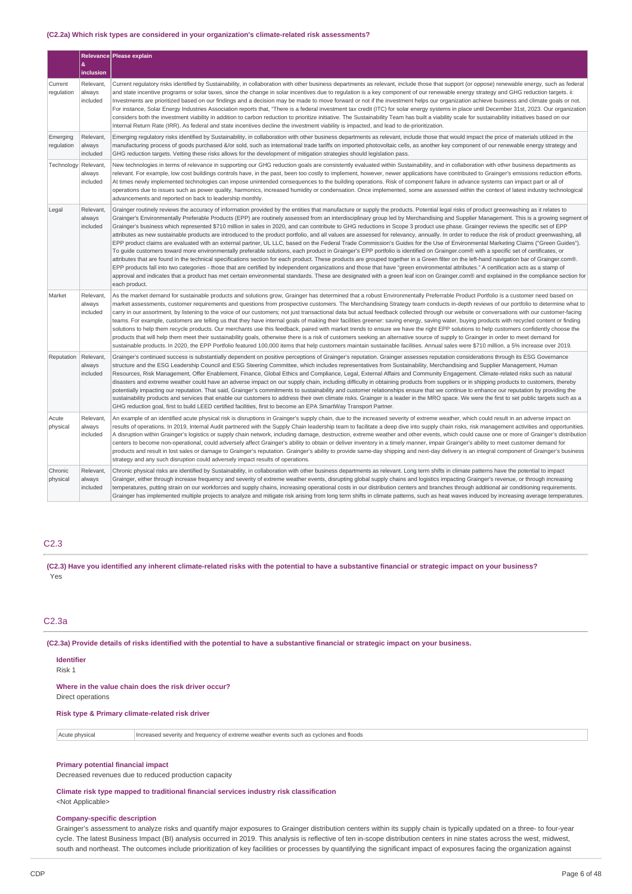### (C2.2a) Which risk types are considered in your organization's climate-related risk assessments?

| | Relevance & inclusion | Please explain |
|---|---|---|
| Current regulation | Relevant, always included | Current regulatory risks identified by Sustainability, in collaboration with other business departments as relevant, include those that support (or oppose) renewable energy, such as federal and state incentive programs or solar taxes, since the change in solar incentives due to regulation is a key component of our renewable energy strategy and GHG reduction targets. ii: Investments are prioritized based on our findings and a decision may be made to move forward or not if the investment helps our organization achieve business and climate goals or not. For instance, Solar Energy Industries Association reports that, "There is a federal investment tax credit (ITC) for solar energy systems in place until December 31st, 2023. Our organization considers both the investment viability in addition to carbon reduction to prioritize initiative. The Sustainability Team has built a viability scale for sustainability initiatives based on our Internal Return Rate (IRR). As federal and state incentives decline the investment viability is impacted, and lead to de-prioritization. |
| Emerging regulation | Relevant, always included | Emerging regulatory risks identified by Sustainability, in collaboration with other business departments as relevant, include those that would impact the price of materials utilized in the manufacturing process of goods purchased &/or sold, such as international trade tariffs on imported photovoltaic cells, as another key component of our renewable energy strategy and GHG reduction targets. Vetting these risks allows for the development of mitigation strategies should legislation pass. |
| Technology | Relevant, always included | New technologies in terms of relevance in supporting our GHG reduction goals are consistently evaluated within Sustainability, and in collaboration with other business departments as relevant. For example, low cost buildings controls have, in the past, been too costly to implement, however, newer applications have contributed to Grainger's emissions reduction efforts. At times newly implemented technologies can impose unintended consequences to the building operations. Risk of component failure in advance systems can impact part or all of operations due to issues such as power quality, harmonics, increased humidity or condensation. Once implemented, some are assessed within the context of latest industry technological advancements and reported on back to leadership monthly. |
| Legal | Relevant, always included | Grainger routinely reviews the accuracy of information provided by the entities that manufacture or supply the products. Potential legal risks of product greenwashing as it relates to Grainger's Environmentally Preferable Products (EPP) are routinely assessed from an interdisciplinary group led by Merchandising and Supplier Management. This is a growing segment of Grainger's business which represented $710 million in sales in 2020, and can contribute to GHG reductions in Scope 3 product use phase. Grainger reviews the specific set of EPP attributes as new sustainable products are introduced to the product portfolio, and all values are assessed for relevancy, annually. In order to reduce the risk of product greenwashing, all EPP product claims are evaluated with an external partner, UL LLC, based on the Federal Trade Commission's Guides for the Use of Environmental Marketing Claims ("Green Guides"). To guide customers toward more environmentally preferable solutions, each product in Grainger's EPP portfolio is identified on Grainger.com® with a specific set of certificates, or attributes that are found in the technical specifications section for each product. These products are grouped together in a Green filter on the left-hand navigation bar of Grainger.com®. EPP products fall into two categories - those that are certified by independent organizations and those that have "green environmental attributes." A certification acts as a stamp of approval and indicates that a product has met certain environmental standards. These are designated with a green leaf icon on Grainger.com® and explained in the compliance section for each product. |
| Market | Relevant, always included | As the market demand for sustainable products and solutions grow, Grainger has determined that a robust Environmentally Preferable Product Portfolio is a customer need based on market assessments, customer requirements and questions from prospective customers. The Merchandising Strategy team conducts in-depth reviews of our portfolio to determine what to carry in our assortment, by listening to the voice of our customers; not just transactional data but actual feedback collected through our website or conversations with our customer-facing teams. For example, customers are telling us that they have internal goals of making their facilities greener: saving energy, saving water, buying products with recycled content or finding solutions to help them recycle products. Our merchants use this feedback, paired with market trends to ensure we have the right EPP solutions to help customers confidently choose the products that will help them meet their sustainability goals, otherwise there is a risk of customers seeking an alternative source of supply to Grainger in order to meet demand for sustainable products. In 2020, the EPP Portfolio featured 100,000 items that help customers maintain sustainable facilities. Annual sales were $710 million, a 5% increase over 2019. |
| Reputation | Relevant, always included | Grainger's continued success is substantially dependent on positive perceptions of Grainger's reputation. Grainger assesses reputation considerations through its ESG Governance structure and the ESG Leadership Council and ESG Steering Committee, which includes representatives from Sustainability, Merchandising and Supplier Management, Human Resources, Risk Management, Offer Enablement, Finance, Global Ethics and Compliance, Legal, External Affairs and Community Engagement. Climate-related risks such as natural disasters and extreme weather could have an adverse impact on our supply chain, including difficulty in obtaining products from suppliers or in shipping products to customers, thereby potentially impacting our reputation. That said, Grainger's commitments to sustainability and customer relationships ensure that we continue to enhance our reputation by providing the sustainability products and services that enable our customers to address their own climate risks. Grainger is a leader in the MRO space. We were the first to set public targets such as a GHG reduction goal, first to build LEED certified facilities, first to become an EPA SmartWay Transport Partner. |
| Acute physical | Relevant, always included | An example of an identified acute physical risk is disruptions in Grainger's supply chain, due to the increased severity of extreme weather, which could result in an adverse impact on results of operations. In 2019, Internal Audit partnered with the Supply Chain leadership team to facilitate a deep dive into supply chain risks, risk management activities and opportunities. A disruption within Grainger's logistics or supply chain network, including damage, destruction, extreme weather and other events, which could cause one or more of Grainger's distribution centers to become non-operational, could adversely affect Grainger's ability to obtain or deliver inventory in a timely manner, impair Grainger's ability to meet customer demand for products and result in lost sales or damage to Grainger's reputation. Grainger's ability to provide same-day shipping and next-day delivery is an integral component of Grainger's business strategy and any such disruption could adversely impact results of operations. |
| Chronic physical | Relevant, always included | Chronic physical risks are identified by Sustainability, in collaboration with other business departments as relevant. Long term shifts in climate patterns have the potential to impact Grainger, either through increase frequency and severity of extreme weather events, disrupting global supply chains and logistics impacting Grainger's revenue, or through increasing temperatures, putting strain on our workforces and supply chains, increasing operational costs in our distribution centers and branches through additional air conditioning requirements. Grainger has implemented multiple projects to analyze and mitigate risk arising from long term shifts in climate patterns, such as heat waves induced by increasing average temperatures. |

## C2.3

**(C2.3) Have you identified any inherent climate-related risks with the potential to have a substantive financial or strategic impact on your business?**

Yes

## C2.3a

**(C2.3a) Provide details of risks identified with the potential to have a substantive financial or strategic impact on your business.**

**Identifier**

Risk 1

**Where in the value chain does the risk driver occur?**

Direct operations

**Risk type & Primary climate-related risk driver**

| Acute physical | Increased severity and frequency of extreme weather events such as cyclones and floods |
|---|---|

**Primary potential financial impact**

Decreased revenues due to reduced production capacity

**Climate risk type mapped to traditional financial services industry risk classification**

<Not Applicable>

**Company-specific description**

Grainger's assessment to analyze risks and quantify major exposures to Grainger distribution centers within its supply chain is typically updated on a three- to four-year cycle. The latest Business Impact (BI) analysis occurred in 2019. This analysis is reflective of ten in-scope distribution centers in nine states across the west, midwest, south and northeast. The outcomes include prioritization of key facilities or processes by quantifying the significant impact of exposures facing the organization against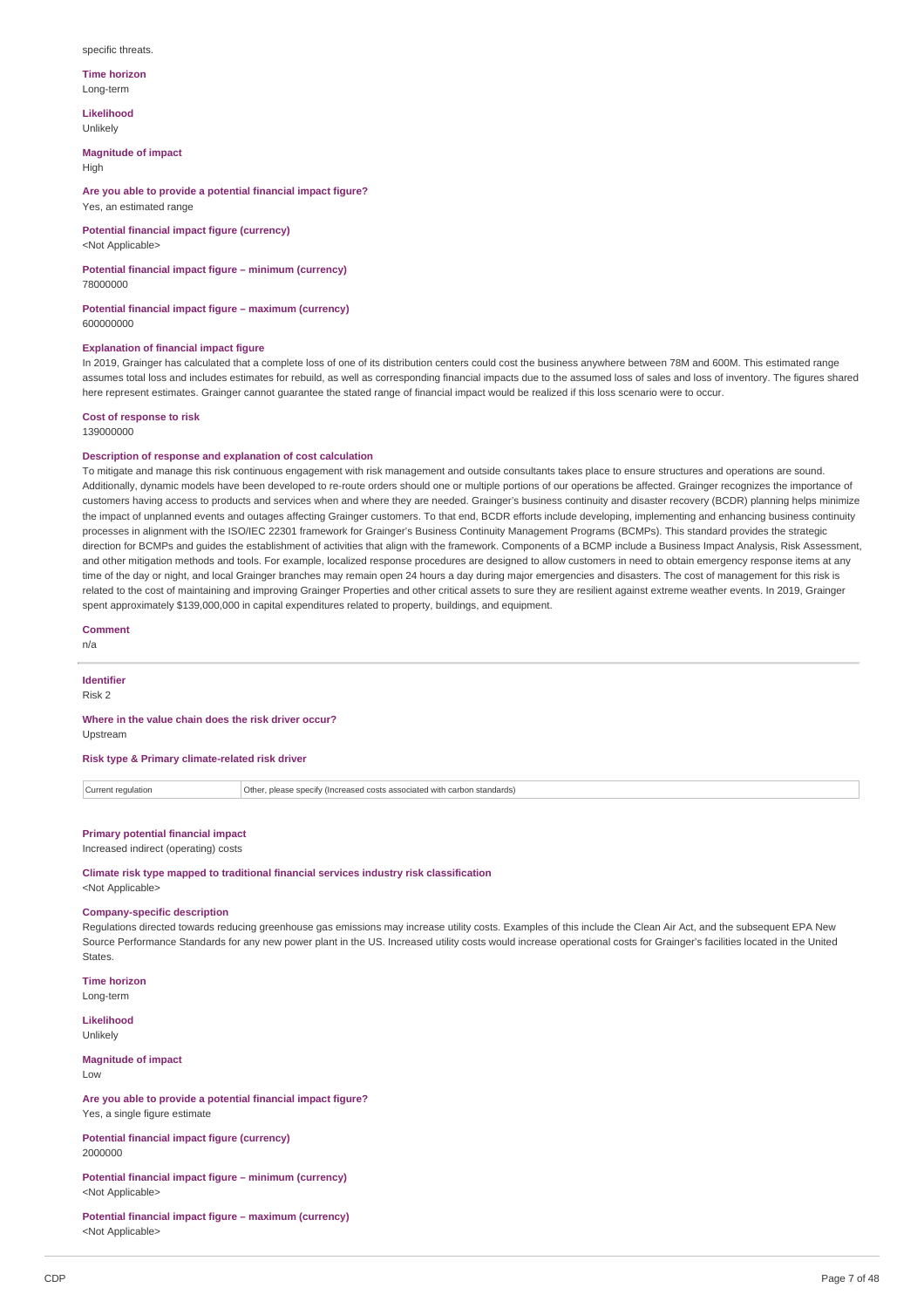specific threats.

**Time horizon**
Long-term

**Likelihood**
Unlikely

**Magnitude of impact**
High

**Are you able to provide a potential financial impact figure?**
Yes, an estimated range

**Potential financial impact figure (currency)**
<Not Applicable>

**Potential financial impact figure – minimum (currency)**
78000000

**Potential financial impact figure – maximum (currency)**
600000000

**Explanation of financial impact figure**
In 2019, Grainger has calculated that a complete loss of one of its distribution centers could cost the business anywhere between 78M and 600M. This estimated range assumes total loss and includes estimates for rebuild, as well as corresponding financial impacts due to the assumed loss of sales and loss of inventory. The figures shared here represent estimates. Grainger cannot guarantee the stated range of financial impact would be realized if this loss scenario were to occur.

**Cost of response to risk**
139000000

**Description of response and explanation of cost calculation**
To mitigate and manage this risk continuous engagement with risk management and outside consultants takes place to ensure structures and operations are sound. Additionally, dynamic models have been developed to re-route orders should one or multiple portions of our operations be affected. Grainger recognizes the importance of customers having access to products and services when and where they are needed. Grainger's business continuity and disaster recovery (BCDR) planning helps minimize the impact of unplanned events and outages affecting Grainger customers. To that end, BCDR efforts include developing, implementing and enhancing business continuity processes in alignment with the ISO/IEC 22301 framework for Grainger's Business Continuity Management Programs (BCMPs). This standard provides the strategic direction for BCMPs and guides the establishment of activities that align with the framework. Components of a BCMP include a Business Impact Analysis, Risk Assessment, and other mitigation methods and tools. For example, localized response procedures are designed to allow customers in need to obtain emergency response items at any time of the day or night, and local Grainger branches may remain open 24 hours a day during major emergencies and disasters. The cost of management for this risk is related to the cost of maintaining and improving Grainger Properties and other critical assets to sure they are resilient against extreme weather events. In 2019, Grainger spent approximately $139,000,000 in capital expenditures related to property, buildings, and equipment.

**Comment**
n/a

---

**Identifier**
Risk 2

**Where in the value chain does the risk driver occur?**
Upstream

**Risk type & Primary climate-related risk driver**

| Current regulation | Other, please specify (Increased costs associated with carbon standards) |
|---|---|

**Primary potential financial impact**
Increased indirect (operating) costs

**Climate risk type mapped to traditional financial services industry risk classification**
<Not Applicable>

**Company-specific description**
Regulations directed towards reducing greenhouse gas emissions may increase utility costs. Examples of this include the Clean Air Act, and the subsequent EPA New Source Performance Standards for any new power plant in the US. Increased utility costs would increase operational costs for Grainger's facilities located in the United States.

**Time horizon**
Long-term

**Likelihood**
Unlikely

**Magnitude of impact**
Low

**Are you able to provide a potential financial impact figure?**
Yes, a single figure estimate

**Potential financial impact figure (currency)**
2000000

**Potential financial impact figure – minimum (currency)**
<Not Applicable>

**Potential financial impact figure – maximum (currency)**
<Not Applicable>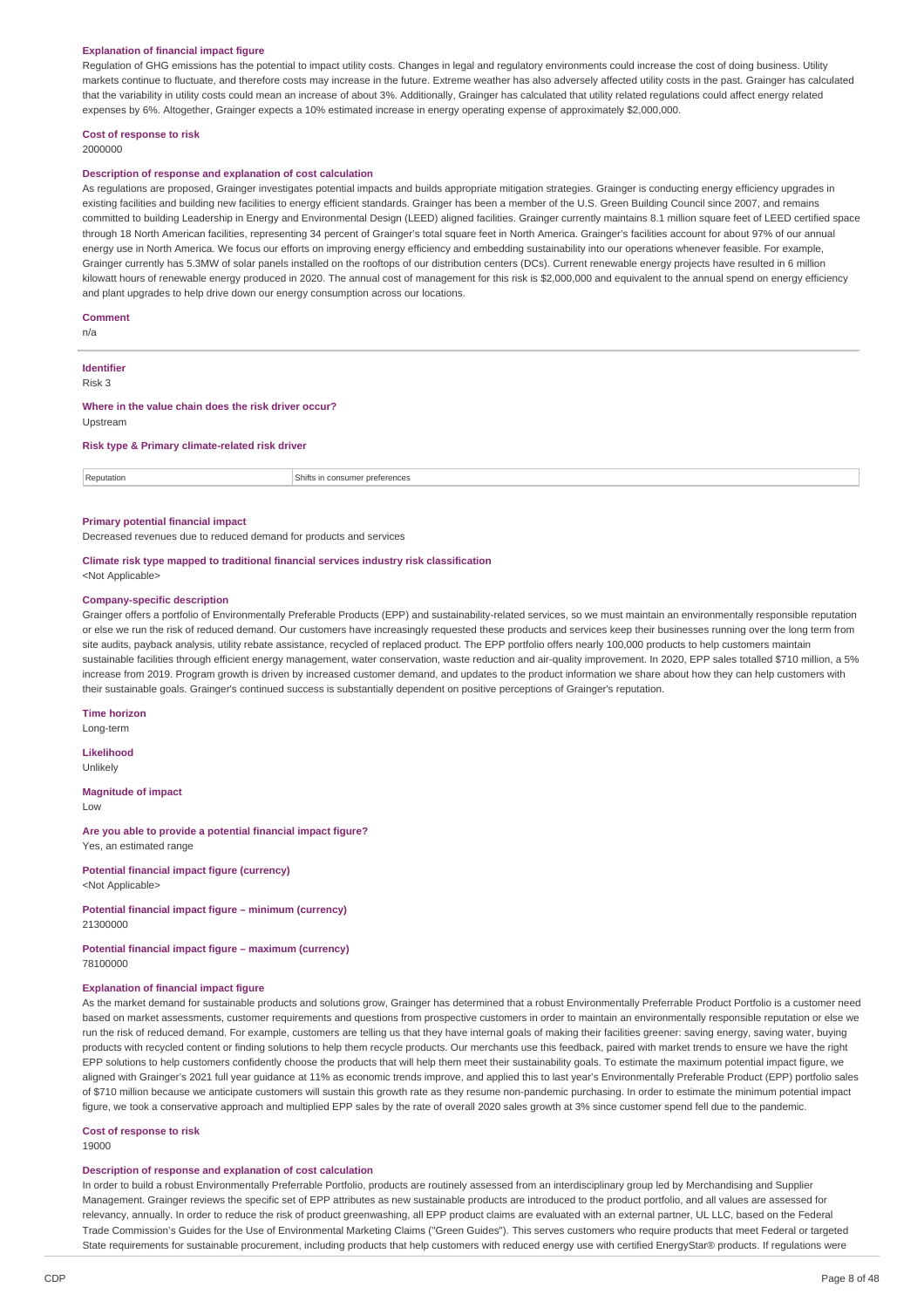**Explanation of financial impact figure**

Regulation of GHG emissions has the potential to impact utility costs. Changes in legal and regulatory environments could increase the cost of doing business. Utility markets continue to fluctuate, and therefore costs may increase in the future. Extreme weather has also adversely affected utility costs in the past. Grainger has calculated that the variability in utility costs could mean an increase of about 3%. Additionally, Grainger has calculated that utility related regulations could affect energy related expenses by 6%. Altogether, Grainger expects a 10% estimated increase in energy operating expense of approximately $2,000,000.

**Cost of response to risk**

2000000

**Description of response and explanation of cost calculation**

As regulations are proposed, Grainger investigates potential impacts and builds appropriate mitigation strategies. Grainger is conducting energy efficiency upgrades in existing facilities and building new facilities to energy efficient standards. Grainger has been a member of the U.S. Green Building Council since 2007, and remains committed to building Leadership in Energy and Environmental Design (LEED) aligned facilities. Grainger currently maintains 8.1 million square feet of LEED certified space through 18 North American facilities, representing 34 percent of Grainger's total square feet in North America. Grainger's facilities account for about 97% of our annual energy use in North America. We focus our efforts on improving energy efficiency and embedding sustainability into our operations whenever feasible. For example, Grainger currently has 5.3MW of solar panels installed on the rooftops of our distribution centers (DCs). Current renewable energy projects have resulted in 6 million kilowatt hours of renewable energy produced in 2020. The annual cost of management for this risk is $2,000,000 and equivalent to the annual spend on energy efficiency and plant upgrades to help drive down our energy consumption across our locations.

**Comment**

n/a

---

**Identifier**

Risk 3

**Where in the value chain does the risk driver occur?**

Upstream

**Risk type & Primary climate-related risk driver**

| Reputation | Shifts in consumer preferences |
|---|---|

**Primary potential financial impact**

Decreased revenues due to reduced demand for products and services

**Climate risk type mapped to traditional financial services industry risk classification**

<Not Applicable>

**Company-specific description**

Grainger offers a portfolio of Environmentally Preferable Products (EPP) and sustainability-related services, so we must maintain an environmentally responsible reputation or else we run the risk of reduced demand. Our customers have increasingly requested these products and services keep their businesses running over the long term from site audits, payback analysis, utility rebate assistance, recycled of replaced product. The EPP portfolio offers nearly 100,000 products to help customers maintain sustainable facilities through efficient energy management, water conservation, waste reduction and air-quality improvement. In 2020, EPP sales totalled $710 million, a 5% increase from 2019. Program growth is driven by increased customer demand, and updates to the product information we share about how they can help customers with their sustainable goals. Grainger's continued success is substantially dependent on positive perceptions of Grainger's reputation.

**Time horizon**

Long-term

**Likelihood**

Unlikely

**Magnitude of impact**

Low

**Are you able to provide a potential financial impact figure?**

Yes, an estimated range

**Potential financial impact figure (currency)**

<Not Applicable>

**Potential financial impact figure – minimum (currency)**

21300000

**Potential financial impact figure – maximum (currency)**

78100000

**Explanation of financial impact figure**

As the market demand for sustainable products and solutions grow, Grainger has determined that a robust Environmentally Preferrable Product Portfolio is a customer need based on market assessments, customer requirements and questions from prospective customers in order to maintain an environmentally responsible reputation or else we run the risk of reduced demand. For example, customers are telling us that they have internal goals of making their facilities greener: saving energy, saving water, buying products with recycled content or finding solutions to help them recycle products. Our merchants use this feedback, paired with market trends to ensure we have the right EPP solutions to help customers confidently choose the products that will help them meet their sustainability goals. To estimate the maximum potential impact figure, we aligned with Grainger's 2021 full year guidance at 11% as economic trends improve, and applied this to last year's Environmentally Preferable Product (EPP) portfolio sales of $710 million because we anticipate customers will sustain this growth rate as they resume non-pandemic purchasing. In order to estimate the minimum potential impact figure, we took a conservative approach and multiplied EPP sales by the rate of overall 2020 sales growth at 3% since customer spend fell due to the pandemic.

**Cost of response to risk**

19000

**Description of response and explanation of cost calculation**

In order to build a robust Environmentally Preferrable Portfolio, products are routinely assessed from an interdisciplinary group led by Merchandising and Supplier Management. Grainger reviews the specific set of EPP attributes as new sustainable products are introduced to the product portfolio, and all values are assessed for relevancy, annually. In order to reduce the risk of product greenwashing, all EPP product claims are evaluated with an external partner, UL LLC, based on the Federal Trade Commission's Guides for the Use of Environmental Marketing Claims ("Green Guides"). This serves customers who require products that meet Federal or targeted State requirements for sustainable procurement, including products that help customers with reduced energy use with certified EnergyStar® products. If regulations were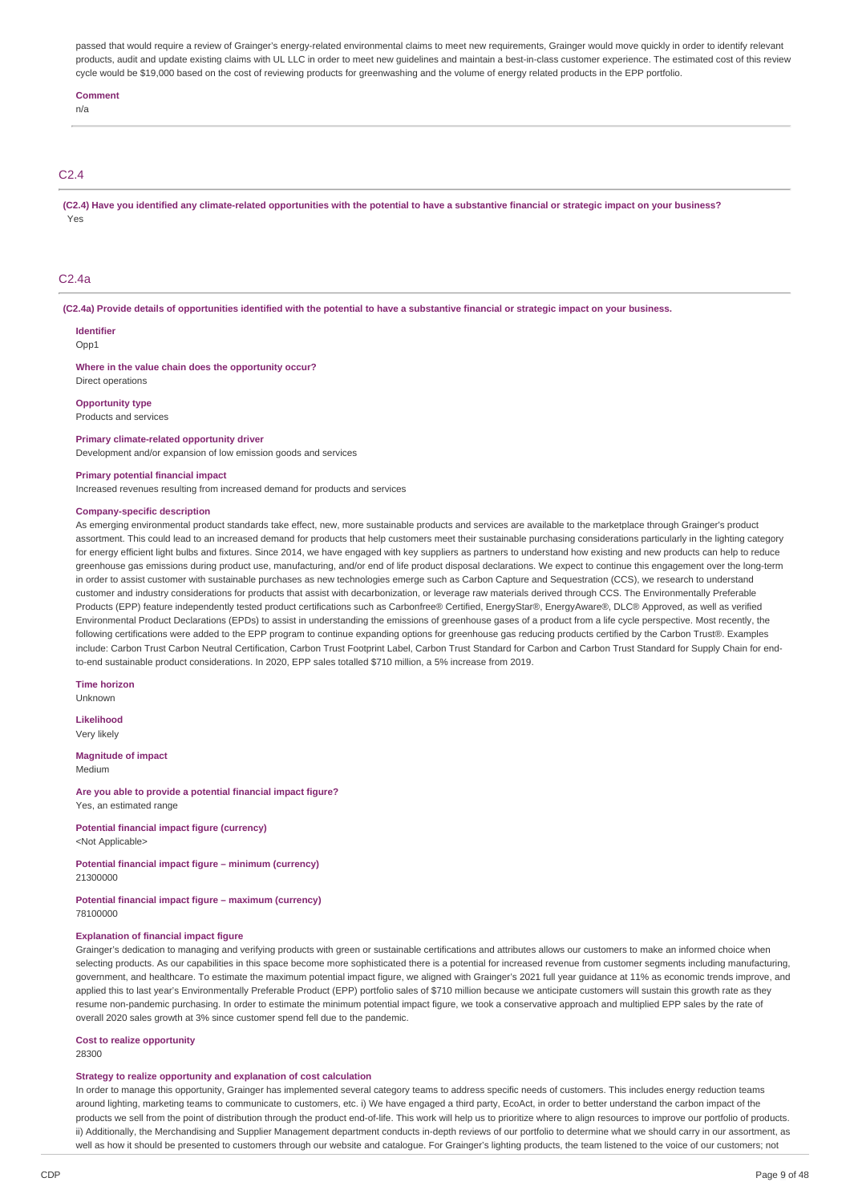passed that would require a review of Grainger's energy-related environmental claims to meet new requirements, Grainger would move quickly in order to identify relevant products, audit and update existing claims with UL LLC in order to meet new guidelines and maintain a best-in-class customer experience. The estimated cost of this review cycle would be $19,000 based on the cost of reviewing products for greenwashing and the volume of energy related products in the EPP portfolio.

**Comment**

n/a

## C2.4

**(C2.4) Have you identified any climate-related opportunities with the potential to have a substantive financial or strategic impact on your business?**

Yes

## C2.4a

**(C2.4a) Provide details of opportunities identified with the potential to have a substantive financial or strategic impact on your business.**

**Identifier**

Opp1

**Where in the value chain does the opportunity occur?**

Direct operations

**Opportunity type**

Products and services

**Primary climate-related opportunity driver**

Development and/or expansion of low emission goods and services

**Primary potential financial impact**

Increased revenues resulting from increased demand for products and services

**Company-specific description**

As emerging environmental product standards take effect, new, more sustainable products and services are available to the marketplace through Grainger's product assortment. This could lead to an increased demand for products that help customers meet their sustainable purchasing considerations particularly in the lighting category for energy efficient light bulbs and fixtures. Since 2014, we have engaged with key suppliers as partners to understand how existing and new products can help to reduce greenhouse gas emissions during product use, manufacturing, and/or end of life product disposal declarations. We expect to continue this engagement over the long-term in order to assist customer with sustainable purchases as new technologies emerge such as Carbon Capture and Sequestration (CCS), we research to understand customer and industry considerations for products that assist with decarbonization, or leverage raw materials derived through CCS. The Environmentally Preferable Products (EPP) feature independently tested product certifications such as Carbonfree® Certified, EnergyStar®, EnergyAware®, DLC® Approved, as well as verified Environmental Product Declarations (EPDs) to assist in understanding the emissions of greenhouse gases of a product from a life cycle perspective. Most recently, the following certifications were added to the EPP program to continue expanding options for greenhouse gas reducing products certified by the Carbon Trust®. Examples include: Carbon Trust Carbon Neutral Certification, Carbon Trust Footprint Label, Carbon Trust Standard for Carbon and Carbon Trust Standard for Supply Chain for end-to-end sustainable product considerations. In 2020, EPP sales totalled $710 million, a 5% increase from 2019.

**Time horizon**

Unknown

**Likelihood**

Very likely

**Magnitude of impact**

Medium

**Are you able to provide a potential financial impact figure?**

Yes, an estimated range

**Potential financial impact figure (currency)**

<Not Applicable>

**Potential financial impact figure – minimum (currency)**

21300000

**Potential financial impact figure – maximum (currency)**

78100000

**Explanation of financial impact figure**

Grainger's dedication to managing and verifying products with green or sustainable certifications and attributes allows our customers to make an informed choice when selecting products. As our capabilities in this space become more sophisticated there is a potential for increased revenue from customer segments including manufacturing, government, and healthcare. To estimate the maximum potential impact figure, we aligned with Grainger's 2021 full year guidance at 11% as economic trends improve, and applied this to last year's Environmentally Preferable Product (EPP) portfolio sales of $710 million because we anticipate customers will sustain this growth rate as they resume non-pandemic purchasing. In order to estimate the minimum potential impact figure, we took a conservative approach and multiplied EPP sales by the rate of overall 2020 sales growth at 3% since customer spend fell due to the pandemic.

**Cost to realize opportunity**

28300

**Strategy to realize opportunity and explanation of cost calculation**

In order to manage this opportunity, Grainger has implemented several category teams to address specific needs of customers. This includes energy reduction teams around lighting, marketing teams to communicate to customers, etc. i) We have engaged a third party, EcoAct, in order to better understand the carbon impact of the products we sell from the point of distribution through the product end-of-life. This work will help us to prioritize where to align resources to improve our portfolio of products. ii) Additionally, the Merchandising and Supplier Management department conducts in-depth reviews of our portfolio to determine what we should carry in our assortment, as well as how it should be presented to customers through our website and catalogue. For Grainger's lighting products, the team listened to the voice of our customers; not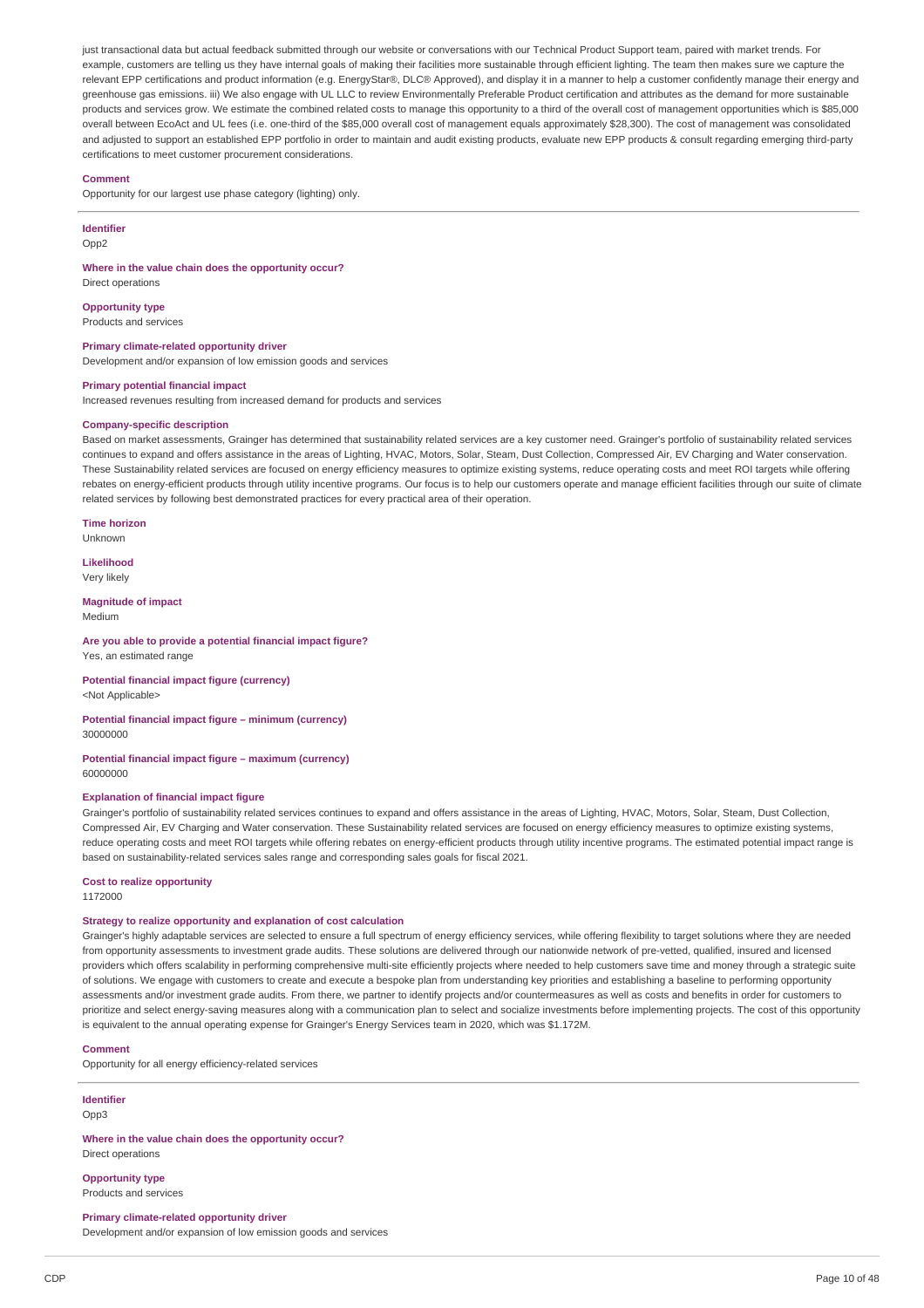just transactional data but actual feedback submitted through our website or conversations with our Technical Product Support team, paired with market trends. For example, customers are telling us they have internal goals of making their facilities more sustainable through efficient lighting. The team then makes sure we capture the relevant EPP certifications and product information (e.g. EnergyStar®, DLC® Approved), and display it in a manner to help a customer confidently manage their energy and greenhouse gas emissions. iii) We also engage with UL LLC to review Environmentally Preferable Product certification and attributes as the demand for more sustainable products and services grow. We estimate the combined related costs to manage this opportunity to a third of the overall cost of management opportunities which is $85,000 overall between EcoAct and UL fees (i.e. one-third of the $85,000 overall cost of management equals approximately $28,300). The cost of management was consolidated and adjusted to support an established EPP portfolio in order to maintain and audit existing products, evaluate new EPP products & consult regarding emerging third-party certifications to meet customer procurement considerations.

**Comment**

Opportunity for our largest use phase category (lighting) only.

---

**Identifier**

Opp2

**Where in the value chain does the opportunity occur?**

Direct operations

**Opportunity type**

Products and services

**Primary climate-related opportunity driver**

Development and/or expansion of low emission goods and services

**Primary potential financial impact**

Increased revenues resulting from increased demand for products and services

**Company-specific description**

Based on market assessments, Grainger has determined that sustainability related services are a key customer need. Grainger's portfolio of sustainability related services continues to expand and offers assistance in the areas of Lighting, HVAC, Motors, Solar, Steam, Dust Collection, Compressed Air, EV Charging and Water conservation. These Sustainability related services are focused on energy efficiency measures to optimize existing systems, reduce operating costs and meet ROI targets while offering rebates on energy-efficient products through utility incentive programs. Our focus is to help our customers operate and manage efficient facilities through our suite of climate related services by following best demonstrated practices for every practical area of their operation.

**Time horizon**

Unknown

**Likelihood**

Very likely

**Magnitude of impact**

Medium

**Are you able to provide a potential financial impact figure?**

Yes, an estimated range

**Potential financial impact figure (currency)**

<Not Applicable>

**Potential financial impact figure – minimum (currency)**

30000000

**Potential financial impact figure – maximum (currency)**

60000000

**Explanation of financial impact figure**

Grainger's portfolio of sustainability related services continues to expand and offers assistance in the areas of Lighting, HVAC, Motors, Solar, Steam, Dust Collection, Compressed Air, EV Charging and Water conservation. These Sustainability related services are focused on energy efficiency measures to optimize existing systems, reduce operating costs and meet ROI targets while offering rebates on energy-efficient products through utility incentive programs. The estimated potential impact range is based on sustainability-related services sales range and corresponding sales goals for fiscal 2021.

**Cost to realize opportunity**

1172000

**Strategy to realize opportunity and explanation of cost calculation**

Grainger's highly adaptable services are selected to ensure a full spectrum of energy efficiency services, while offering flexibility to target solutions where they are needed from opportunity assessments to investment grade audits. These solutions are delivered through our nationwide network of pre-vetted, qualified, insured and licensed providers which offers scalability in performing comprehensive multi-site efficiently projects where needed to help customers save time and money through a strategic suite of solutions. We engage with customers to create and execute a bespoke plan from understanding key priorities and establishing a baseline to performing opportunity assessments and/or investment grade audits. From there, we partner to identify projects and/or countermeasures as well as costs and benefits in order for customers to prioritize and select energy-saving measures along with a communication plan to select and socialize investments before implementing projects. The cost of this opportunity is equivalent to the annual operating expense for Grainger's Energy Services team in 2020, which was $1.172M.

**Comment**

Opportunity for all energy efficiency-related services

---

**Identifier**

Opp3

**Where in the value chain does the opportunity occur?**

Direct operations

**Opportunity type**

Products and services

**Primary climate-related opportunity driver**

Development and/or expansion of low emission goods and services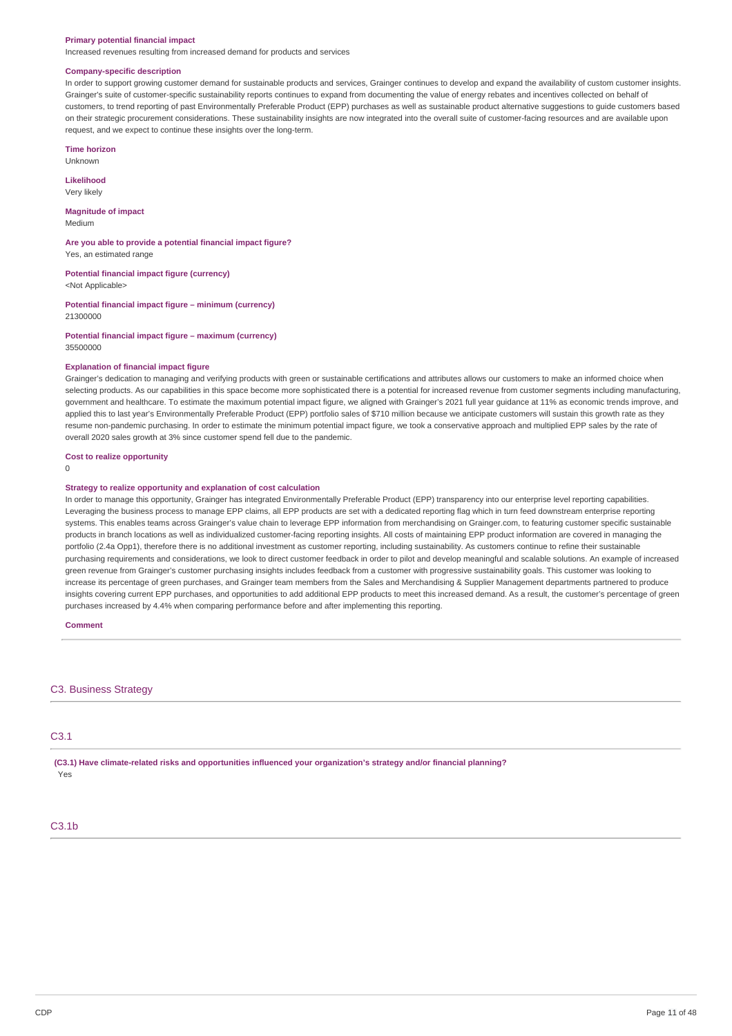**Primary potential financial impact**

Increased revenues resulting from increased demand for products and services

**Company-specific description**

In order to support growing customer demand for sustainable products and services, Grainger continues to develop and expand the availability of custom customer insights. Grainger's suite of customer-specific sustainability reports continues to expand from documenting the value of energy rebates and incentives collected on behalf of customers, to trend reporting of past Environmentally Preferable Product (EPP) purchases as well as sustainable product alternative suggestions to guide customers based on their strategic procurement considerations. These sustainability insights are now integrated into the overall suite of customer-facing resources and are available upon request, and we expect to continue these insights over the long-term.

**Time horizon**

Unknown

**Likelihood**

Very likely

**Magnitude of impact**

Medium

**Are you able to provide a potential financial impact figure?**

Yes, an estimated range

**Potential financial impact figure (currency)**

<Not Applicable>

**Potential financial impact figure – minimum (currency)**

21300000

**Potential financial impact figure – maximum (currency)**

35500000

**Explanation of financial impact figure**

Grainger's dedication to managing and verifying products with green or sustainable certifications and attributes allows our customers to make an informed choice when selecting products. As our capabilities in this space become more sophisticated there is a potential for increased revenue from customer segments including manufacturing, government and healthcare. To estimate the maximum potential impact figure, we aligned with Grainger's 2021 full year guidance at 11% as economic trends improve, and applied this to last year's Environmentally Preferable Product (EPP) portfolio sales of $710 million because we anticipate customers will sustain this growth rate as they resume non-pandemic purchasing. In order to estimate the minimum potential impact figure, we took a conservative approach and multiplied EPP sales by the rate of overall 2020 sales growth at 3% since customer spend fell due to the pandemic.

**Cost to realize opportunity**

0

**Strategy to realize opportunity and explanation of cost calculation**

In order to manage this opportunity, Grainger has integrated Environmentally Preferable Product (EPP) transparency into our enterprise level reporting capabilities. Leveraging the business process to manage EPP claims, all EPP products are set with a dedicated reporting flag which in turn feed downstream enterprise reporting systems. This enables teams across Grainger's value chain to leverage EPP information from merchandising on Grainger.com, to featuring customer specific sustainable products in branch locations as well as individualized customer-facing reporting insights. All costs of maintaining EPP product information are covered in managing the portfolio (2.4a Opp1), therefore there is no additional investment as customer reporting, including sustainability. As customers continue to refine their sustainable purchasing requirements and considerations, we look to direct customer feedback in order to pilot and develop meaningful and scalable solutions. An example of increased green revenue from Grainger's customer purchasing insights includes feedback from a customer with progressive sustainability goals. This customer was looking to increase its percentage of green purchases, and Grainger team members from the Sales and Merchandising & Supplier Management departments partnered to produce insights covering current EPP purchases, and opportunities to add additional EPP products to meet this increased demand. As a result, the customer's percentage of green purchases increased by 4.4% when comparing performance before and after implementing this reporting.

**Comment**

## C3. Business Strategy

### C3.1

**(C3.1) Have climate-related risks and opportunities influenced your organization's strategy and/or financial planning?**

Yes

### C3.1b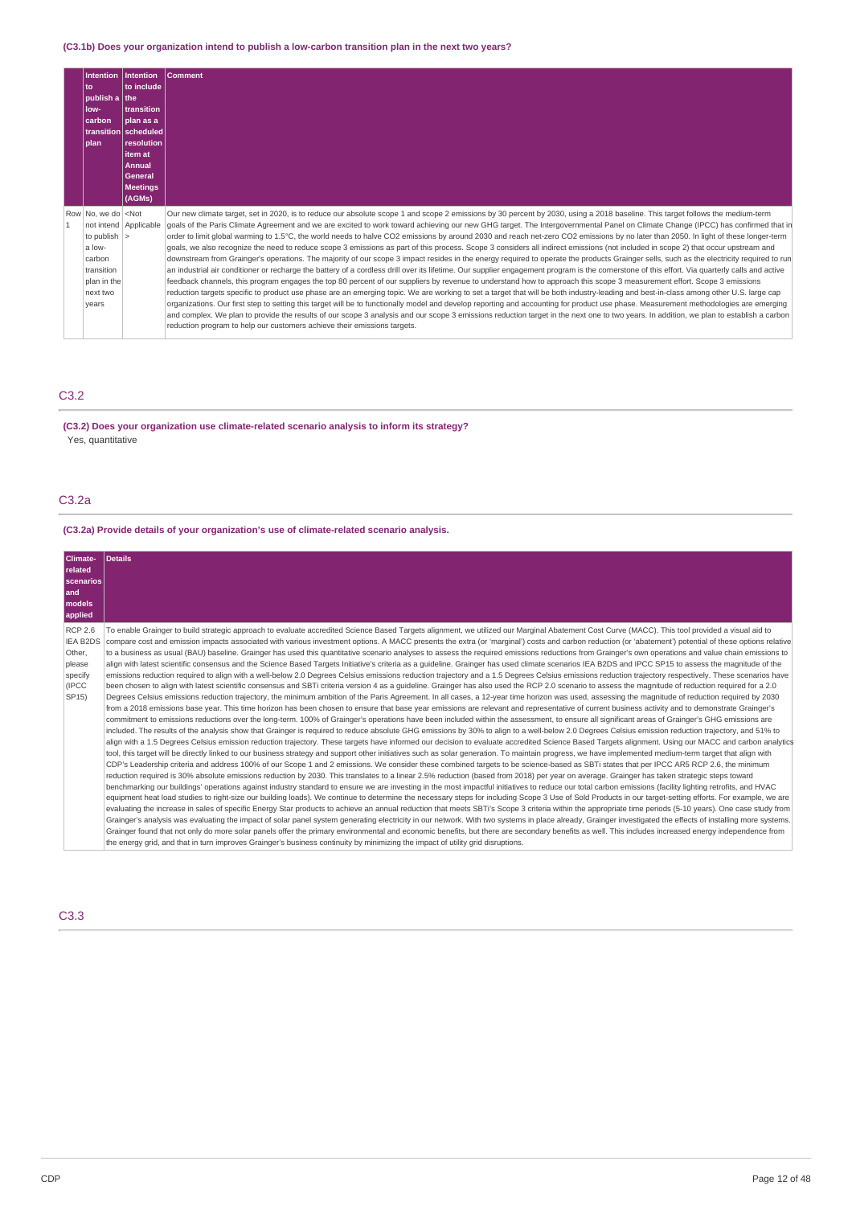**(C3.1b) Does your organization intend to publish a low-carbon transition plan in the next two years?**

| | Intention to publish a low-carbon transition plan | Intention to include the transition plan as a scheduled resolution item at Annual General Meetings (AGMs) | Comment |
|---|---|---|---|
| Row 1 | No, we do not intend to publish a low-carbon transition plan in the next two years | <Not Applicable> | Our new climate target, set in 2020, is to reduce our absolute scope 1 and scope 2 emissions by 30 percent by 2030, using a 2018 baseline. This target follows the medium-term goals of the Paris Climate Agreement and we are excited to work toward achieving our new GHG target. The Intergovernmental Panel on Climate Change (IPCC) has confirmed that in order to limit global warming to 1.5°C, the world needs to halve CO2 emissions by around 2030 and reach net-zero CO2 emissions by no later than 2050. In light of these longer-term goals, we also recognize the need to reduce scope 3 emissions as part of this process. Scope 3 considers all indirect emissions (not included in scope 2) that occur upstream and downstream from Grainger's operations. The majority of our scope 3 impact resides in the energy required to operate the products Grainger sells, such as the electricity required to run an industrial air conditioner or recharge the battery of a cordless drill over its lifetime. Our supplier engagement program is the cornerstone of this effort. Via quarterly calls and active feedback channels, this program engages the top 80 percent of our suppliers by revenue to understand how to approach this scope 3 measurement effort. Scope 3 emissions reduction targets specific to product use phase are an emerging topic. We are working to set a target that will be both industry-leading and best-in-class among other U.S. large cap organizations. Our first step to setting this target will be to functionally model and develop reporting and accounting for product use phase. Measurement methodologies are emerging and complex. We plan to provide the results of our scope 3 analysis and our scope 3 emissions reduction target in the next one to two years. In addition, we plan to establish a carbon reduction program to help our customers achieve their emissions targets. |

## C3.2

**(C3.2) Does your organization use climate-related scenario analysis to inform its strategy?**

Yes, quantitative

## C3.2a

**(C3.2a) Provide details of your organization's use of climate-related scenario analysis.**

| Climate-related scenarios and models applied | Details |
|---|---|
| RCP 2.6<br>IEA B2DS<br>Other, please specify (IPCC SP15) | To enable Grainger to build strategic approach to evaluate accredited Science Based Targets alignment, we utilized our Marginal Abatement Cost Curve (MACC). This tool provided a visual aid to compare cost and emission impacts associated with various investment options. A MACC presents the extra (or 'marginal') costs and carbon reduction (or 'abatement') potential of these options relative to a business as usual (BAU) baseline. Grainger has used this quantitative scenario analyses to assess the required emissions reductions from Grainger's own operations and value chain emissions to align with latest scientific consensus and the Science Based Targets Initiative's criteria as a guideline. Grainger has used climate scenarios IEA B2DS and IPCC SP15 to assess the magnitude of the emissions reduction required to align with a well-below 2.0 Degrees Celsius emissions reduction trajectory and a 1.5 Degrees Celsius emissions reduction trajectory respectively. These scenarios have been chosen to align with latest scientific consensus and SBTi criteria version 4 as a guideline. Grainger has also used the RCP 2.0 scenario to assess the magnitude of reduction required for a 2.0 Degrees Celsius emissions reduction trajectory, the minimum ambition of the Paris Agreement. In all cases, a 12-year time horizon was used, assessing the magnitude of reduction required by 2030 from a 2018 emissions base year. This time horizon has been chosen to ensure that base year emissions are relevant and representative of current business activity and to demonstrate Grainger's commitment to emissions reductions over the long-term. 100% of Grainger's operations have been included within the assessment, to ensure all significant areas of Grainger's GHG emissions are included. The results of the analysis show that Grainger is required to reduce absolute GHG emissions by 30% to align to a well-below 2.0 Degrees Celsius emission reduction trajectory, and 51% to align with a 1.5 Degrees Celsius emission reduction trajectory. These targets have informed our decision to evaluate accredited Science Based Targets alignment. Using our MACC and carbon analytics tool, this target will be directly linked to our business strategy and support other initiatives such as solar generation. To maintain progress, we have implemented medium-term target that align with CDP's Leadership criteria and address 100% of our Scope 1 and 2 emissions. We consider these combined targets to be science-based as SBTi states that per IPCC AR5 RCP 2.6, the minimum reduction required is 30% absolute emissions reduction by 2030. This translates to a linear 2.5% reduction (based from 2018) per year on average. Grainger has taken strategic steps toward benchmarking our buildings' operations against industry standard to ensure we are investing in the most impactful initiatives to reduce our total carbon emissions (facility lighting retrofits, and HVAC equipment heat load studies to right-size our building loads). We continue to determine the necessary steps for including Scope 3 Use of Sold Products in our target-setting efforts. For example, we are evaluating the increase in sales of specific Energy Star products to achieve an annual reduction that meets SBTi's Scope 3 criteria within the appropriate time periods (5-10 years). One case study from Grainger's analysis was evaluating the impact of solar panel system generating electricity in our network. With two systems in place already, Grainger investigated the effects of installing more systems. Grainger found that not only do more solar panels offer the primary environmental and economic benefits, but there are secondary benefits as well. This includes increased energy independence from the energy grid, and that in turn improves Grainger's business continuity by minimizing the impact of utility grid disruptions. |

## C3.3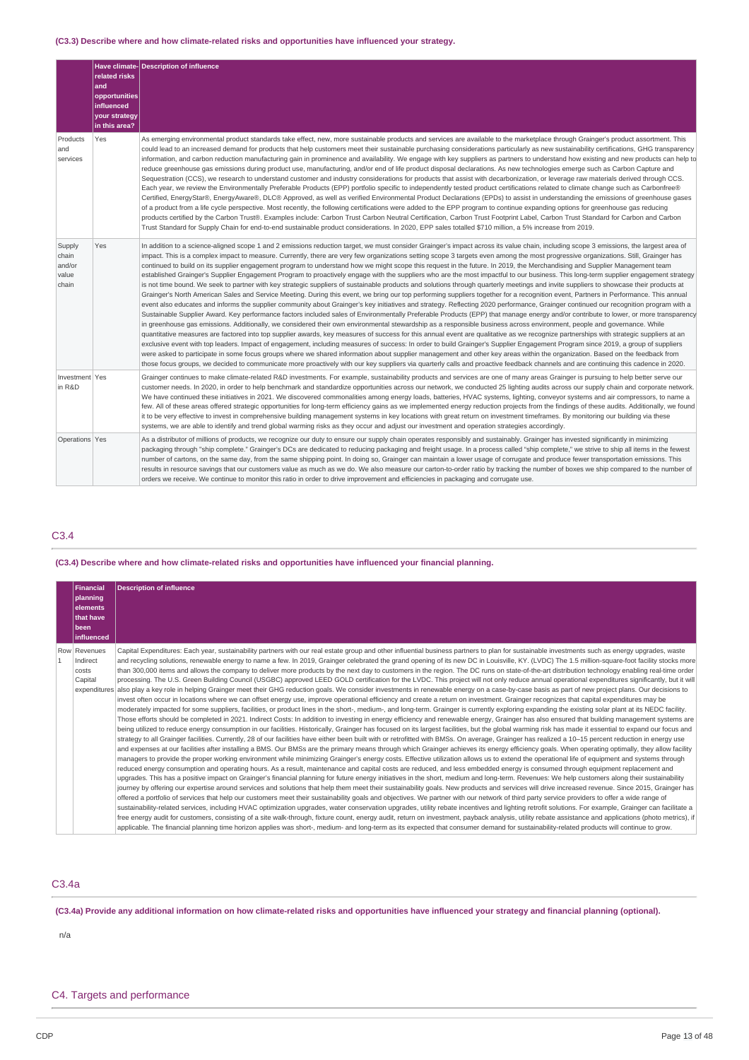#### (C3.3) Describe where and how climate-related risks and opportunities have influenced your strategy.

| | Have climate-related risks and opportunities influenced your strategy in this area? | Description of influence |
|---|---|---|
| Products and services | Yes | As emerging environmental product standards take effect, new, more sustainable products and services are available to the marketplace through Grainger's product assortment. This could lead to an increased demand for products that help customers meet their sustainable purchasing considerations particularly as new sustainability certifications, GHG transparency information, and carbon reduction manufacturing gain in prominence and availability. We engage with key suppliers as partners to understand how existing and new products can help to reduce greenhouse gas emissions during product use, manufacturing, and/or end of life product disposal declarations. As new technologies emerge such as Carbon Capture and Sequestration (CCS), we research to understand customer and industry considerations for products that assist with decarbonization, or leverage raw materials derived through CCS. Each year, we review the Environmentally Preferable Products (EPP) portfolio specific to independently tested product certifications related to climate change such as Carbonfree® Certified, EnergyStar®, EnergyAware®, DLC® Approved, as well as verified Environmental Product Declarations (EPDs) to assist in understanding the emissions of greenhouse gases of a product from a life cycle perspective. Most recently, the following certifications were added to the EPP program to continue expanding options for greenhouse gas reducing products certified by the Carbon Trust®. Examples include: Carbon Trust Carbon Neutral Certification, Carbon Trust Footprint Label, Carbon Trust Standard for Carbon and Carbon Trust Standard for Supply Chain for end-to-end sustainable product considerations. In 2020, EPP sales totalled $710 million, a 5% increase from 2019. |
| Supply chain and/or value chain | Yes | In addition to a science-aligned scope 1 and 2 emissions reduction target, we must consider Grainger's impact across its value chain, including scope 3 emissions, the largest area of impact. This is a complex impact to measure. Currently, there are very few organizations setting scope 3 targets even among the most progressive organizations. Still, Grainger has continued to build on its supplier engagement program to understand how we might scope this request in the future. In 2019, the Merchandising and Supplier Management team established Grainger's Supplier Engagement Program to proactively engage with the suppliers who are the most impactful to our business. This long-term supplier engagement strategy is not time bound. We seek to partner with key strategic suppliers of sustainable products and solutions through quarterly meetings and invite suppliers to showcase their products at Grainger's North American Sales and Service Meeting. During this event, we bring our top performing suppliers together for a recognition event, Partners in Performance. This annual event also educates and informs the supplier community about Grainger's key initiatives and strategy. Reflecting 2020 performance, Grainger continued our recognition program with a Sustainable Supplier Award. Key performance factors included sales of Environmentally Preferable Products (EPP) that manage energy and/or contribute to lower, or more transparency in greenhouse gas emissions. Additionally, we considered their own environmental stewardship as a responsible business across environment, people and governance. While quantitative measures are factored into top supplier awards, key measures of success for this annual event are qualitative as we recognize partnerships with strategic suppliers at an exclusive event with top leaders. Impact of engagement, including measures of success: In order to build Grainger's Supplier Engagement Program since 2019, a group of suppliers were asked to participate in some focus groups where we shared information about supplier management and other key areas within the organization. Based on the feedback from those focus groups, we decided to communicate more proactively with our key suppliers via quarterly calls and proactive feedback channels and are continuing this cadence in 2020. |
| Investment in R&D | Yes | Grainger continues to make climate-related R&D investments. For example, sustainability products and services are one of many areas Grainger is pursuing to help better serve our customer needs. In 2020, in order to help benchmark and standardize opportunities across our network, we conducted 25 lighting audits across our supply chain and corporate network. We have continued these initiatives in 2021. We discovered commonalities among energy loads, batteries, HVAC systems, lighting, conveyor systems and air compressors, to name a few. All of these areas offered strategic opportunities for long-term efficiency gains as we implemented energy reduction projects from the findings of these audits. Additionally, we found it to be very effective to invest in comprehensive building management systems in key locations with great return on investment timeframes. By monitoring our building via these systems, we are able to identify and trend global warming risks as they occur and adjust our investment and operation strategies accordingly. |
| Operations | Yes | As a distributor of millions of products, we recognize our duty to ensure our supply chain operates responsibly and sustainably. Grainger has invested significantly in minimizing packaging through "ship complete." Grainger's DCs are dedicated to reducing packaging and freight usage. In a process called "ship complete," we strive to ship all items in the fewest number of cartons, on the same day, from the same shipping point. In doing so, Grainger can maintain a lower usage of corrugate and produce fewer transportation emissions. This results in resource savings that our customers value as much as we do. We also measure our carton-to-order ratio by tracking the number of boxes we ship compared to the number of orders we receive. We continue to monitor this ratio in order to drive improvement and efficiencies in packaging and corrugate use. |

## C3.4

#### (C3.4) Describe where and how climate-related risks and opportunities have influenced your financial planning.

| | Financial planning elements that have been influenced | Description of influence |
|---|---|---|
| Row 1 | Revenues<br>Indirect costs<br>Capital expenditures | Capital Expenditures: Each year, sustainability partners with our real estate group and other influential business partners to plan for sustainable investments such as energy upgrades, waste and recycling solutions, renewable energy to name a few. In 2019, Grainger celebrated the grand opening of its new DC in Louisville, KY. (LVDC) The 1.5 million-square-foot facility stocks more than 300,000 items and allows the company to deliver more products by the next day to customers in the region. The DC runs on state-of-the-art distribution technology enabling real-time order processing. The U.S. Green Building Council (USGBC) approved LEED GOLD certification for the LVDC. This project will not only reduce annual operational expenditures significantly, but it will also play a key role in helping Grainger meet their GHG reduction goals. We consider investments in renewable energy on a case-by-case basis as part of new project plans. Our decisions to invest often occur in locations where we can offset energy use, improve operational efficiency and create a return on investment. Grainger recognizes that capital expenditures may be moderately impacted for some suppliers, facilities, or product lines in the short-, medium-, and long-term. Grainger is currently exploring expanding the existing solar plant at its NEDC facility. Those efforts should be completed in 2021. Indirect Costs: In addition to investing in energy efficiency and renewable energy, Grainger has also ensured that building management systems are being utilized to reduce energy consumption in our facilities. Historically, Grainger has focused on its largest facilities, but the global warming risk has made it essential to expand our focus and strategy to all Grainger facilities. Currently, 28 of our facilities have either been built with or retrofitted with BMSs. On average, Grainger has realized a 10–15 percent reduction in energy use and expenses at our facilities after installing a BMS. Our BMSs are the primary means through which Grainger achieves its energy efficiency goals. When operating optimally, they allow facility managers to provide the proper working environment while minimizing Grainger's energy costs. Effective utilization allows us to extend the operational life of equipment and systems through reduced energy consumption and operating hours. As a result, maintenance and capital costs are reduced, and less embedded energy is consumed through equipment replacement and upgrades. This has a positive impact on Grainger's financial planning for future energy initiatives in the short, medium and long-term. Revenues: We help customers along their sustainability journey by offering our expertise around services and solutions that help them meet their sustainability goals. New products and services will drive increased revenue. Since 2015, Grainger has offered a portfolio of services that help our customers meet their sustainability goals and objectives. We partner with our network of third party service providers to offer a wide range of sustainability-related services, including HVAC optimization upgrades, water conservation upgrades, utility rebate incentives and lighting retrofit solutions. For example, Grainger can facilitate a free energy audit for customers, consisting of a site walk-through, fixture count, energy audit, return on investment, payback analysis, utility rebate assistance and applications (photo metrics), if applicable. The financial planning time horizon applies was short-, medium- and long-term as its expected that consumer demand for sustainability-related products will continue to grow. |

## C3.4a

#### (C3.4a) Provide any additional information on how climate-related risks and opportunities have influenced your strategy and financial planning (optional).

n/a

# C4. Targets and performance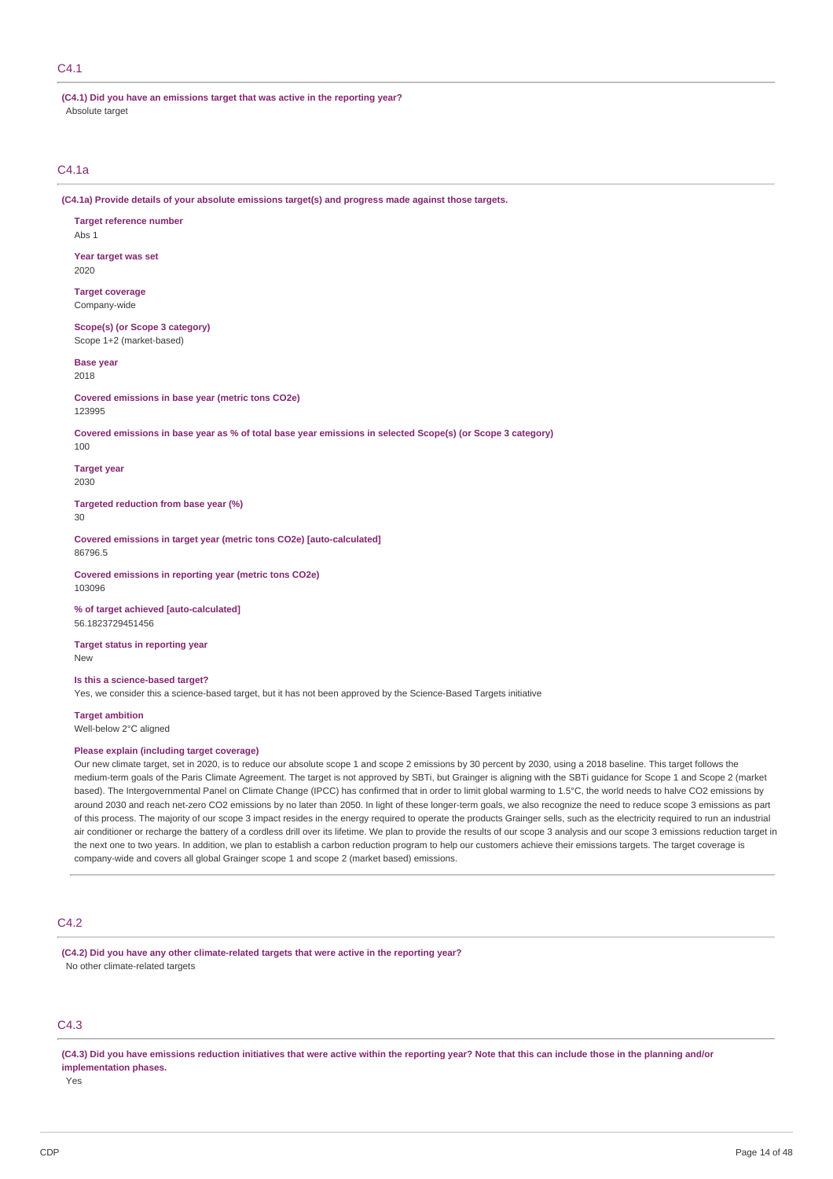## C4.1

**(C4.1) Did you have an emissions target that was active in the reporting year?**

Absolute target

## C4.1a

**(C4.1a) Provide details of your absolute emissions target(s) and progress made against those targets.**

**Target reference number**
Abs 1

**Year target was set**
2020

**Target coverage**
Company-wide

**Scope(s) (or Scope 3 category)**
Scope 1+2 (market-based)

**Base year**
2018

**Covered emissions in base year (metric tons CO2e)**
123995

**Covered emissions in base year as % of total base year emissions in selected Scope(s) (or Scope 3 category)**
100

**Target year**
2030

**Targeted reduction from base year (%)**
30

**Covered emissions in target year (metric tons CO2e) [auto-calculated]**
86796.5

**Covered emissions in reporting year (metric tons CO2e)**
103096

**% of target achieved [auto-calculated]**
56.1823729451456

**Target status in reporting year**
New

**Is this a science-based target?**
Yes, we consider this a science-based target, but it has not been approved by the Science-Based Targets initiative

**Target ambition**
Well-below 2°C aligned

**Please explain (including target coverage)**
Our new climate target, set in 2020, is to reduce our absolute scope 1 and scope 2 emissions by 30 percent by 2030, using a 2018 baseline. This target follows the medium-term goals of the Paris Climate Agreement. The target is not approved by SBTi, but Grainger is aligning with the SBTi guidance for Scope 1 and Scope 2 (market based). The Intergovernmental Panel on Climate Change (IPCC) has confirmed that in order to limit global warming to 1.5°C, the world needs to halve CO2 emissions by around 2030 and reach net-zero CO2 emissions by no later than 2050. In light of these longer-term goals, we also recognize the need to reduce scope 3 emissions as part of this process. The majority of our scope 3 impact resides in the energy required to operate the products Grainger sells, such as the electricity required to run an industrial air conditioner or recharge the battery of a cordless drill over its lifetime. We plan to provide the results of our scope 3 analysis and our scope 3 emissions reduction target in the next one to two years. In addition, we plan to establish a carbon reduction program to help our customers achieve their emissions targets. The target coverage is company-wide and covers all global Grainger scope 1 and scope 2 (market based) emissions.

## C4.2

**(C4.2) Did you have any other climate-related targets that were active in the reporting year?**

No other climate-related targets

## C4.3

**(C4.3) Did you have emissions reduction initiatives that were active within the reporting year? Note that this can include those in the planning and/or implementation phases.**

Yes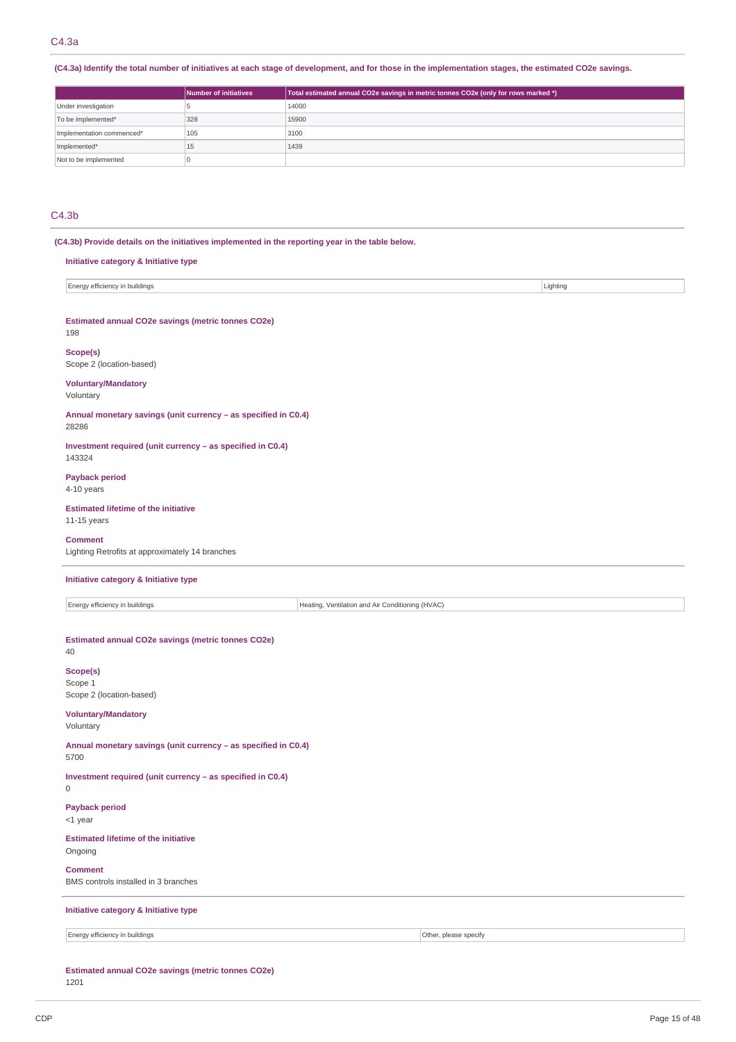## C4.3a

**(C4.3a) Identify the total number of initiatives at each stage of development, and for those in the implementation stages, the estimated CO2e savings.**

| | Number of initiatives | Total estimated annual CO2e savings in metric tonnes CO2e (only for rows marked *) |
|---|---|---|
| Under investigation | 5 | 14000 |
| To be implemented* | 328 | 15900 |
| Implementation commenced* | 105 | 3100 |
| Implemented* | 15 | 1439 |
| Not to be implemented | 0 | |

## C4.3b

**(C4.3b) Provide details on the initiatives implemented in the reporting year in the table below.**

**Initiative category & Initiative type**

| Energy efficiency in buildings | Lighting |
|---|---|

**Estimated annual CO2e savings (metric tonnes CO2e)**
198

**Scope(s)**
Scope 2 (location-based)

**Voluntary/Mandatory**
Voluntary

**Annual monetary savings (unit currency – as specified in C0.4)**
28286

**Investment required (unit currency – as specified in C0.4)**
143324

**Payback period**
4-10 years

**Estimated lifetime of the initiative**
11-15 years

**Comment**
Lighting Retrofits at approximately 14 branches

---

**Initiative category & Initiative type**

| Energy efficiency in buildings | Heating, Ventilation and Air Conditioning (HVAC) |
|---|---|

**Estimated annual CO2e savings (metric tonnes CO2e)**
40

**Scope(s)**
Scope 1
Scope 2 (location-based)

**Voluntary/Mandatory**
Voluntary

**Annual monetary savings (unit currency – as specified in C0.4)**
5700

**Investment required (unit currency – as specified in C0.4)**
0

**Payback period**
<1 year

**Estimated lifetime of the initiative**
Ongoing

**Comment**
BMS controls installed in 3 branches

---

**Initiative category & Initiative type**

| Energy efficiency in buildings | Other, please specify |
|---|---|

**Estimated annual CO2e savings (metric tonnes CO2e)**
1201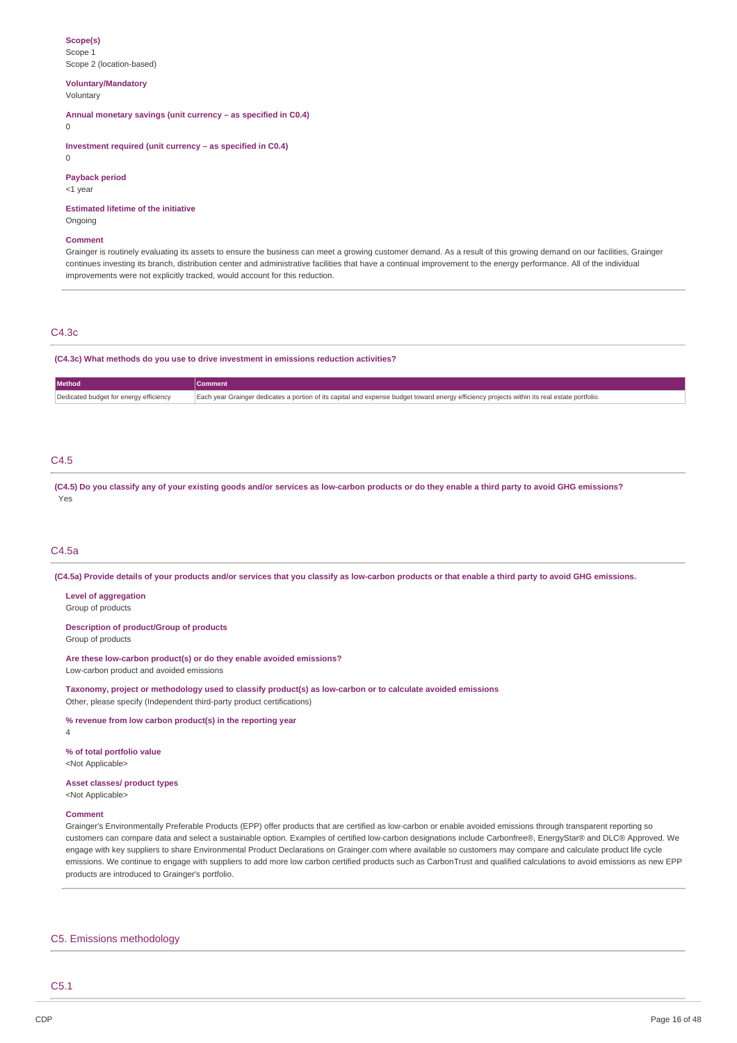**Scope(s)**
Scope 1
Scope 2 (location-based)

**Voluntary/Mandatory**
Voluntary

**Annual monetary savings (unit currency – as specified in C0.4)**
0

**Investment required (unit currency – as specified in C0.4)**
0

**Payback period**
<1 year

**Estimated lifetime of the initiative**
Ongoing

**Comment**
Grainger is routinely evaluating its assets to ensure the business can meet a growing customer demand. As a result of this growing demand on our facilities, Grainger continues investing its branch, distribution center and administrative facilities that have a continual improvement to the energy performance. All of the individual improvements were not explicitly tracked, would account for this reduction.

## C4.3c

**(C4.3c) What methods do you use to drive investment in emissions reduction activities?**

| Method | Comment |
|---|---|
| Dedicated budget for energy efficiency | Each year Grainger dedicates a portion of its capital and expense budget toward energy efficiency projects within its real estate portfolio. |

## C4.5

**(C4.5) Do you classify any of your existing goods and/or services as low-carbon products or do they enable a third party to avoid GHG emissions?**
Yes

## C4.5a

**(C4.5a) Provide details of your products and/or services that you classify as low-carbon products or that enable a third party to avoid GHG emissions.**

**Level of aggregation**
Group of products

**Description of product/Group of products**
Group of products

**Are these low-carbon product(s) or do they enable avoided emissions?**
Low-carbon product and avoided emissions

**Taxonomy, project or methodology used to classify product(s) as low-carbon or to calculate avoided emissions**
Other, please specify (Independent third-party product certifications)

**% revenue from low carbon product(s) in the reporting year**
4

**% of total portfolio value**
<Not Applicable>

**Asset classes/ product types**
<Not Applicable>

**Comment**
Grainger's Environmentally Preferable Products (EPP) offer products that are certified as low-carbon or enable avoided emissions through transparent reporting so customers can compare data and select a sustainable option. Examples of certified low-carbon designations include Carbonfree®, EnergyStar® and DLC® Approved. We engage with key suppliers to share Environmental Product Declarations on Grainger.com where available so customers may compare and calculate product life cycle emissions. We continue to engage with suppliers to add more low carbon certified products such as CarbonTrust and qualified calculations to avoid emissions as new EPP products are introduced to Grainger's portfolio.

# C5. Emissions methodology

## C5.1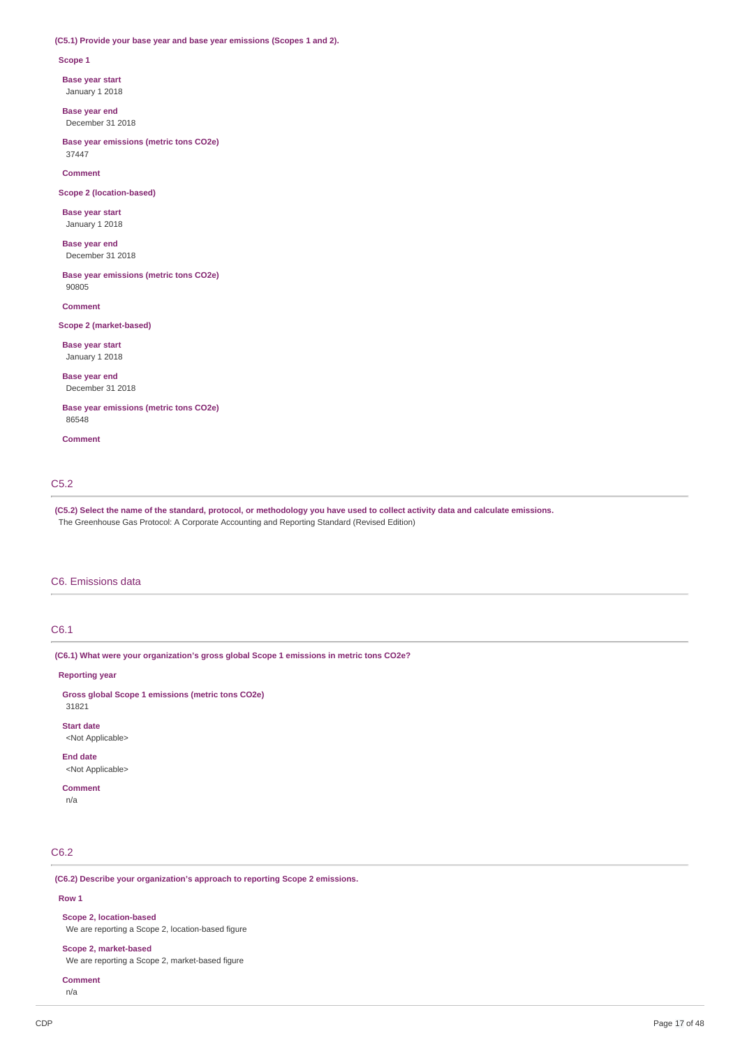**(C5.1) Provide your base year and base year emissions (Scopes 1 and 2).**

**Scope 1**

**Base year start**
January 1 2018

**Base year end**
December 31 2018

**Base year emissions (metric tons CO2e)**
37447

**Comment**

**Scope 2 (location-based)**

**Base year start**
January 1 2018

**Base year end**
December 31 2018

**Base year emissions (metric tons CO2e)**
90805

**Comment**

**Scope 2 (market-based)**

**Base year start**
January 1 2018

**Base year end**
December 31 2018

**Base year emissions (metric tons CO2e)**
86548

**Comment**

## C5.2

**(C5.2) Select the name of the standard, protocol, or methodology you have used to collect activity data and calculate emissions.**
The Greenhouse Gas Protocol: A Corporate Accounting and Reporting Standard (Revised Edition)

# C6. Emissions data

## C6.1

**(C6.1) What were your organization's gross global Scope 1 emissions in metric tons CO2e?**

**Reporting year**

**Gross global Scope 1 emissions (metric tons CO2e)**
31821

**Start date**
<Not Applicable>

**End date**
<Not Applicable>

**Comment**
n/a

## C6.2

**(C6.2) Describe your organization's approach to reporting Scope 2 emissions.**

**Row 1**

**Scope 2, location-based**
We are reporting a Scope 2, location-based figure

**Scope 2, market-based**
We are reporting a Scope 2, market-based figure

**Comment**
n/a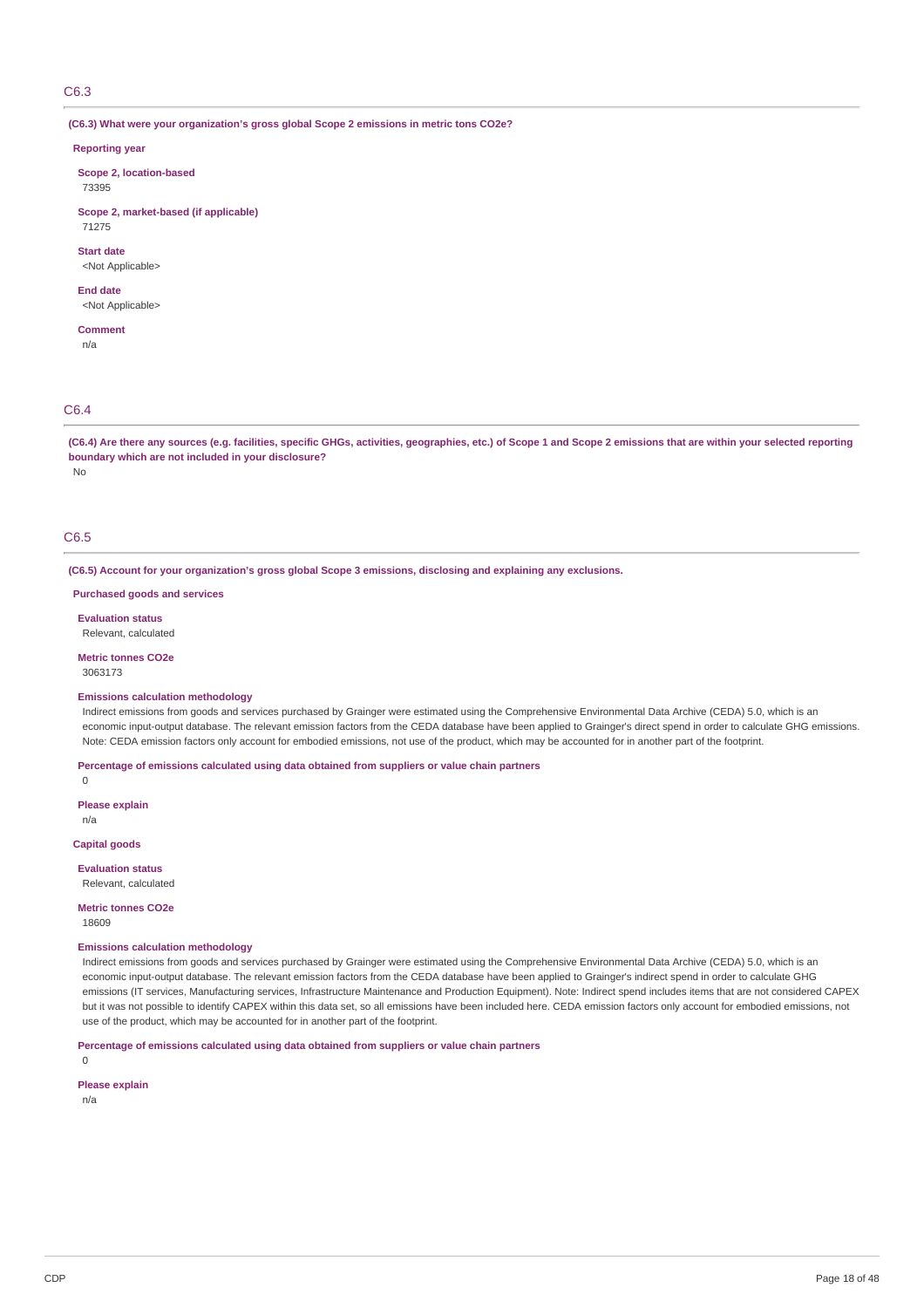## C6.3

**(C6.3) What were your organization's gross global Scope 2 emissions in metric tons CO2e?**

**Reporting year**

**Scope 2, location-based**
73395

**Scope 2, market-based (if applicable)**
71275

**Start date**
<Not Applicable>

**End date**
<Not Applicable>

**Comment**
n/a

## C6.4

**(C6.4) Are there any sources (e.g. facilities, specific GHGs, activities, geographies, etc.) of Scope 1 and Scope 2 emissions that are within your selected reporting boundary which are not included in your disclosure?**
No

## C6.5

**(C6.5) Account for your organization's gross global Scope 3 emissions, disclosing and explaining any exclusions.**

**Purchased goods and services**

**Evaluation status**
Relevant, calculated

**Metric tonnes CO2e**
3063173

**Emissions calculation methodology**
Indirect emissions from goods and services purchased by Grainger were estimated using the Comprehensive Environmental Data Archive (CEDA) 5.0, which is an economic input-output database. The relevant emission factors from the CEDA database have been applied to Grainger's direct spend in order to calculate GHG emissions. Note: CEDA emission factors only account for embodied emissions, not use of the product, which may be accounted for in another part of the footprint.

**Percentage of emissions calculated using data obtained from suppliers or value chain partners**
0

**Please explain**
n/a

**Capital goods**

**Evaluation status**
Relevant, calculated

**Metric tonnes CO2e**
18609

**Emissions calculation methodology**
Indirect emissions from goods and services purchased by Grainger were estimated using the Comprehensive Environmental Data Archive (CEDA) 5.0, which is an economic input-output database. The relevant emission factors from the CEDA database have been applied to Grainger's indirect spend in order to calculate GHG emissions (IT services, Manufacturing services, Infrastructure Maintenance and Production Equipment). Note: Indirect spend includes items that are not considered CAPEX but it was not possible to identify CAPEX within this data set, so all emissions have been included here. CEDA emission factors only account for embodied emissions, not use of the product, which may be accounted for in another part of the footprint.

**Percentage of emissions calculated using data obtained from suppliers or value chain partners**
0

**Please explain**
n/a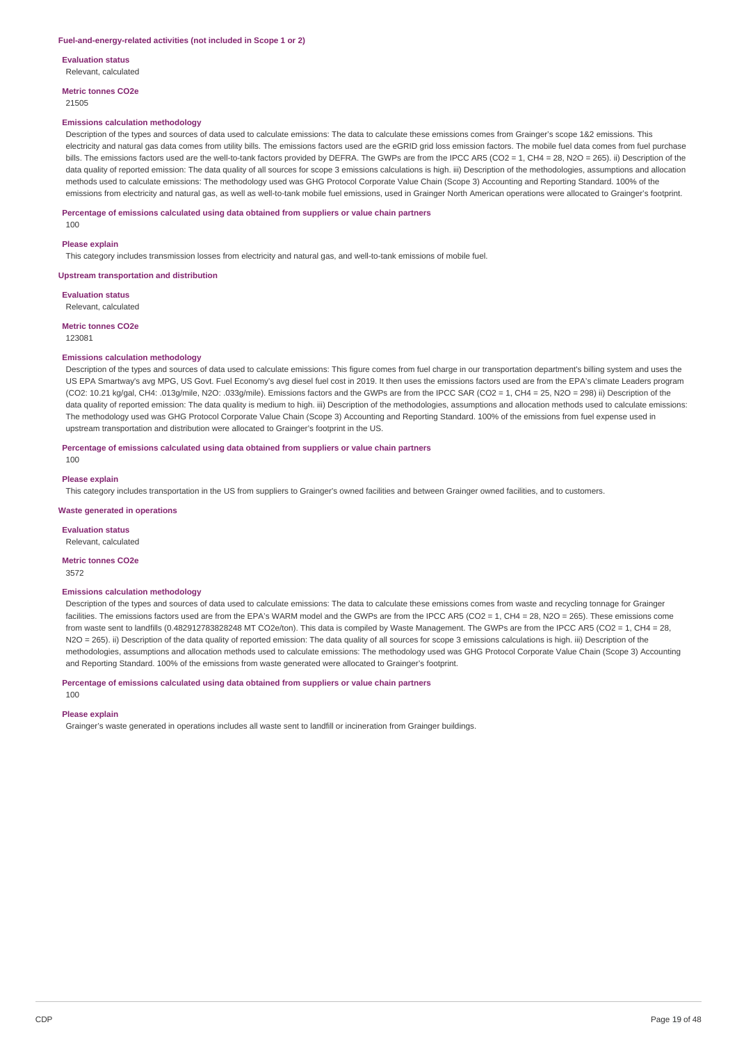### Fuel-and-energy-related activities (not included in Scope 1 or 2)

**Evaluation status**

Relevant, calculated

**Metric tonnes CO2e**

21505

**Emissions calculation methodology**

Description of the types and sources of data used to calculate emissions: The data to calculate these emissions comes from Grainger's scope 1&2 emissions. This electricity and natural gas data comes from utility bills. The emissions factors used are the eGRID grid loss emission factors. The mobile fuel data comes from fuel purchase bills. The emissions factors used are the well-to-tank factors provided by DEFRA. The GWPs are from the IPCC AR5 ($CO_2$ = 1, $CH_4$ = 28, $N_2O$ = 265). ii) Description of the data quality of reported emission: The data quality of all sources for scope 3 emissions calculations is high. iii) Description of the methodologies, assumptions and allocation methods used to calculate emissions: The methodology used was GHG Protocol Corporate Value Chain (Scope 3) Accounting and Reporting Standard. 100% of the emissions from electricity and natural gas, as well as well-to-tank mobile fuel emissions, used in Grainger North American operations were allocated to Grainger's footprint.

**Percentage of emissions calculated using data obtained from suppliers or value chain partners**

100

**Please explain**

This category includes transmission losses from electricity and natural gas, and well-to-tank emissions of mobile fuel.

### Upstream transportation and distribution

**Evaluation status**

Relevant, calculated

**Metric tonnes CO2e**

123081

**Emissions calculation methodology**

Description of the types and sources of data used to calculate emissions: This figure comes from fuel charge in our transportation department's billing system and uses the US EPA Smartway's avg MPG, US Govt. Fuel Economy's avg diesel fuel cost in 2019. It then uses the emissions factors used are from the EPA's climate Leaders program ($CO_2$: 10.21 kg/gal, $CH_4$: .013g/mile, $N_2O$: .033g/mile). Emissions factors and the GWPs are from the IPCC SAR ($CO_2$ = 1, $CH_4$ = 25, $N_2O$ = 298) ii) Description of the data quality of reported emission: The data quality is medium to high. iii) Description of the methodologies, assumptions and allocation methods used to calculate emissions: The methodology used was GHG Protocol Corporate Value Chain (Scope 3) Accounting and Reporting Standard. 100% of the emissions from fuel expense used in upstream transportation and distribution were allocated to Grainger's footprint in the US.

**Percentage of emissions calculated using data obtained from suppliers or value chain partners**

100

**Please explain**

This category includes transportation in the US from suppliers to Grainger's owned facilities and between Grainger owned facilities, and to customers.

### Waste generated in operations

**Evaluation status**

Relevant, calculated

**Metric tonnes CO2e**

3572

**Emissions calculation methodology**

Description of the types and sources of data used to calculate emissions: The data to calculate these emissions comes from waste and recycling tonnage for Grainger facilities. The emissions factors used are from the EPA's WARM model and the GWPs are from the IPCC AR5 ($CO_2$ = 1, $CH_4$ = 28, $N_2O$ = 265). These emissions come from waste sent to landfills (0.482912783828248 MT CO2e/ton). This data is compiled by Waste Management. The GWPs are from the IPCC AR5 ($CO_2$ = 1, $CH_4$ = 28, $N_2O$ = 265). ii) Description of the data quality of reported emission: The data quality of all sources for scope 3 emissions calculations is high. iii) Description of the methodologies, assumptions and allocation methods used to calculate emissions: The methodology used was GHG Protocol Corporate Value Chain (Scope 3) Accounting and Reporting Standard. 100% of the emissions from waste generated were allocated to Grainger's footprint.

**Percentage of emissions calculated using data obtained from suppliers or value chain partners**

100

**Please explain**

Grainger's waste generated in operations includes all waste sent to landfill or incineration from Grainger buildings.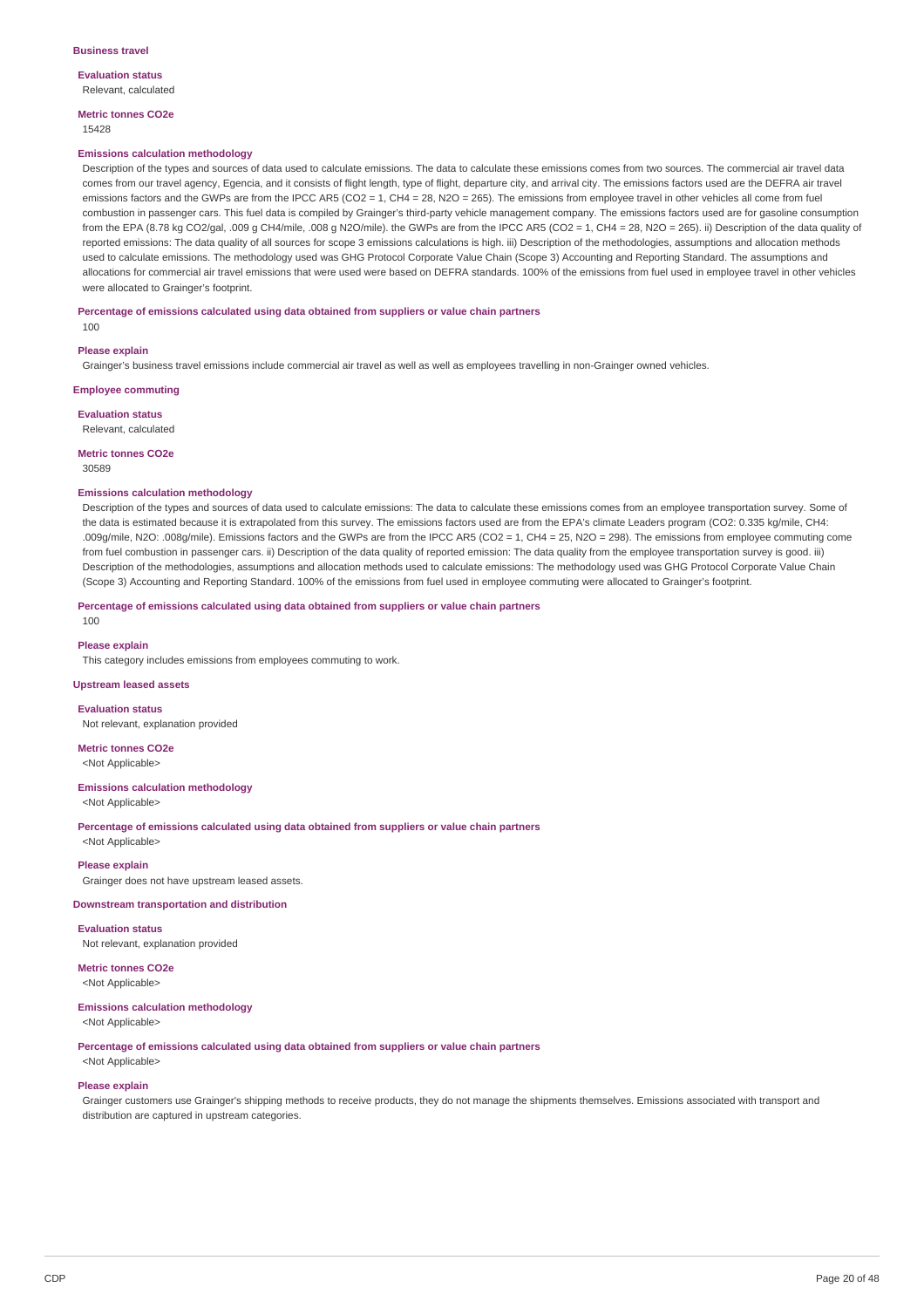#### Business travel

**Evaluation status**

Relevant, calculated

**Metric tonnes CO2e**

15428

**Emissions calculation methodology**

Description of the types and sources of data used to calculate emissions. The data to calculate these emissions comes from two sources. The commercial air travel data comes from our travel agency, Egencia, and it consists of flight length, type of flight, departure city, and arrival city. The emissions factors used are the DEFRA air travel emissions factors and the GWPs are from the IPCC AR5 ($CO_2$ = 1, $CH_4$ = 28, $N_2O$ = 265). The emissions from employee travel in other vehicles all come from fuel combustion in passenger cars. This fuel data is compiled by Grainger's third-party vehicle management company. The emissions factors used are for gasoline consumption from the EPA (8.78 kg CO2/gal, .009 g CH4/mile, .008 g N2O/mile). the GWPs are from the IPCC AR5 ($CO_2$ = 1, $CH_4$ = 28, $N_2O$ = 265). ii) Description of the data quality of reported emissions: The data quality of all sources for scope 3 emissions calculations is high. iii) Description of the methodologies, assumptions and allocation methods used to calculate emissions. The methodology used was GHG Protocol Corporate Value Chain (Scope 3) Accounting and Reporting Standard. The assumptions and allocations for commercial air travel emissions that were used were based on DEFRA standards. 100% of the emissions from fuel used in employee travel in other vehicles were allocated to Grainger's footprint.

**Percentage of emissions calculated using data obtained from suppliers or value chain partners**

100

**Please explain**

Grainger's business travel emissions include commercial air travel as well as well as employees travelling in non-Grainger owned vehicles.

#### Employee commuting

**Evaluation status**

Relevant, calculated

**Metric tonnes CO2e**

30589

**Emissions calculation methodology**

Description of the types and sources of data used to calculate emissions: The data to calculate these emissions comes from an employee transportation survey. Some of the data is estimated because it is extrapolated from this survey. The emissions factors used are from the EPA's climate Leaders program (CO2: 0.335 kg/mile, CH4: .009g/mile, N2O: .008g/mile). Emissions factors and the GWPs are from the IPCC AR5 ($CO_2$ = 1, $CH_4$ = 25, $N_2O$ = 298). The emissions from employee commuting come from fuel combustion in passenger cars. ii) Description of the data quality of reported emission: The data quality from the employee transportation survey is good. iii) Description of the methodologies, assumptions and allocation methods used to calculate emissions: The methodology used was GHG Protocol Corporate Value Chain (Scope 3) Accounting and Reporting Standard. 100% of the emissions from fuel used in employee commuting were allocated to Grainger's footprint.

**Percentage of emissions calculated using data obtained from suppliers or value chain partners**

100

**Please explain**

This category includes emissions from employees commuting to work.

#### Upstream leased assets

**Evaluation status**

Not relevant, explanation provided

**Metric tonnes CO2e**

<Not Applicable>

**Emissions calculation methodology**

<Not Applicable>

**Percentage of emissions calculated using data obtained from suppliers or value chain partners**

<Not Applicable>

**Please explain**

Grainger does not have upstream leased assets.

#### Downstream transportation and distribution

**Evaluation status**

Not relevant, explanation provided

**Metric tonnes CO2e**

<Not Applicable>

**Emissions calculation methodology**

<Not Applicable>

**Percentage of emissions calculated using data obtained from suppliers or value chain partners**

<Not Applicable>

**Please explain**

Grainger customers use Grainger's shipping methods to receive products, they do not manage the shipments themselves. Emissions associated with transport and distribution are captured in upstream categories.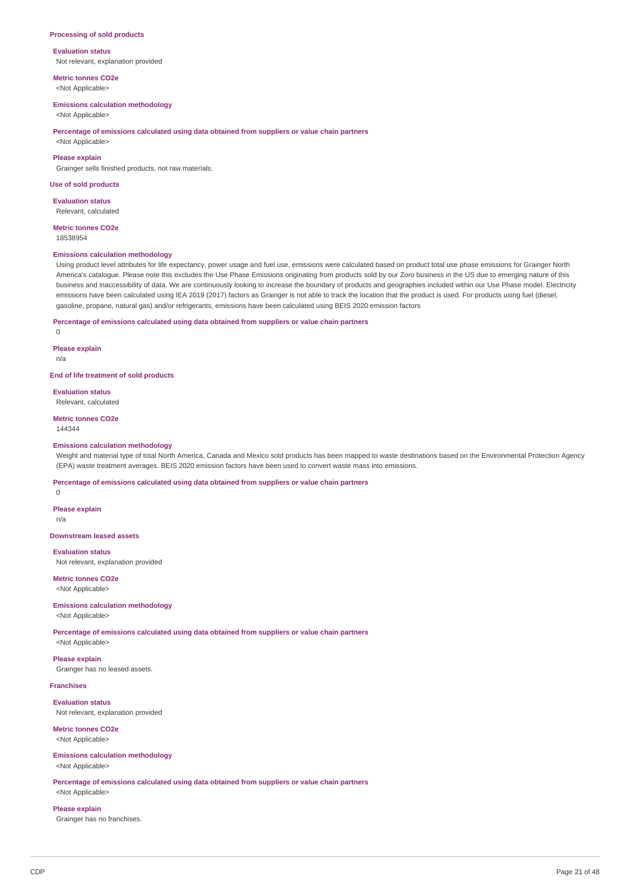**Processing of sold products**

**Evaluation status**

Not relevant, explanation provided

**Metric tonnes CO2e**

<Not Applicable>

**Emissions calculation methodology**

<Not Applicable>

**Percentage of emissions calculated using data obtained from suppliers or value chain partners**

<Not Applicable>

**Please explain**

Grainger sells finished products, not raw materials.

**Use of sold products**

**Evaluation status**

Relevant, calculated

**Metric tonnes CO2e**

18538954

**Emissions calculation methodology**

Using product level attributes for life expectancy, power usage and fuel use, emissions were calculated based on product total use phase emissions for Grainger North America's catalogue. Please note this excludes the Use Phase Emissions originating from products sold by our Zoro business in the US due to emerging nature of this business and inaccessibility of data. We are continuously looking to increase the boundary of products and geographies included within our Use Phase model. Electricity emissions have been calculated using IEA 2019 (2017) factors as Grainger is not able to track the location that the product is used. For products using fuel (diesel, gasoline, propane, natural gas) and/or refrigerants, emissions have been calculated using BEIS 2020 emission factors

**Percentage of emissions calculated using data obtained from suppliers or value chain partners**

0

**Please explain**

n/a

**End of life treatment of sold products**

**Evaluation status**

Relevant, calculated

**Metric tonnes CO2e**

144344

**Emissions calculation methodology**

Weight and material type of total North America, Canada and Mexico sold products has been mapped to waste destinations based on the Environmental Protection Agency (EPA) waste treatment averages. BEIS 2020 emission factors have been used to convert waste mass into emissions.

**Percentage of emissions calculated using data obtained from suppliers or value chain partners**

0

**Please explain**

n/a

**Downstream leased assets**

**Evaluation status**

Not relevant, explanation provided

**Metric tonnes CO2e**

<Not Applicable>

**Emissions calculation methodology**

<Not Applicable>

**Percentage of emissions calculated using data obtained from suppliers or value chain partners**

<Not Applicable>

**Please explain**

Grainger has no leased assets.

**Franchises**

**Evaluation status**

Not relevant, explanation provided

**Metric tonnes CO2e**

<Not Applicable>

**Emissions calculation methodology**

<Not Applicable>

**Percentage of emissions calculated using data obtained from suppliers or value chain partners**

<Not Applicable>

**Please explain**

Grainger has no franchises.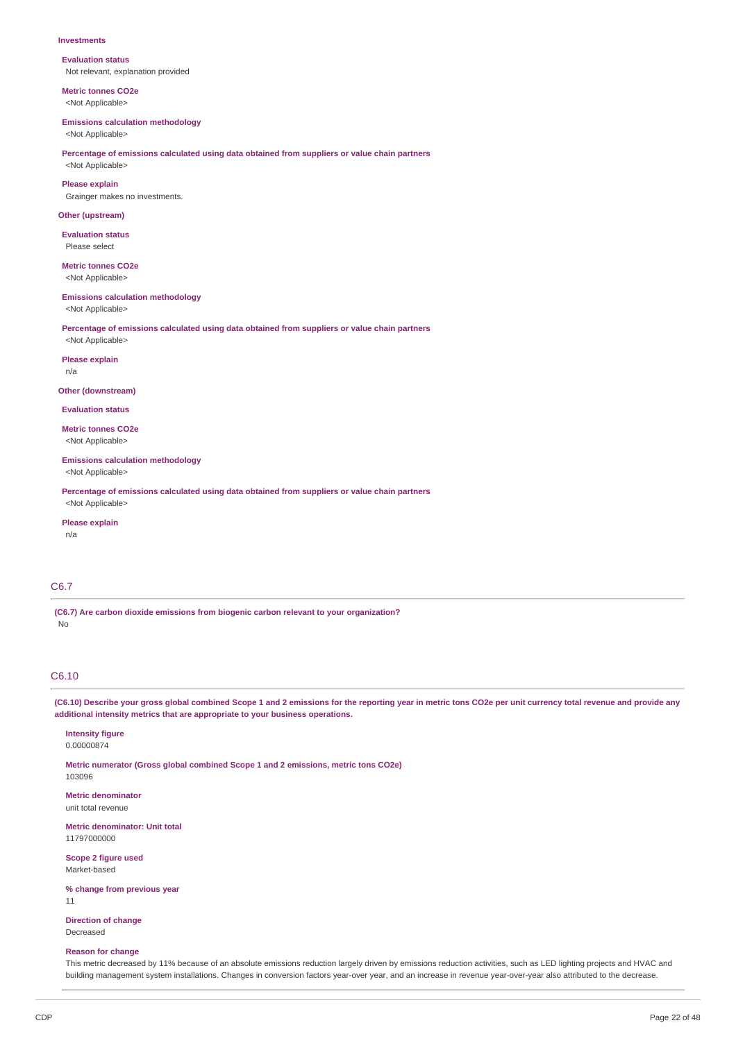**Investments**

**Evaluation status**
Not relevant, explanation provided

**Metric tonnes CO2e**
<Not Applicable>

**Emissions calculation methodology**
<Not Applicable>

**Percentage of emissions calculated using data obtained from suppliers or value chain partners**
<Not Applicable>

**Please explain**
Grainger makes no investments.

**Other (upstream)**

**Evaluation status**
Please select

**Metric tonnes CO2e**
<Not Applicable>

**Emissions calculation methodology**
<Not Applicable>

**Percentage of emissions calculated using data obtained from suppliers or value chain partners**
<Not Applicable>

**Please explain**
n/a

**Other (downstream)**

**Evaluation status**

**Metric tonnes CO2e**
<Not Applicable>

**Emissions calculation methodology**
<Not Applicable>

**Percentage of emissions calculated using data obtained from suppliers or value chain partners**
<Not Applicable>

**Please explain**
n/a

## C6.7

**(C6.7) Are carbon dioxide emissions from biogenic carbon relevant to your organization?**
No

## C6.10

**(C6.10) Describe your gross global combined Scope 1 and 2 emissions for the reporting year in metric tons CO2e per unit currency total revenue and provide any additional intensity metrics that are appropriate to your business operations.**

**Intensity figure**
0.00000874

**Metric numerator (Gross global combined Scope 1 and 2 emissions, metric tons CO2e)**
103096

**Metric denominator**
unit total revenue

**Metric denominator: Unit total**
11797000000

**Scope 2 figure used**
Market-based

**% change from previous year**
11

**Direction of change**
Decreased

**Reason for change**
This metric decreased by 11% because of an absolute emissions reduction largely driven by emissions reduction activities, such as LED lighting projects and HVAC and building management system installations. Changes in conversion factors year-over year, and an increase in revenue year-over-year also attributed to the decrease.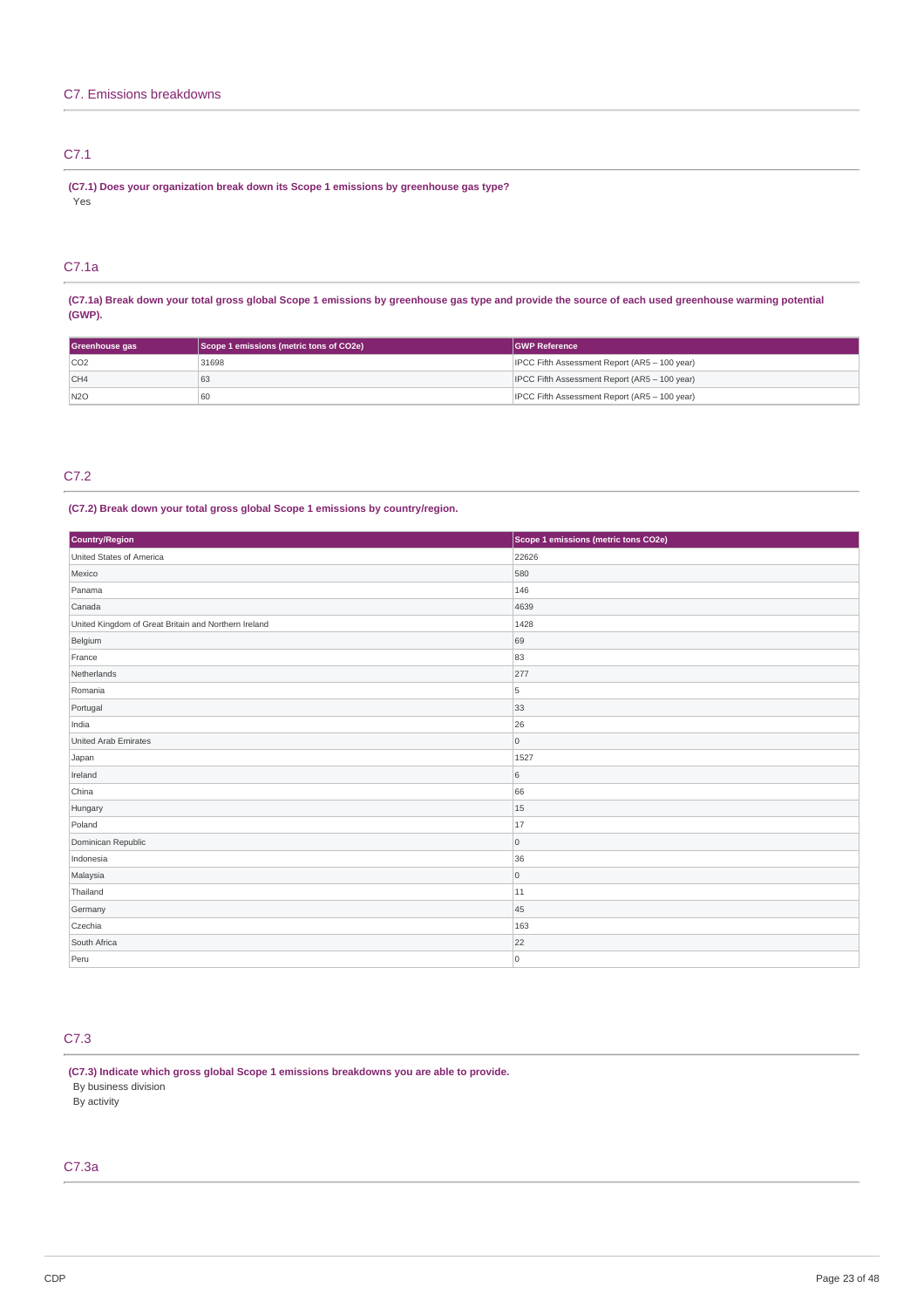# C7. Emissions breakdowns

## C7.1

**(C7.1) Does your organization break down its Scope 1 emissions by greenhouse gas type?**

Yes

## C7.1a

**(C7.1a) Break down your total gross global Scope 1 emissions by greenhouse gas type and provide the source of each used greenhouse warming potential (GWP).**

| Greenhouse gas | Scope 1 emissions (metric tons of CO2e) | GWP Reference |
|---|---|---|
| CO2 | 31698 | IPCC Fifth Assessment Report (AR5 – 100 year) |
| CH4 | 63 | IPCC Fifth Assessment Report (AR5 – 100 year) |
| N2O | 60 | IPCC Fifth Assessment Report (AR5 – 100 year) |

## C7.2

**(C7.2) Break down your total gross global Scope 1 emissions by country/region.**

| Country/Region | Scope 1 emissions (metric tons CO2e) |
|---|---|
| United States of America | 22626 |
| Mexico | 580 |
| Panama | 146 |
| Canada | 4639 |
| United Kingdom of Great Britain and Northern Ireland | 1428 |
| Belgium | 69 |
| France | 83 |
| Netherlands | 277 |
| Romania | 5 |
| Portugal | 33 |
| India | 26 |
| United Arab Emirates | 0 |
| Japan | 1527 |
| Ireland | 6 |
| China | 66 |
| Hungary | 15 |
| Poland | 17 |
| Dominican Republic | 0 |
| Indonesia | 36 |
| Malaysia | 0 |
| Thailand | 11 |
| Germany | 45 |
| Czechia | 163 |
| South Africa | 22 |
| Peru | 0 |

## C7.3

**(C7.3) Indicate which gross global Scope 1 emissions breakdowns you are able to provide.**

By business division

By activity

## C7.3a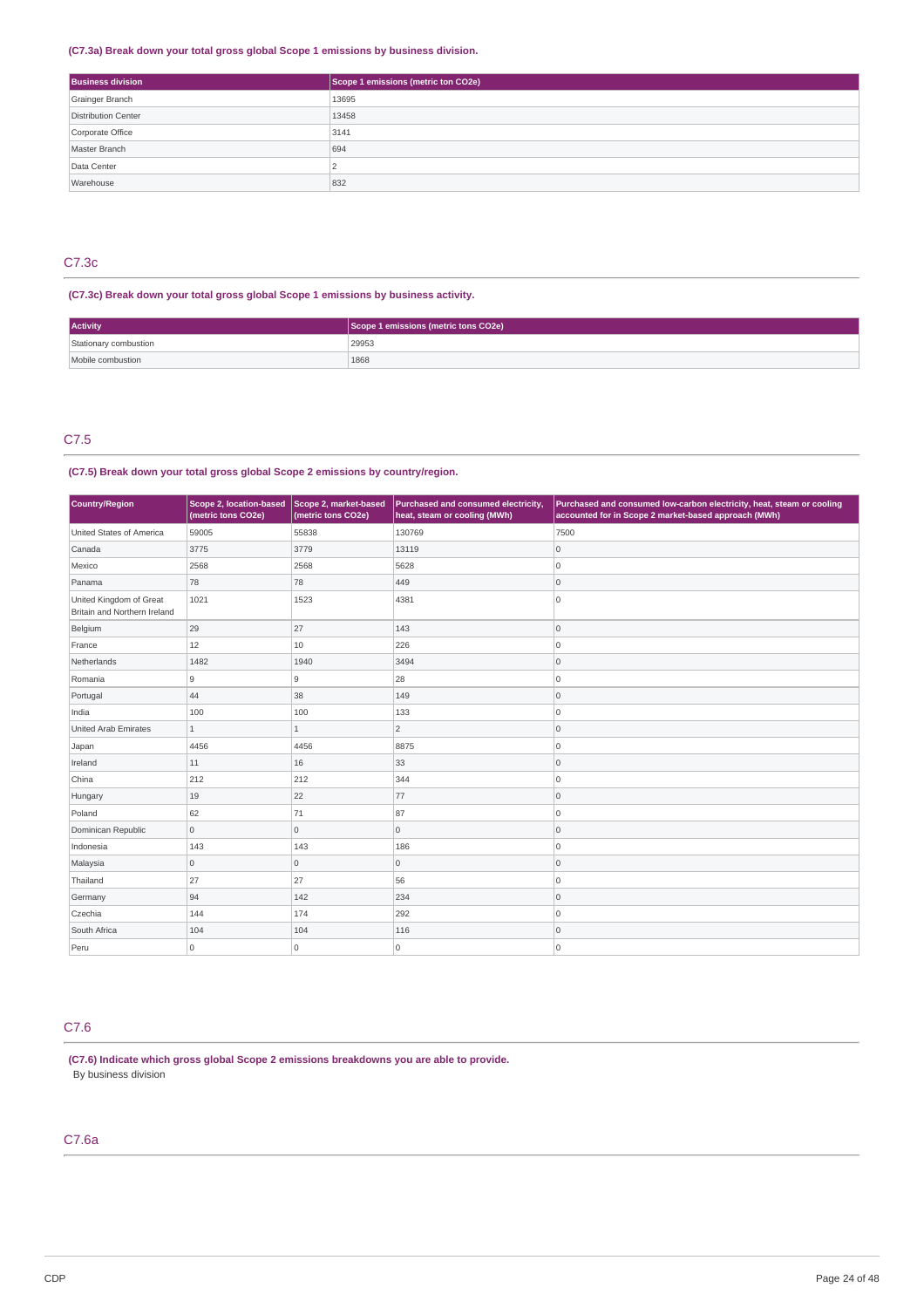**(C7.3a) Break down your total gross global Scope 1 emissions by business division.**

| Business division | Scope 1 emissions (metric ton CO2e) |
|---|---|
| Grainger Branch | 13695 |
| Distribution Center | 13458 |
| Corporate Office | 3141 |
| Master Branch | 694 |
| Data Center | 2 |
| Warehouse | 832 |

## C7.3c

**(C7.3c) Break down your total gross global Scope 1 emissions by business activity.**

| Activity | Scope 1 emissions (metric tons CO2e) |
|---|---|
| Stationary combustion | 29953 |
| Mobile combustion | 1868 |

## C7.5

**(C7.5) Break down your total gross global Scope 2 emissions by country/region.**

| Country/Region | Scope 2, location-based (metric tons CO2e) | Scope 2, market-based (metric tons CO2e) | Purchased and consumed electricity, heat, steam or cooling (MWh) | Purchased and consumed low-carbon electricity, heat, steam or cooling accounted for in Scope 2 market-based approach (MWh) |
|---|---|---|---|---|
| United States of America | 59005 | 55838 | 130769 | 7500 |
| Canada | 3775 | 3779 | 13119 | 0 |
| Mexico | 2568 | 2568 | 5628 | 0 |
| Panama | 78 | 78 | 449 | 0 |
| United Kingdom of Great Britain and Northern Ireland | 1021 | 1523 | 4381 | 0 |
| Belgium | 29 | 27 | 143 | 0 |
| France | 12 | 10 | 226 | 0 |
| Netherlands | 1482 | 1940 | 3494 | 0 |
| Romania | 9 | 9 | 28 | 0 |
| Portugal | 44 | 38 | 149 | 0 |
| India | 100 | 100 | 133 | 0 |
| United Arab Emirates | 1 | 1 | 2 | 0 |
| Japan | 4456 | 4456 | 8875 | 0 |
| Ireland | 11 | 16 | 33 | 0 |
| China | 212 | 212 | 344 | 0 |
| Hungary | 19 | 22 | 77 | 0 |
| Poland | 62 | 71 | 87 | 0 |
| Dominican Republic | 0 | 0 | 0 | 0 |
| Indonesia | 143 | 143 | 186 | 0 |
| Malaysia | 0 | 0 | 0 | 0 |
| Thailand | 27 | 27 | 56 | 0 |
| Germany | 94 | 142 | 234 | 0 |
| Czechia | 144 | 174 | 292 | 0 |
| South Africa | 104 | 104 | 116 | 0 |
| Peru | 0 | 0 | 0 | 0 |

## C7.6

**(C7.6) Indicate which gross global Scope 2 emissions breakdowns you are able to provide.**

By business division

## C7.6a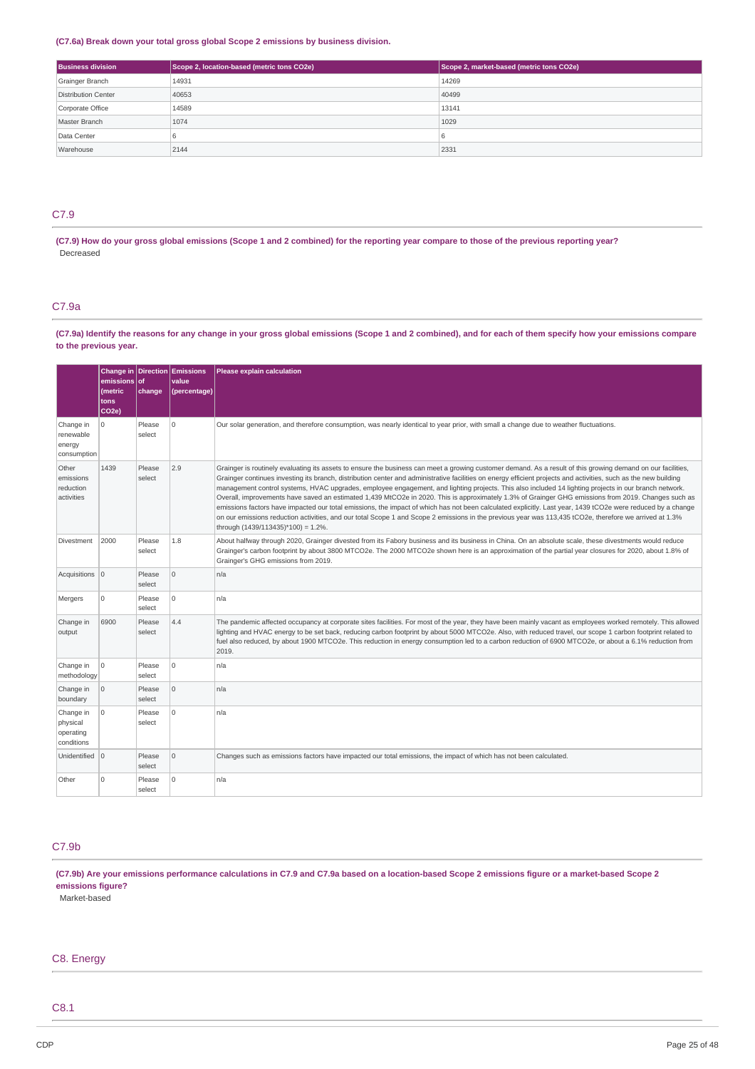**(C7.6a) Break down your total gross global Scope 2 emissions by business division.**

| Business division | Scope 2, location-based (metric tons CO2e) | Scope 2, market-based (metric tons CO2e) |
|---|---|---|
| Grainger Branch | 14931 | 14269 |
| Distribution Center | 40653 | 40499 |
| Corporate Office | 14589 | 13141 |
| Master Branch | 1074 | 1029 |
| Data Center | 6 | 6 |
| Warehouse | 2144 | 2331 |

## C7.9

**(C7.9) How do your gross global emissions (Scope 1 and 2 combined) for the reporting year compare to those of the previous reporting year?**

Decreased

## C7.9a

**(C7.9a) Identify the reasons for any change in your gross global emissions (Scope 1 and 2 combined), and for each of them specify how your emissions compare to the previous year.**

| | Change in emissions (metric tons CO2e) | Direction of change | Emissions value (percentage) | Please explain calculation |
|---|---|---|---|---|
| Change in renewable energy consumption | 0 | Please select | 0 | Our solar generation, and therefore consumption, was nearly identical to year prior, with small a change due to weather fluctuations. |
| Other emissions reduction activities | 1439 | Please select | 2.9 | Grainger is routinely evaluating its assets to ensure the business can meet a growing customer demand. As a result of this growing demand on our facilities, Grainger continues investing its branch, distribution center and administrative facilities on energy efficient projects and activities, such as the new building management control systems, HVAC upgrades, employee engagement, and lighting projects. This also included 14 lighting projects in our branch network. Overall, improvements have saved an estimated 1,439 MtCO2e in 2020. This is approximately 1.3% of Grainger GHG emissions from 2019. Changes such as emissions factors have impacted our total emissions, the impact of which has not been calculated explicitly. Last year, 1439 tCO2e were reduced by a change on our emissions reduction activities, and our total Scope 1 and Scope 2 emissions in the previous year was 113,435 tCO2e, therefore we arrived at 1.3% through (1439/113435)*100) = 1.2%. |
| Divestment | 2000 | Please select | 1.8 | About halfway through 2020, Grainger divested from its Fabory business and its business in China. On an absolute scale, these divestments would reduce Grainger's carbon footprint by about 3800 MTCO2e. The 2000 MTCO2e shown here is an approximation of the partial year closures for 2020, about 1.8% of Grainger's GHG emissions from 2019. |
| Acquisitions | 0 | Please select | 0 | n/a |
| Mergers | 0 | Please select | 0 | n/a |
| Change in output | 6900 | Please select | 4.4 | The pandemic affected occupancy at corporate sites facilities. For most of the year, they have been mainly vacant as employees worked remotely. This allowed lighting and HVAC energy to be set back, reducing carbon footprint by about 5000 MTCO2e. Also, with reduced travel, our scope 1 carbon footprint related to fuel also reduced, by about 1900 MTCO2e. This reduction in energy consumption led to a carbon reduction of 6900 MTCO2e, or about a 6.1% reduction from 2019. |
| Change in methodology | 0 | Please select | 0 | n/a |
| Change in boundary | 0 | Please select | 0 | n/a |
| Change in physical operating conditions | 0 | Please select | 0 | n/a |
| Unidentified | 0 | Please select | 0 | Changes such as emissions factors have impacted our total emissions, the impact of which has not been calculated. |
| Other | 0 | Please select | 0 | n/a |

## C7.9b

**(C7.9b) Are your emissions performance calculations in C7.9 and C7.9a based on a location-based Scope 2 emissions figure or a market-based Scope 2 emissions figure?**

Market-based

# C8. Energy

## C8.1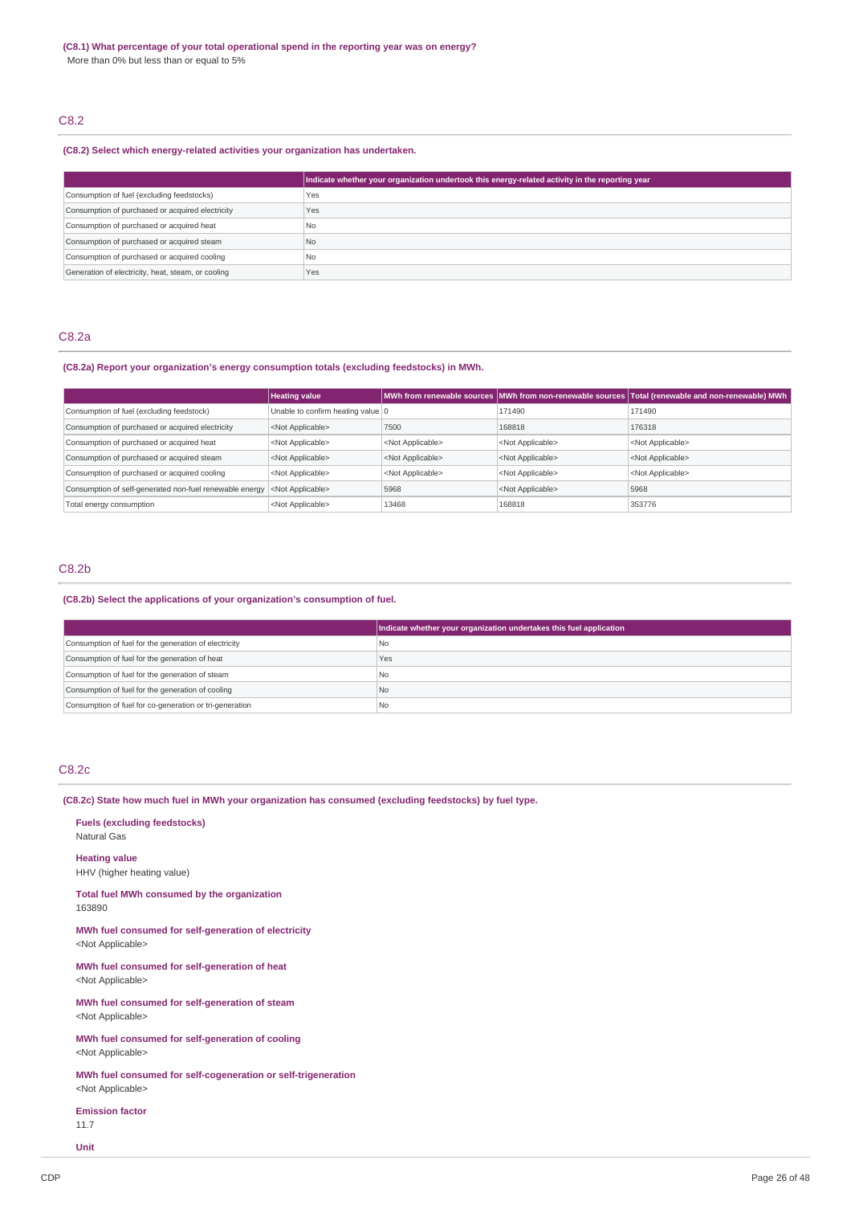**(C8.1) What percentage of your total operational spend in the reporting year was on energy?**

More than 0% but less than or equal to 5%

## C8.2

**(C8.2) Select which energy-related activities your organization has undertaken.**

| | Indicate whether your organization undertook this energy-related activity in the reporting year |
|---|---|
| Consumption of fuel (excluding feedstocks) | Yes |
| Consumption of purchased or acquired electricity | Yes |
| Consumption of purchased or acquired heat | No |
| Consumption of purchased or acquired steam | No |
| Consumption of purchased or acquired cooling | No |
| Generation of electricity, heat, steam, or cooling | Yes |

## C8.2a

**(C8.2a) Report your organization's energy consumption totals (excluding feedstocks) in MWh.**

| | Heating value | MWh from renewable sources | MWh from non-renewable sources | Total (renewable and non-renewable) MWh |
|---|---|---|---|---|
| Consumption of fuel (excluding feedstock) | Unable to confirm heating value | 0 | 171490 | 171490 |
| Consumption of purchased or acquired electricity | <Not Applicable> | 7500 | 168818 | 176318 |
| Consumption of purchased or acquired heat | <Not Applicable> | <Not Applicable> | <Not Applicable> | <Not Applicable> |
| Consumption of purchased or acquired steam | <Not Applicable> | <Not Applicable> | <Not Applicable> | <Not Applicable> |
| Consumption of purchased or acquired cooling | <Not Applicable> | <Not Applicable> | <Not Applicable> | <Not Applicable> |
| Consumption of self-generated non-fuel renewable energy | <Not Applicable> | 5968 | <Not Applicable> | 5968 |
| Total energy consumption | <Not Applicable> | 13468 | 168818 | 353776 |

## C8.2b

**(C8.2b) Select the applications of your organization's consumption of fuel.**

| | Indicate whether your organization undertakes this fuel application |
|---|---|
| Consumption of fuel for the generation of electricity | No |
| Consumption of fuel for the generation of heat | Yes |
| Consumption of fuel for the generation of steam | No |
| Consumption of fuel for the generation of cooling | No |
| Consumption of fuel for co-generation or tri-generation | No |

## C8.2c

**(C8.2c) State how much fuel in MWh your organization has consumed (excluding feedstocks) by fuel type.**

**Fuels (excluding feedstocks)**
Natural Gas

**Heating value**
HHV (higher heating value)

**Total fuel MWh consumed by the organization**
163890

**MWh fuel consumed for self-generation of electricity**
<Not Applicable>

**MWh fuel consumed for self-generation of heat**
<Not Applicable>

**MWh fuel consumed for self-generation of steam**
<Not Applicable>

**MWh fuel consumed for self-generation of cooling**
<Not Applicable>

**MWh fuel consumed for self-cogeneration or self-trigeneration**
<Not Applicable>

**Emission factor**
11.7

**Unit**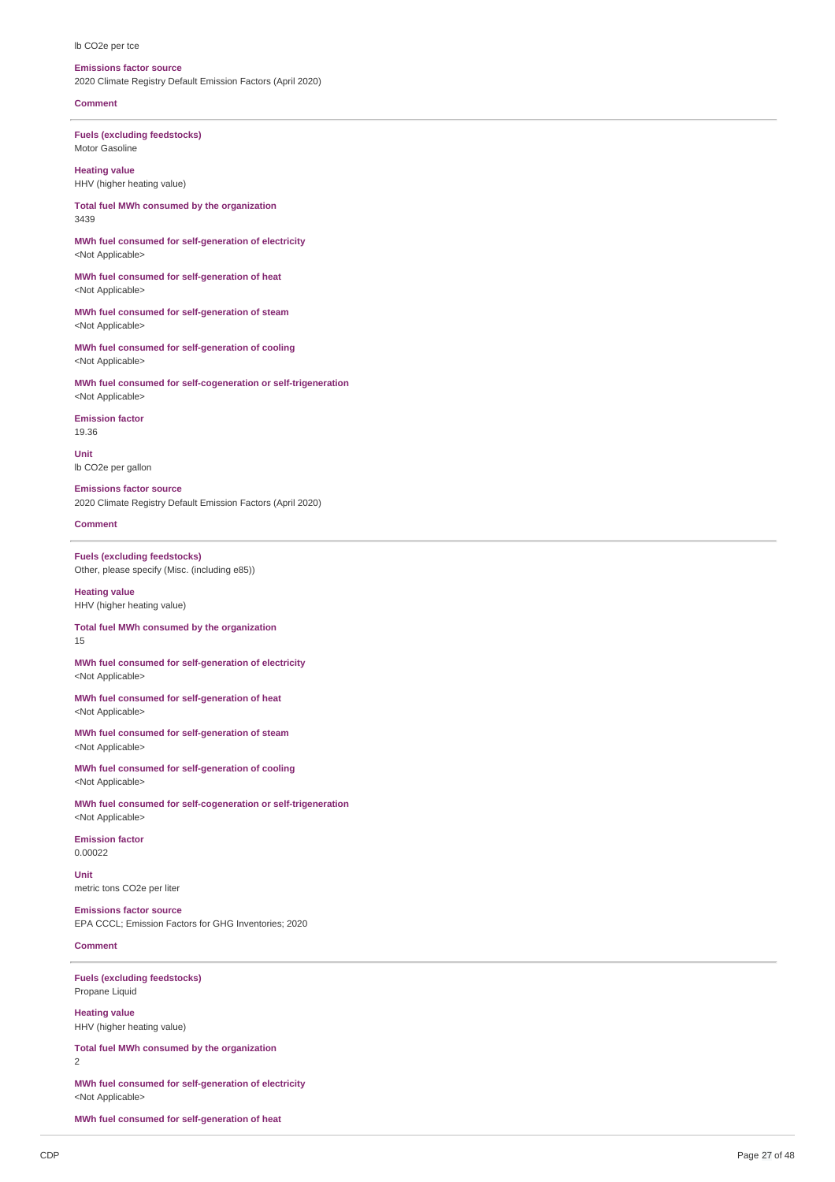lb CO2e per tce

**Emissions factor source**
2020 Climate Registry Default Emission Factors (April 2020)

**Comment**

---

**Fuels (excluding feedstocks)**
Motor Gasoline

**Heating value**
HHV (higher heating value)

**Total fuel MWh consumed by the organization**
3439

**MWh fuel consumed for self-generation of electricity**
<Not Applicable>

**MWh fuel consumed for self-generation of heat**
<Not Applicable>

**MWh fuel consumed for self-generation of steam**
<Not Applicable>

**MWh fuel consumed for self-generation of cooling**
<Not Applicable>

**MWh fuel consumed for self-cogeneration or self-trigeneration**
<Not Applicable>

**Emission factor**
19.36

**Unit**
lb CO2e per gallon

**Emissions factor source**
2020 Climate Registry Default Emission Factors (April 2020)

**Comment**

---

**Fuels (excluding feedstocks)**
Other, please specify (Misc. (including e85))

**Heating value**
HHV (higher heating value)

**Total fuel MWh consumed by the organization**
15

**MWh fuel consumed for self-generation of electricity**
<Not Applicable>

**MWh fuel consumed for self-generation of heat**
<Not Applicable>

**MWh fuel consumed for self-generation of steam**
<Not Applicable>

**MWh fuel consumed for self-generation of cooling**
<Not Applicable>

**MWh fuel consumed for self-cogeneration or self-trigeneration**
<Not Applicable>

**Emission factor**
0.00022

**Unit**
metric tons CO2e per liter

**Emissions factor source**
EPA CCCL; Emission Factors for GHG Inventories; 2020

**Comment**

---

**Fuels (excluding feedstocks)**
Propane Liquid

**Heating value**
HHV (higher heating value)

**Total fuel MWh consumed by the organization**
2

**MWh fuel consumed for self-generation of electricity**
<Not Applicable>

**MWh fuel consumed for self-generation of heat**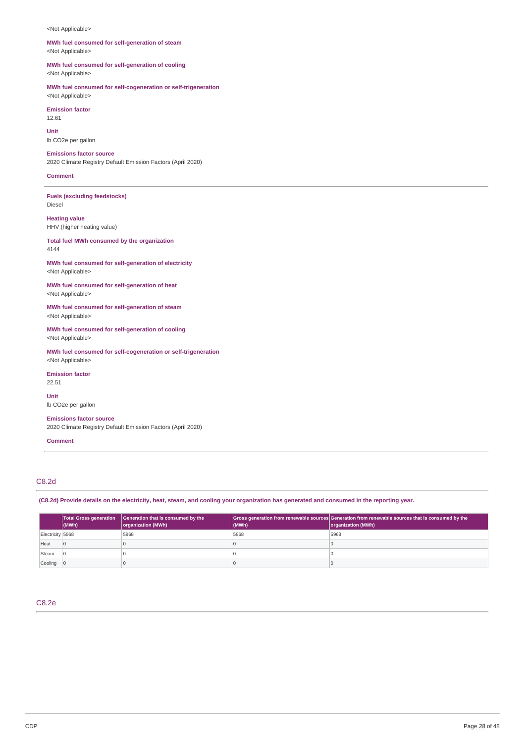<Not Applicable>

**MWh fuel consumed for self-generation of steam**
<Not Applicable>

**MWh fuel consumed for self-generation of cooling**
<Not Applicable>

**MWh fuel consumed for self-cogeneration or self-trigeneration**
<Not Applicable>

**Emission factor**
12.61

**Unit**
lb CO2e per gallon

**Emissions factor source**
2020 Climate Registry Default Emission Factors (April 2020)

**Comment**

---

**Fuels (excluding feedstocks)**
Diesel

**Heating value**
HHV (higher heating value)

**Total fuel MWh consumed by the organization**
4144

**MWh fuel consumed for self-generation of electricity**
<Not Applicable>

**MWh fuel consumed for self-generation of heat**
<Not Applicable>

**MWh fuel consumed for self-generation of steam**
<Not Applicable>

**MWh fuel consumed for self-generation of cooling**
<Not Applicable>

**MWh fuel consumed for self-cogeneration or self-trigeneration**
<Not Applicable>

**Emission factor**
22.51

**Unit**
lb CO2e per gallon

**Emissions factor source**
2020 Climate Registry Default Emission Factors (April 2020)

**Comment**

---

## C8.2d

**(C8.2d) Provide details on the electricity, heat, steam, and cooling your organization has generated and consumed in the reporting year.**

| | Total Gross generation (MWh) | Generation that is consumed by the organization (MWh) | Gross generation from renewable sources (MWh) | Generation from renewable sources that is consumed by the organization (MWh) |
|---|---|---|---|---|
| Electricity | 5968 | 5968 | 5968 | 5968 |
| Heat | 0 | 0 | 0 | 0 |
| Steam | 0 | 0 | 0 | 0 |
| Cooling | 0 | 0 | 0 | 0 |

## C8.2e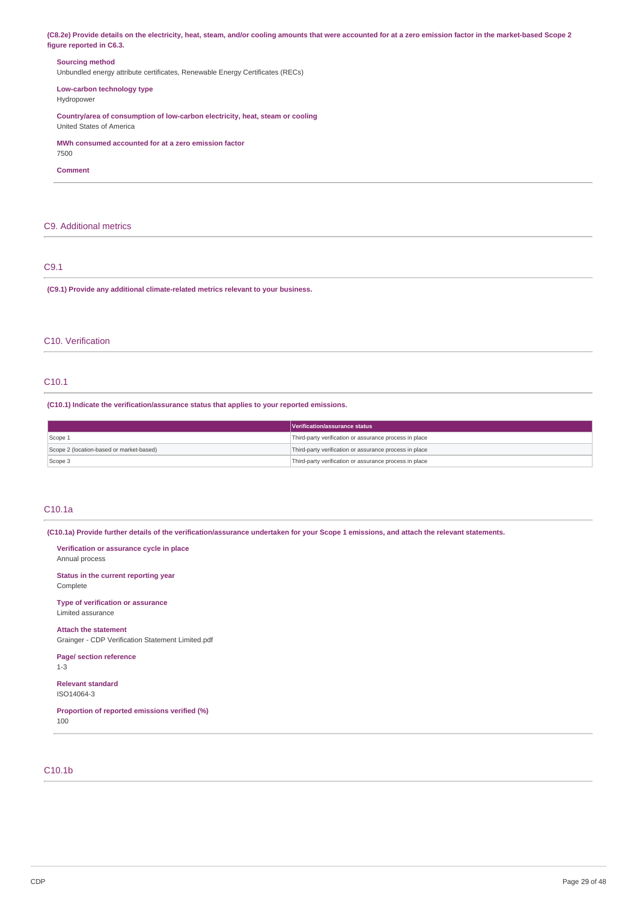**(C8.2e) Provide details on the electricity, heat, steam, and/or cooling amounts that were accounted for at a zero emission factor in the market-based Scope 2 figure reported in C6.3.**

**Sourcing method**
Unbundled energy attribute certificates, Renewable Energy Certificates (RECs)

**Low-carbon technology type**
Hydropower

**Country/area of consumption of low-carbon electricity, heat, steam or cooling**
United States of America

**MWh consumed accounted for at a zero emission factor**
7500

**Comment**

## C9. Additional metrics

### C9.1

**(C9.1) Provide any additional climate-related metrics relevant to your business.**

## C10. Verification

### C10.1

**(C10.1) Indicate the verification/assurance status that applies to your reported emissions.**

| | Verification/assurance status |
|---|---|
| Scope 1 | Third-party verification or assurance process in place |
| Scope 2 (location-based or market-based) | Third-party verification or assurance process in place |
| Scope 3 | Third-party verification or assurance process in place |

### C10.1a

**(C10.1a) Provide further details of the verification/assurance undertaken for your Scope 1 emissions, and attach the relevant statements.**

**Verification or assurance cycle in place**
Annual process

**Status in the current reporting year**
Complete

**Type of verification or assurance**
Limited assurance

**Attach the statement**
Grainger - CDP Verification Statement Limited.pdf

**Page/ section reference**
1-3

**Relevant standard**
ISO14064-3

**Proportion of reported emissions verified (%)**
100

### C10.1b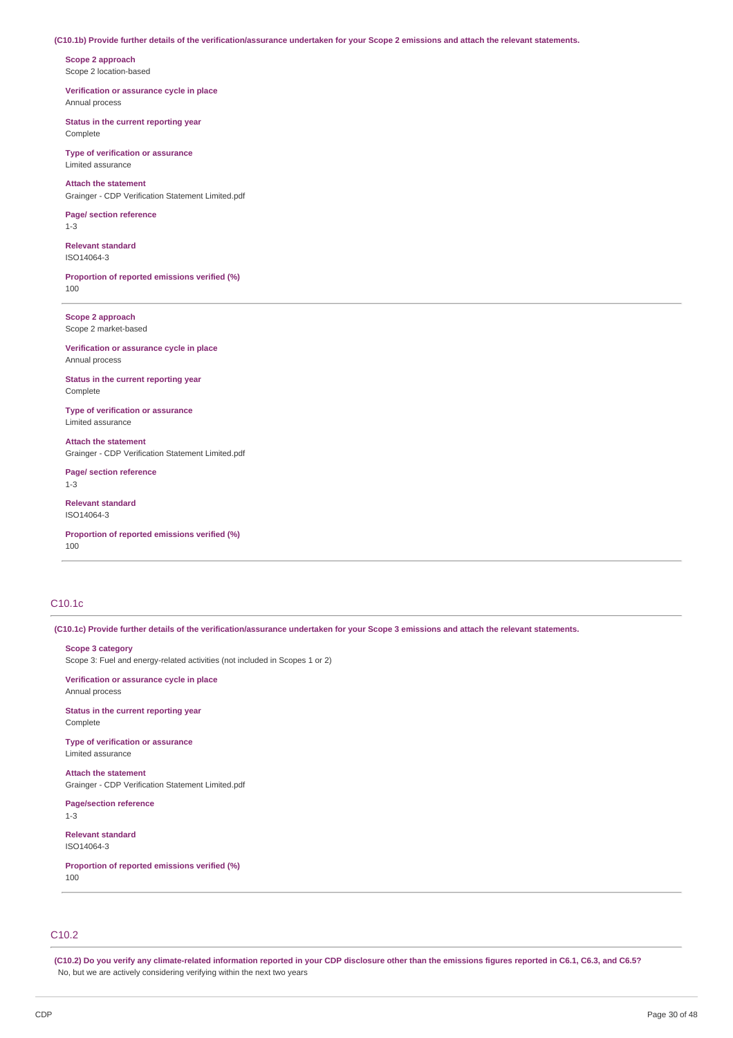**(C10.1b) Provide further details of the verification/assurance undertaken for your Scope 2 emissions and attach the relevant statements.**

**Scope 2 approach**
Scope 2 location-based

**Verification or assurance cycle in place**
Annual process

**Status in the current reporting year**
Complete

**Type of verification or assurance**
Limited assurance

**Attach the statement**
Grainger - CDP Verification Statement Limited.pdf

**Page/ section reference**
1-3

**Relevant standard**
ISO14064-3

**Proportion of reported emissions verified (%)**
100

---

**Scope 2 approach**
Scope 2 market-based

**Verification or assurance cycle in place**
Annual process

**Status in the current reporting year**
Complete

**Type of verification or assurance**
Limited assurance

**Attach the statement**
Grainger - CDP Verification Statement Limited.pdf

**Page/ section reference**
1-3

**Relevant standard**
ISO14064-3

**Proportion of reported emissions verified (%)**
100

---

## C10.1c

**(C10.1c) Provide further details of the verification/assurance undertaken for your Scope 3 emissions and attach the relevant statements.**

**Scope 3 category**
Scope 3: Fuel and energy-related activities (not included in Scopes 1 or 2)

**Verification or assurance cycle in place**
Annual process

**Status in the current reporting year**
Complete

**Type of verification or assurance**
Limited assurance

**Attach the statement**
Grainger - CDP Verification Statement Limited.pdf

**Page/section reference**
1-3

**Relevant standard**
ISO14064-3

**Proportion of reported emissions verified (%)**
100

---

## C10.2

**(C10.2) Do you verify any climate-related information reported in your CDP disclosure other than the emissions figures reported in C6.1, C6.3, and C6.5?**
No, but we are actively considering verifying within the next two years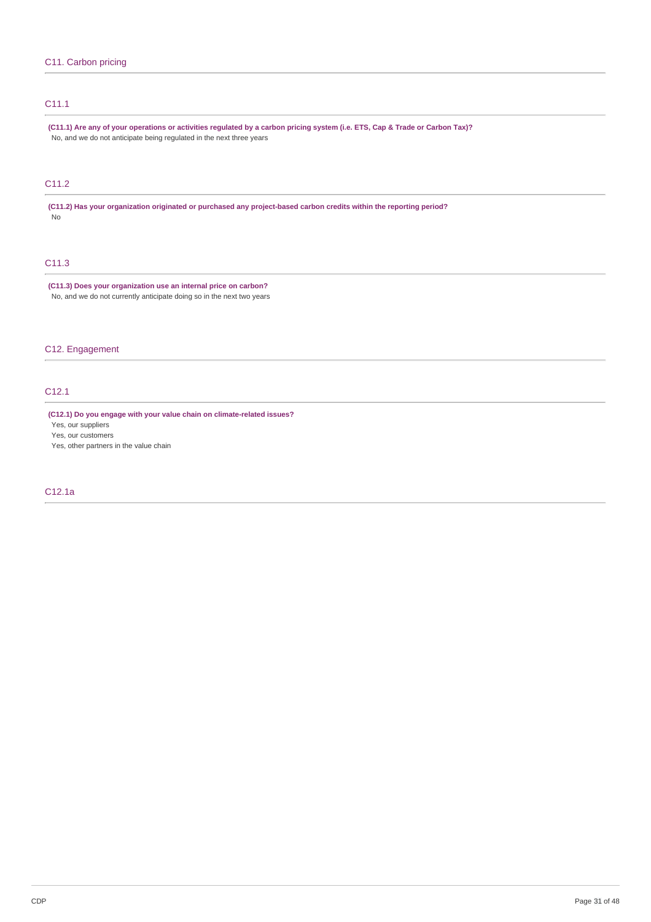## C11. Carbon pricing

### C11.1

**(C11.1) Are any of your operations or activities regulated by a carbon pricing system (i.e. ETS, Cap & Trade or Carbon Tax)?**

No, and we do not anticipate being regulated in the next three years

### C11.2

**(C11.2) Has your organization originated or purchased any project-based carbon credits within the reporting period?**

No

### C11.3

**(C11.3) Does your organization use an internal price on carbon?**

No, and we do not currently anticipate doing so in the next two years

## C12. Engagement

### C12.1

**(C12.1) Do you engage with your value chain on climate-related issues?**

Yes, our suppliers

Yes, our customers

Yes, other partners in the value chain

### C12.1a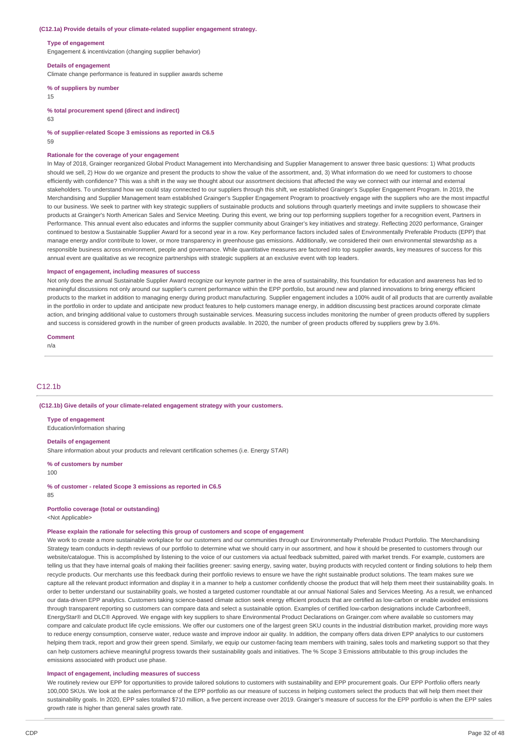**(C12.1a) Provide details of your climate-related supplier engagement strategy.**

**Type of engagement**

Engagement & incentivization (changing supplier behavior)

**Details of engagement**

Climate change performance is featured in supplier awards scheme

**% of suppliers by number**

15

**% total procurement spend (direct and indirect)**

63

**% of supplier-related Scope 3 emissions as reported in C6.5**

59

**Rationale for the coverage of your engagement**

In May of 2018, Grainger reorganized Global Product Management into Merchandising and Supplier Management to answer three basic questions: 1) What products should we sell, 2) How do we organize and present the products to show the value of the assortment, and, 3) What information do we need for customers to choose efficiently with confidence? This was a shift in the way we thought about our assortment decisions that affected the way we connect with our internal and external stakeholders. To understand how we could stay connected to our suppliers through this shift, we established Grainger's Supplier Engagement Program. In 2019, the Merchandising and Supplier Management team established Grainger's Supplier Engagement Program to proactively engage with the suppliers who are the most impactful to our business. We seek to partner with key strategic suppliers of sustainable products and solutions through quarterly meetings and invite suppliers to showcase their products at Grainger's North American Sales and Service Meeting. During this event, we bring our top performing suppliers together for a recognition event, Partners in Performance. This annual event also educates and informs the supplier community about Grainger's key initiatives and strategy. Reflecting 2020 performance, Grainger continued to bestow a Sustainable Supplier Award for a second year in a row. Key performance factors included sales of Environmentally Preferable Products (EPP) that manage energy and/or contribute to lower, or more transparency in greenhouse gas emissions. Additionally, we considered their own environmental stewardship as a responsible business across environment, people and governance. While quantitative measures are factored into top supplier awards, key measures of success for this annual event are qualitative as we recognize partnerships with strategic suppliers at an exclusive event with top leaders.

**Impact of engagement, including measures of success**

Not only does the annual Sustainable Supplier Award recognize our keynote partner in the area of sustainability, this foundation for education and awareness has led to meaningful discussions not only around our supplier's current performance within the EPP portfolio, but around new and planned innovations to bring energy efficient products to the market in addition to managing energy during product manufacturing. Supplier engagement includes a 100% audit of all products that are currently available in the portfolio in order to update and anticipate new product features to help customers manage energy, in addition discussing best practices around corporate climate action, and bringing additional value to customers through sustainable services. Measuring success includes monitoring the number of green products offered by suppliers and success is considered growth in the number of green products available. In 2020, the number of green products offered by suppliers grew by 3.6%.

**Comment**

n/a

## C12.1b

**(C12.1b) Give details of your climate-related engagement strategy with your customers.**

**Type of engagement**

Education/information sharing

**Details of engagement**

Share information about your products and relevant certification schemes (i.e. Energy STAR)

**% of customers by number**

100

**% of customer - related Scope 3 emissions as reported in C6.5**

85

**Portfolio coverage (total or outstanding)**

<Not Applicable>

**Please explain the rationale for selecting this group of customers and scope of engagement**

We work to create a more sustainable workplace for our customers and our communities through our Environmentally Preferable Product Portfolio. The Merchandising Strategy team conducts in-depth reviews of our portfolio to determine what we should carry in our assortment, and how it should be presented to customers through our website/catalogue. This is accomplished by listening to the voice of our customers via actual feedback submitted, paired with market trends. For example, customers are telling us that they have internal goals of making their facilities greener: saving energy, saving water, buying products with recycled content or finding solutions to help them recycle products. Our merchants use this feedback during their portfolio reviews to ensure we have the right sustainable product solutions. The team makes sure we capture all the relevant product information and display it in a manner to help a customer confidently choose the product that will help them meet their sustainability goals. In order to better understand our sustainability goals, we hosted a targeted customer roundtable at our annual National Sales and Services Meeting. As a result, we enhanced our data-driven EPP analytics. Customers taking science-based climate action seek energy efficient products that are certified as low-carbon or enable avoided emissions through transparent reporting so customers can compare data and select a sustainable option. Examples of certified low-carbon designations include Carbonfree®, EnergyStar® and DLC® Approved. We engage with key suppliers to share Environmental Product Declarations on Grainger.com where available so customers may compare and calculate product life cycle emissions. We offer our customers one of the largest green SKU counts in the industrial distribution market, providing more ways to reduce energy consumption, conserve water, reduce waste and improve indoor air quality. In addition, the company offers data driven EPP analytics to our customers helping them track, report and grow their green spend. Similarly, we equip our customer-facing team members with training, sales tools and marketing support so that they can help customers achieve meaningful progress towards their sustainability goals and initiatives. The % Scope 3 Emissions attributable to this group includes the emissions associated with product use phase.

**Impact of engagement, including measures of success**

We routinely review our EPP for opportunities to provide tailored solutions to customers with sustainability and EPP procurement goals. Our EPP Portfolio offers nearly 100,000 SKUs. We look at the sales performance of the EPP portfolio as our measure of success in helping customers select the products that will help them meet their sustainability goals. In 2020, EPP sales totalled $710 million, a five percent increase over 2019. Grainger's measure of success for the EPP portfolio is when the EPP sales growth rate is higher than general sales growth rate.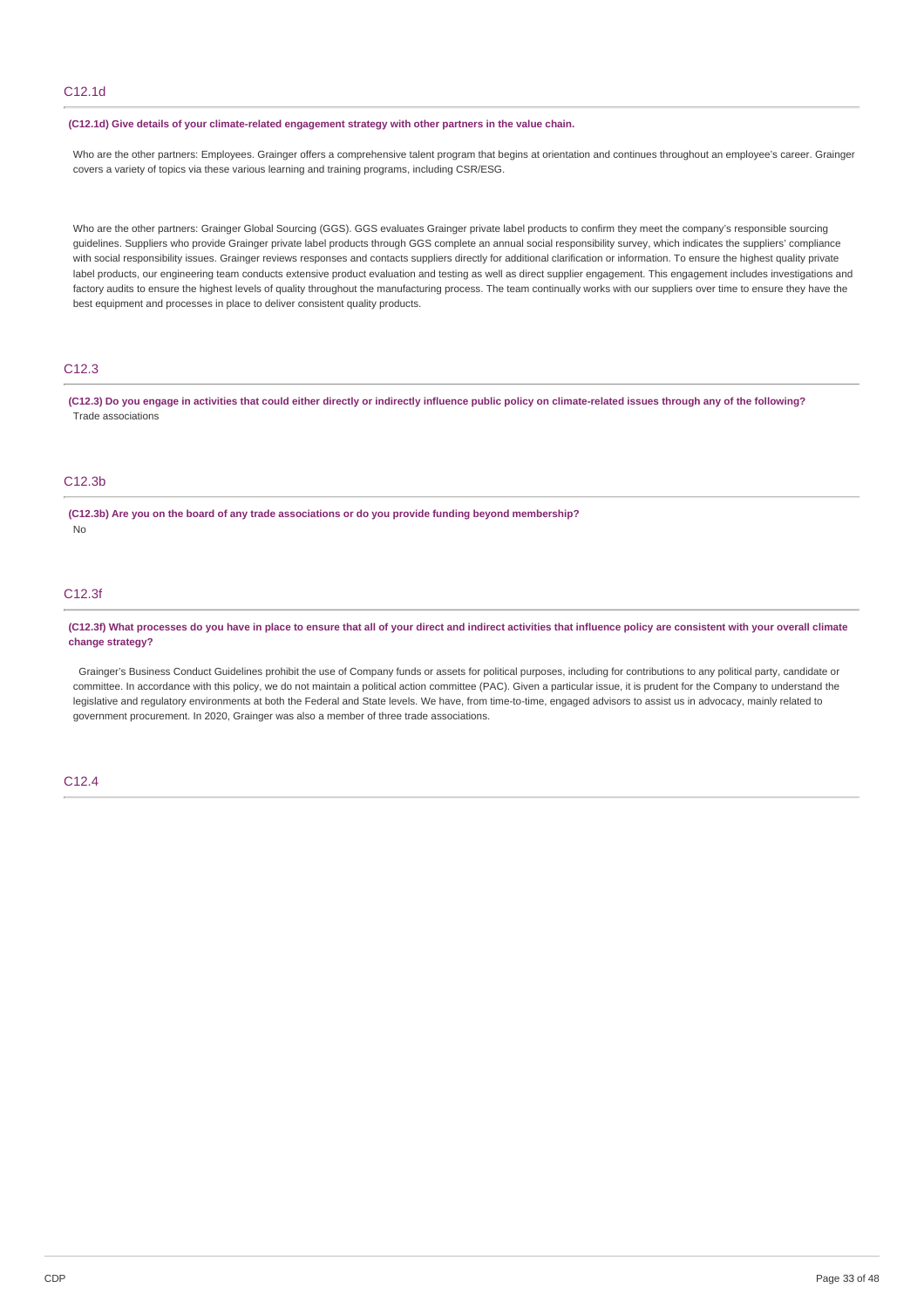## C12.1d

**(C12.1d) Give details of your climate-related engagement strategy with other partners in the value chain.**

Who are the other partners: Employees. Grainger offers a comprehensive talent program that begins at orientation and continues throughout an employee's career. Grainger covers a variety of topics via these various learning and training programs, including CSR/ESG.

Who are the other partners: Grainger Global Sourcing (GGS). GGS evaluates Grainger private label products to confirm they meet the company's responsible sourcing guidelines. Suppliers who provide Grainger private label products through GGS complete an annual social responsibility survey, which indicates the suppliers' compliance with social responsibility issues. Grainger reviews responses and contacts suppliers directly for additional clarification or information. To ensure the highest quality private label products, our engineering team conducts extensive product evaluation and testing as well as direct supplier engagement. This engagement includes investigations and factory audits to ensure the highest levels of quality throughout the manufacturing process. The team continually works with our suppliers over time to ensure they have the best equipment and processes in place to deliver consistent quality products.

## C12.3

**(C12.3) Do you engage in activities that could either directly or indirectly influence public policy on climate-related issues through any of the following?**

Trade associations

## C12.3b

**(C12.3b) Are you on the board of any trade associations or do you provide funding beyond membership?**

No

## C12.3f

**(C12.3f) What processes do you have in place to ensure that all of your direct and indirect activities that influence policy are consistent with your overall climate change strategy?**

Grainger's Business Conduct Guidelines prohibit the use of Company funds or assets for political purposes, including for contributions to any political party, candidate or committee. In accordance with this policy, we do not maintain a political action committee (PAC). Given a particular issue, it is prudent for the Company to understand the legislative and regulatory environments at both the Federal and State levels. We have, from time-to-time, engaged advisors to assist us in advocacy, mainly related to government procurement. In 2020, Grainger was also a member of three trade associations.

## C12.4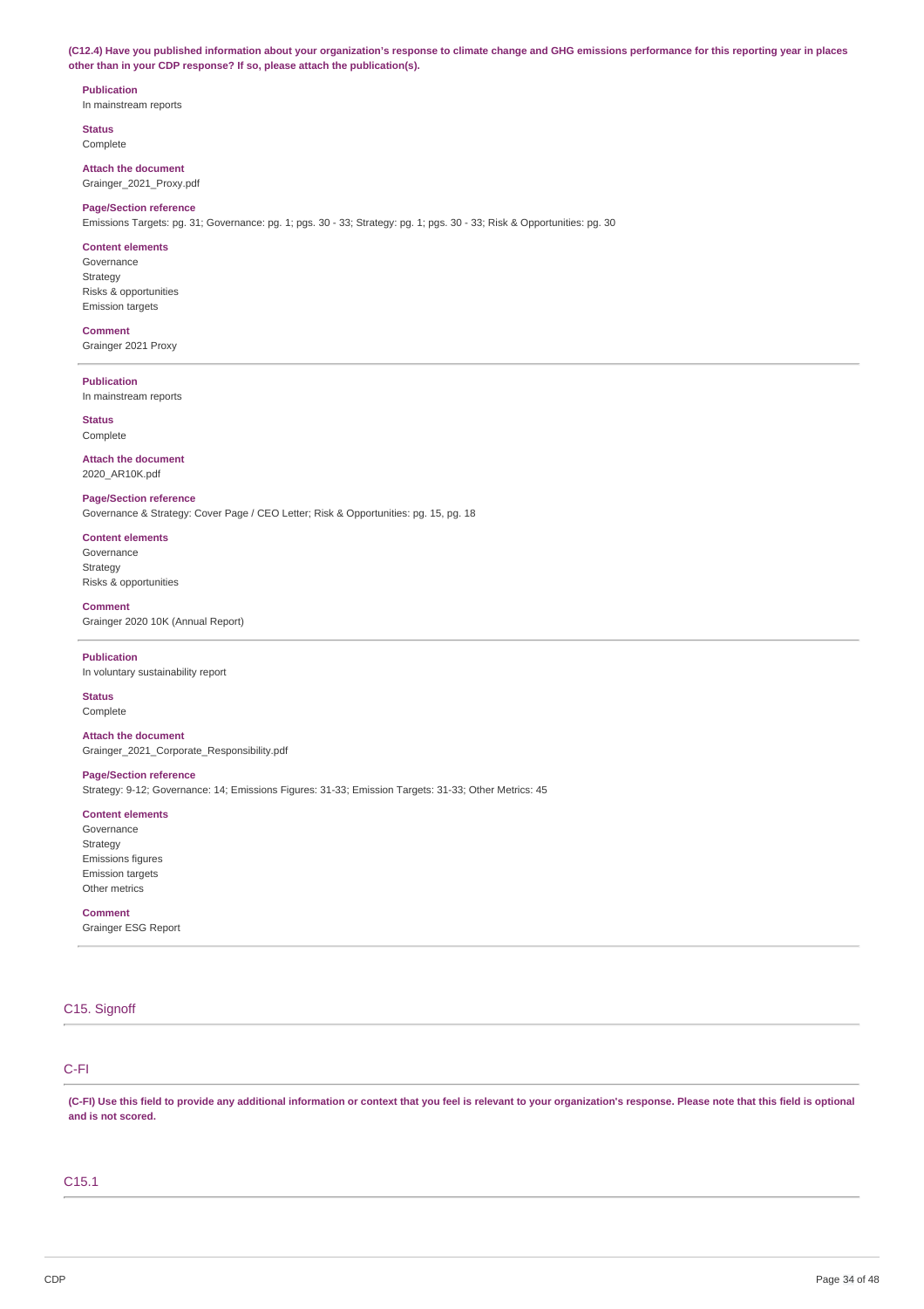**(C12.4) Have you published information about your organization's response to climate change and GHG emissions performance for this reporting year in places other than in your CDP response? If so, please attach the publication(s).**

**Publication**
In mainstream reports

**Status**
Complete

**Attach the document**
Grainger_2021_Proxy.pdf

**Page/Section reference**
Emissions Targets: pg. 31; Governance: pg. 1; pgs. 30 - 33; Strategy: pg. 1; pgs. 30 - 33; Risk & Opportunities: pg. 30

**Content elements**
Governance
Strategy
Risks & opportunities
Emission targets

**Comment**
Grainger 2021 Proxy

---

**Publication**
In mainstream reports

**Status**
Complete

**Attach the document**
2020_AR10K.pdf

**Page/Section reference**
Governance & Strategy: Cover Page / CEO Letter; Risk & Opportunities: pg. 15, pg. 18

**Content elements**
Governance
Strategy
Risks & opportunities

**Comment**
Grainger 2020 10K (Annual Report)

---

**Publication**
In voluntary sustainability report

**Status**
Complete

**Attach the document**
Grainger_2021_Corporate_Responsibility.pdf

**Page/Section reference**
Strategy: 9-12; Governance: 14; Emissions Figures: 31-33; Emission Targets: 31-33; Other Metrics: 45

**Content elements**
Governance
Strategy
Emissions figures
Emission targets
Other metrics

**Comment**
Grainger ESG Report

---

## C15. Signoff

### C-FI

**(C-FI) Use this field to provide any additional information or context that you feel is relevant to your organization's response. Please note that this field is optional and is not scored.**

### C15.1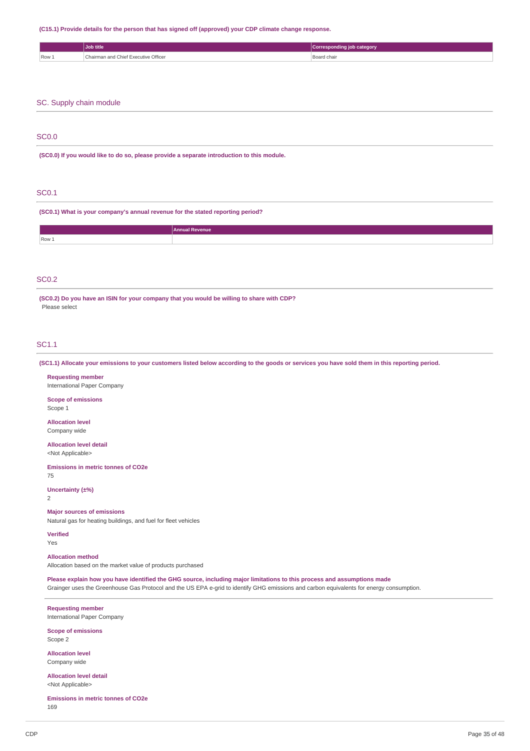**(C15.1) Provide details for the person that has signed off (approved) your CDP climate change response.**

| | Job title | Corresponding job category |
|---|---|---|
| Row 1 | Chairman and Chief Executive Officer | Board chair |

## SC. Supply chain module

### SC0.0

**(SC0.0) If you would like to do so, please provide a separate introduction to this module.**

### SC0.1

**(SC0.1) What is your company's annual revenue for the stated reporting period?**

| | Annual Revenue |
|---|---|
| Row 1 | |

### SC0.2

**(SC0.2) Do you have an ISIN for your company that you would be willing to share with CDP?**

Please select

### SC1.1

**(SC1.1) Allocate your emissions to your customers listed below according to the goods or services you have sold them in this reporting period.**

**Requesting member**
International Paper Company

**Scope of emissions**
Scope 1

**Allocation level**
Company wide

**Allocation level detail**
<Not Applicable>

**Emissions in metric tonnes of CO2e**
75

**Uncertainty (±%)**
2

**Major sources of emissions**
Natural gas for heating buildings, and fuel for fleet vehicles

**Verified**
Yes

**Allocation method**
Allocation based on the market value of products purchased

**Please explain how you have identified the GHG source, including major limitations to this process and assumptions made**
Grainger uses the Greenhouse Gas Protocol and the US EPA e-grid to identify GHG emissions and carbon equivalents for energy consumption.

---

**Requesting member**
International Paper Company

**Scope of emissions**
Scope 2

**Allocation level**
Company wide

**Allocation level detail**
<Not Applicable>

**Emissions in metric tonnes of CO2e**
169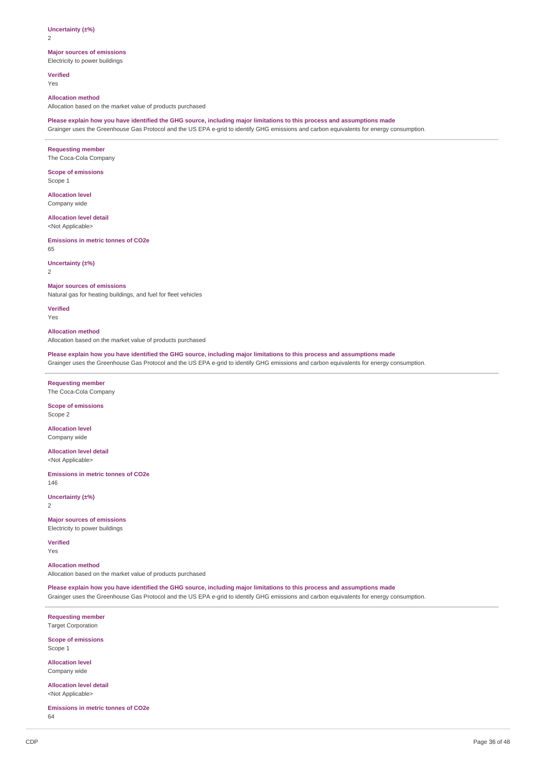**Uncertainty (±%)**
2

**Major sources of emissions**
Electricity to power buildings

**Verified**
Yes

**Allocation method**
Allocation based on the market value of products purchased

**Please explain how you have identified the GHG source, including major limitations to this process and assumptions made**
Grainger uses the Greenhouse Gas Protocol and the US EPA e-grid to identify GHG emissions and carbon equivalents for energy consumption.

---

**Requesting member**
The Coca-Cola Company

**Scope of emissions**
Scope 1

**Allocation level**
Company wide

**Allocation level detail**
<Not Applicable>

**Emissions in metric tonnes of CO2e**
65

**Uncertainty (±%)**
2

**Major sources of emissions**
Natural gas for heating buildings, and fuel for fleet vehicles

**Verified**
Yes

**Allocation method**
Allocation based on the market value of products purchased

**Please explain how you have identified the GHG source, including major limitations to this process and assumptions made**
Grainger uses the Greenhouse Gas Protocol and the US EPA e-grid to identify GHG emissions and carbon equivalents for energy consumption.

---

**Requesting member**
The Coca-Cola Company

**Scope of emissions**
Scope 2

**Allocation level**
Company wide

**Allocation level detail**
<Not Applicable>

**Emissions in metric tonnes of CO2e**
146

**Uncertainty (±%)**
2

**Major sources of emissions**
Electricity to power buildings

**Verified**
Yes

**Allocation method**
Allocation based on the market value of products purchased

**Please explain how you have identified the GHG source, including major limitations to this process and assumptions made**
Grainger uses the Greenhouse Gas Protocol and the US EPA e-grid to identify GHG emissions and carbon equivalents for energy consumption.

---

**Requesting member**
Target Corporation

**Scope of emissions**
Scope 1

**Allocation level**
Company wide

**Allocation level detail**
<Not Applicable>

**Emissions in metric tonnes of CO2e**
64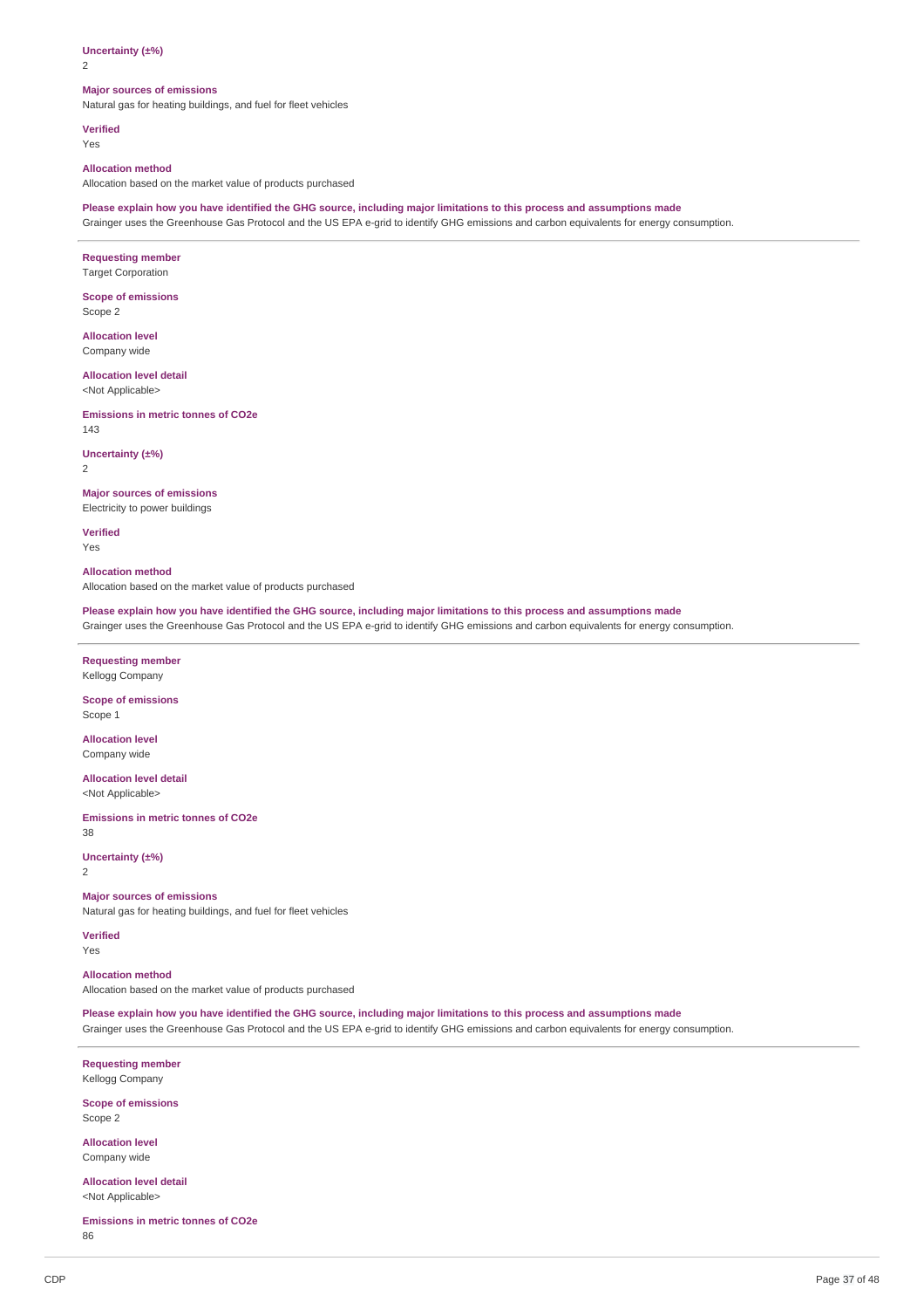**Uncertainty (±%)**
2

**Major sources of emissions**
Natural gas for heating buildings, and fuel for fleet vehicles

**Verified**
Yes

**Allocation method**
Allocation based on the market value of products purchased

**Please explain how you have identified the GHG source, including major limitations to this process and assumptions made**
Grainger uses the Greenhouse Gas Protocol and the US EPA e-grid to identify GHG emissions and carbon equivalents for energy consumption.

---

**Requesting member**
Target Corporation

**Scope of emissions**
Scope 2

**Allocation level**
Company wide

**Allocation level detail**
<Not Applicable>

**Emissions in metric tonnes of CO2e**
143

**Uncertainty (±%)**
2

**Major sources of emissions**
Electricity to power buildings

**Verified**
Yes

**Allocation method**
Allocation based on the market value of products purchased

**Please explain how you have identified the GHG source, including major limitations to this process and assumptions made**
Grainger uses the Greenhouse Gas Protocol and the US EPA e-grid to identify GHG emissions and carbon equivalents for energy consumption.

---

**Requesting member**
Kellogg Company

**Scope of emissions**
Scope 1

**Allocation level**
Company wide

**Allocation level detail**
<Not Applicable>

**Emissions in metric tonnes of CO2e**
38

**Uncertainty (±%)**
2

**Major sources of emissions**
Natural gas for heating buildings, and fuel for fleet vehicles

**Verified**
Yes

**Allocation method**
Allocation based on the market value of products purchased

**Please explain how you have identified the GHG source, including major limitations to this process and assumptions made**
Grainger uses the Greenhouse Gas Protocol and the US EPA e-grid to identify GHG emissions and carbon equivalents for energy consumption.

---

**Requesting member**
Kellogg Company

**Scope of emissions**
Scope 2

**Allocation level**
Company wide

**Allocation level detail**
<Not Applicable>

**Emissions in metric tonnes of CO2e**
86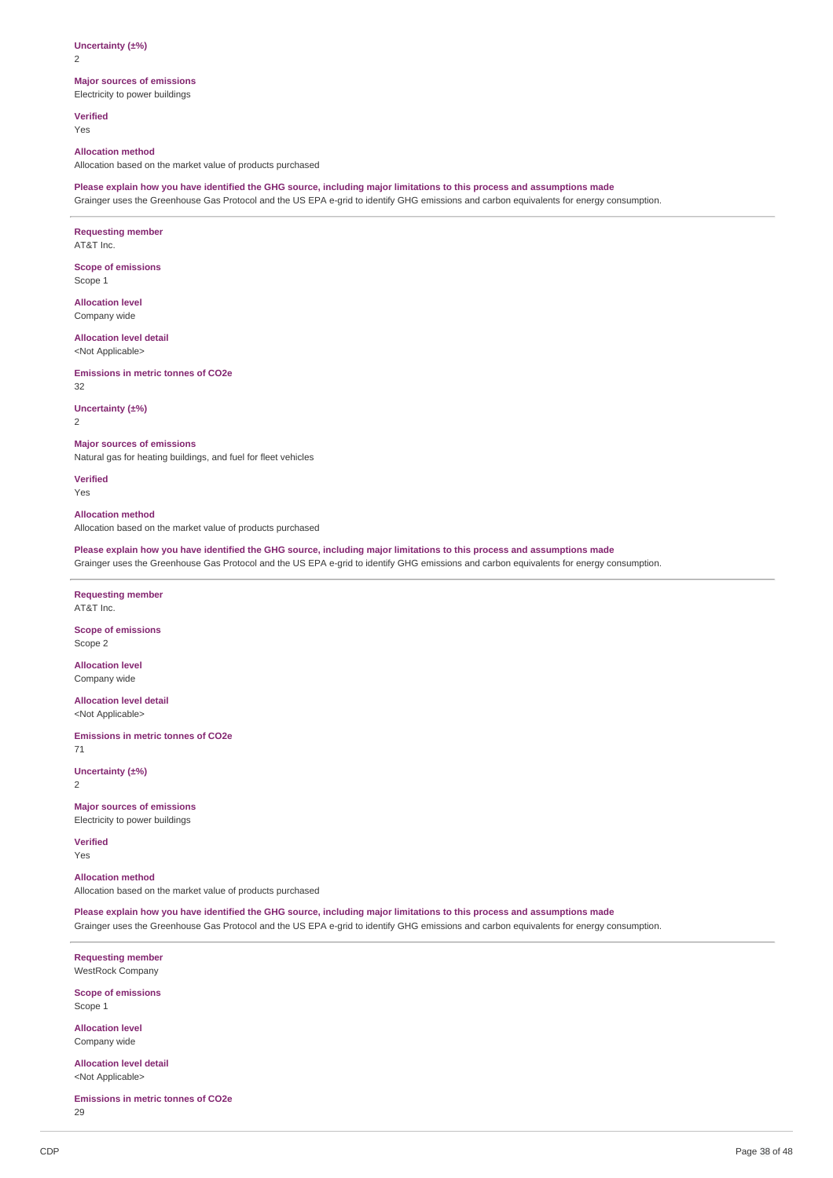**Uncertainty (±%)**
2

**Major sources of emissions**
Electricity to power buildings

**Verified**
Yes

**Allocation method**
Allocation based on the market value of products purchased

**Please explain how you have identified the GHG source, including major limitations to this process and assumptions made**
Grainger uses the Greenhouse Gas Protocol and the US EPA e-grid to identify GHG emissions and carbon equivalents for energy consumption.

---

**Requesting member**
AT&T Inc.

**Scope of emissions**
Scope 1

**Allocation level**
Company wide

**Allocation level detail**
<Not Applicable>

**Emissions in metric tonnes of CO2e**
32

**Uncertainty (±%)**
2

**Major sources of emissions**
Natural gas for heating buildings, and fuel for fleet vehicles

**Verified**
Yes

**Allocation method**
Allocation based on the market value of products purchased

**Please explain how you have identified the GHG source, including major limitations to this process and assumptions made**
Grainger uses the Greenhouse Gas Protocol and the US EPA e-grid to identify GHG emissions and carbon equivalents for energy consumption.

---

**Requesting member**
AT&T Inc.

**Scope of emissions**
Scope 2

**Allocation level**
Company wide

**Allocation level detail**
<Not Applicable>

**Emissions in metric tonnes of CO2e**
71

**Uncertainty (±%)**
2

**Major sources of emissions**
Electricity to power buildings

**Verified**
Yes

**Allocation method**
Allocation based on the market value of products purchased

**Please explain how you have identified the GHG source, including major limitations to this process and assumptions made**
Grainger uses the Greenhouse Gas Protocol and the US EPA e-grid to identify GHG emissions and carbon equivalents for energy consumption.

---

**Requesting member**
WestRock Company

**Scope of emissions**
Scope 1

**Allocation level**
Company wide

**Allocation level detail**
<Not Applicable>

**Emissions in metric tonnes of CO2e**
29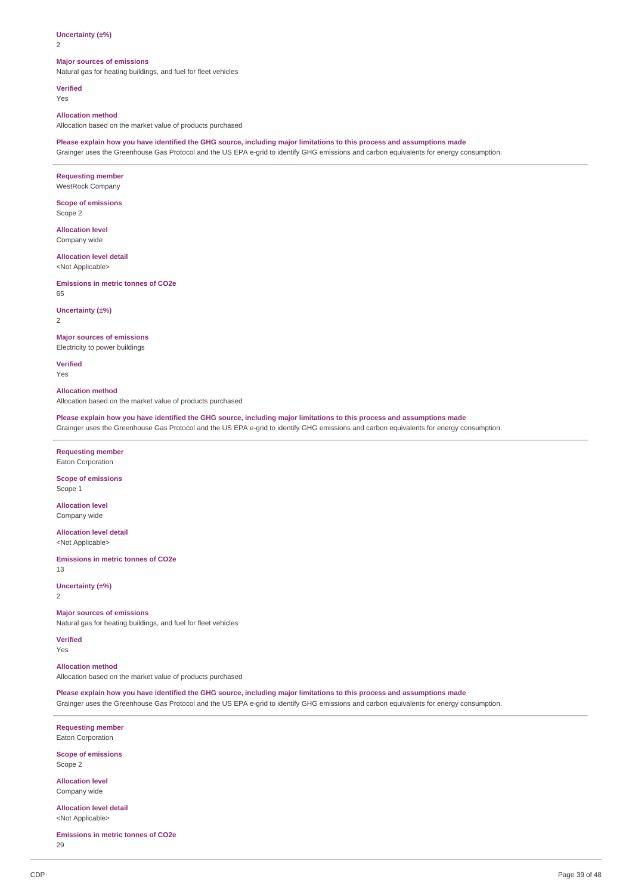**Uncertainty (±%)**
2

**Major sources of emissions**
Natural gas for heating buildings, and fuel for fleet vehicles

**Verified**
Yes

**Allocation method**
Allocation based on the market value of products purchased

**Please explain how you have identified the GHG source, including major limitations to this process and assumptions made**
Grainger uses the Greenhouse Gas Protocol and the US EPA e-grid to identify GHG emissions and carbon equivalents for energy consumption.

---

**Requesting member**
WestRock Company

**Scope of emissions**
Scope 2

**Allocation level**
Company wide

**Allocation level detail**
<Not Applicable>

**Emissions in metric tonnes of CO2e**
65

**Uncertainty (±%)**
2

**Major sources of emissions**
Electricity to power buildings

**Verified**
Yes

**Allocation method**
Allocation based on the market value of products purchased

**Please explain how you have identified the GHG source, including major limitations to this process and assumptions made**
Grainger uses the Greenhouse Gas Protocol and the US EPA e-grid to identify GHG emissions and carbon equivalents for energy consumption.

---

**Requesting member**
Eaton Corporation

**Scope of emissions**
Scope 1

**Allocation level**
Company wide

**Allocation level detail**
<Not Applicable>

**Emissions in metric tonnes of CO2e**
13

**Uncertainty (±%)**
2

**Major sources of emissions**
Natural gas for heating buildings, and fuel for fleet vehicles

**Verified**
Yes

**Allocation method**
Allocation based on the market value of products purchased

**Please explain how you have identified the GHG source, including major limitations to this process and assumptions made**
Grainger uses the Greenhouse Gas Protocol and the US EPA e-grid to identify GHG emissions and carbon equivalents for energy consumption.

---

**Requesting member**
Eaton Corporation

**Scope of emissions**
Scope 2

**Allocation level**
Company wide

**Allocation level detail**
<Not Applicable>

**Emissions in metric tonnes of CO2e**
29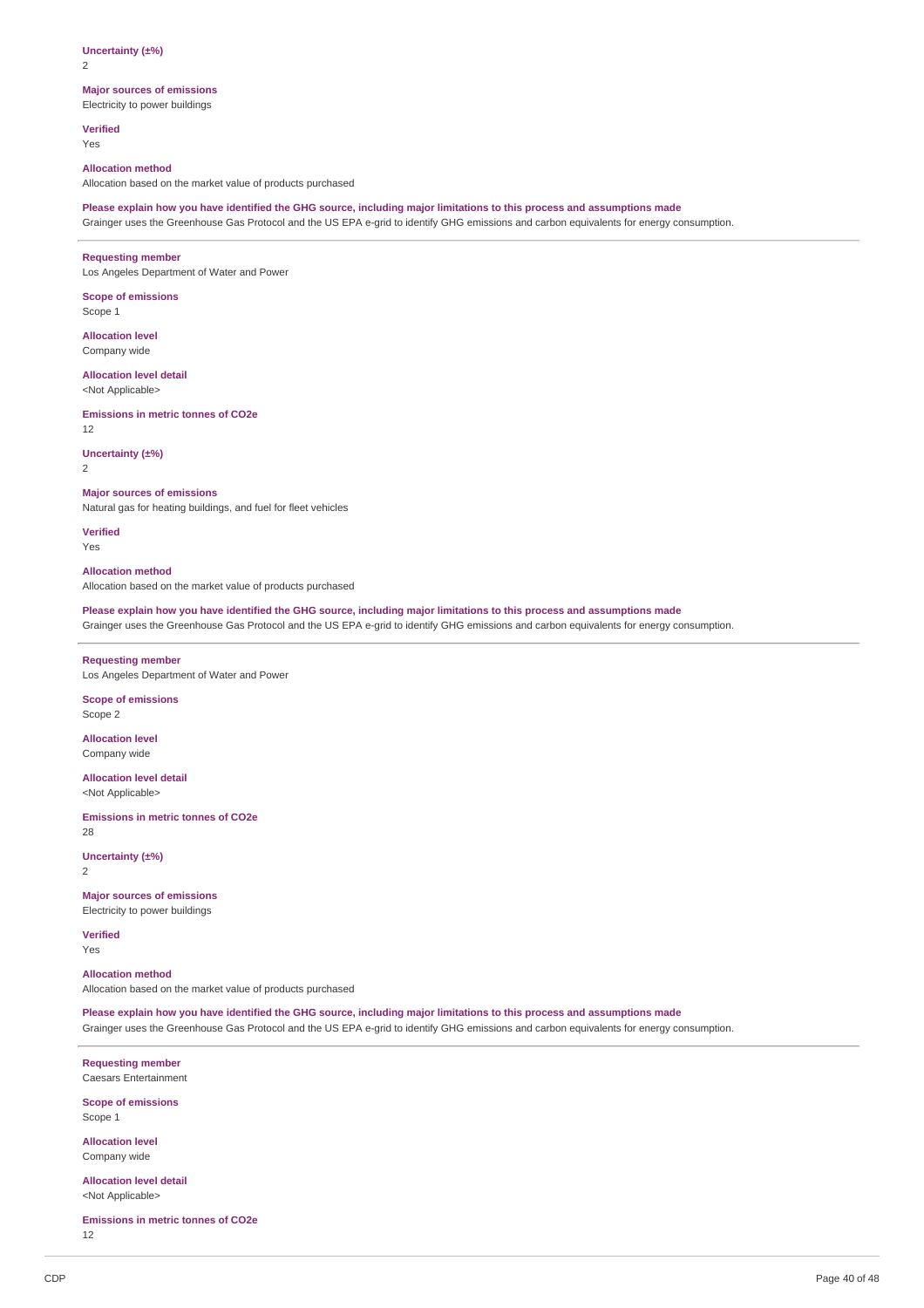**Uncertainty (±%)**
2

**Major sources of emissions**
Electricity to power buildings

**Verified**
Yes

**Allocation method**
Allocation based on the market value of products purchased

**Please explain how you have identified the GHG source, including major limitations to this process and assumptions made**
Grainger uses the Greenhouse Gas Protocol and the US EPA e-grid to identify GHG emissions and carbon equivalents for energy consumption.

---

**Requesting member**
Los Angeles Department of Water and Power

**Scope of emissions**
Scope 1

**Allocation level**
Company wide

**Allocation level detail**
<Not Applicable>

**Emissions in metric tonnes of CO2e**
12

**Uncertainty (±%)**
2

**Major sources of emissions**
Natural gas for heating buildings, and fuel for fleet vehicles

**Verified**
Yes

**Allocation method**
Allocation based on the market value of products purchased

**Please explain how you have identified the GHG source, including major limitations to this process and assumptions made**
Grainger uses the Greenhouse Gas Protocol and the US EPA e-grid to identify GHG emissions and carbon equivalents for energy consumption.

---

**Requesting member**
Los Angeles Department of Water and Power

**Scope of emissions**
Scope 2

**Allocation level**
Company wide

**Allocation level detail**
<Not Applicable>

**Emissions in metric tonnes of CO2e**
28

**Uncertainty (±%)**
2

**Major sources of emissions**
Electricity to power buildings

**Verified**
Yes

**Allocation method**
Allocation based on the market value of products purchased

**Please explain how you have identified the GHG source, including major limitations to this process and assumptions made**
Grainger uses the Greenhouse Gas Protocol and the US EPA e-grid to identify GHG emissions and carbon equivalents for energy consumption.

---

**Requesting member**
Caesars Entertainment

**Scope of emissions**
Scope 1

**Allocation level**
Company wide

**Allocation level detail**
<Not Applicable>

**Emissions in metric tonnes of CO2e**
12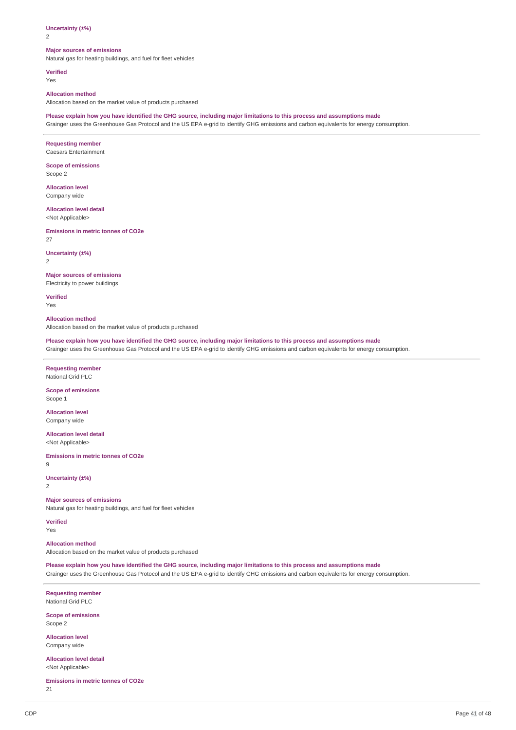**Uncertainty (±%)**
2

**Major sources of emissions**
Natural gas for heating buildings, and fuel for fleet vehicles

**Verified**
Yes

**Allocation method**
Allocation based on the market value of products purchased

**Please explain how you have identified the GHG source, including major limitations to this process and assumptions made**
Grainger uses the Greenhouse Gas Protocol and the US EPA e-grid to identify GHG emissions and carbon equivalents for energy consumption.

---

**Requesting member**
Caesars Entertainment

**Scope of emissions**
Scope 2

**Allocation level**
Company wide

**Allocation level detail**
<Not Applicable>

**Emissions in metric tonnes of CO2e**
27

**Uncertainty (±%)**
2

**Major sources of emissions**
Electricity to power buildings

**Verified**
Yes

**Allocation method**
Allocation based on the market value of products purchased

**Please explain how you have identified the GHG source, including major limitations to this process and assumptions made**
Grainger uses the Greenhouse Gas Protocol and the US EPA e-grid to identify GHG emissions and carbon equivalents for energy consumption.

---

**Requesting member**
National Grid PLC

**Scope of emissions**
Scope 1

**Allocation level**
Company wide

**Allocation level detail**
<Not Applicable>

**Emissions in metric tonnes of CO2e**
9

**Uncertainty (±%)**
2

**Major sources of emissions**
Natural gas for heating buildings, and fuel for fleet vehicles

**Verified**
Yes

**Allocation method**
Allocation based on the market value of products purchased

**Please explain how you have identified the GHG source, including major limitations to this process and assumptions made**
Grainger uses the Greenhouse Gas Protocol and the US EPA e-grid to identify GHG emissions and carbon equivalents for energy consumption.

---

**Requesting member**
National Grid PLC

**Scope of emissions**
Scope 2

**Allocation level**
Company wide

**Allocation level detail**
<Not Applicable>

**Emissions in metric tonnes of CO2e**
21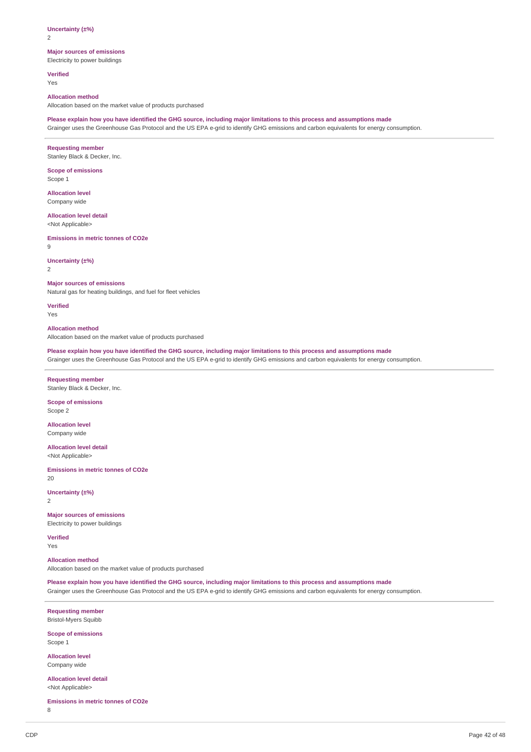**Uncertainty (±%)**
2

**Major sources of emissions**
Electricity to power buildings

**Verified**
Yes

**Allocation method**
Allocation based on the market value of products purchased

**Please explain how you have identified the GHG source, including major limitations to this process and assumptions made**
Grainger uses the Greenhouse Gas Protocol and the US EPA e-grid to identify GHG emissions and carbon equivalents for energy consumption.

---

**Requesting member**
Stanley Black & Decker, Inc.

**Scope of emissions**
Scope 1

**Allocation level**
Company wide

**Allocation level detail**
<Not Applicable>

**Emissions in metric tonnes of CO2e**
9

**Uncertainty (±%)**
2

**Major sources of emissions**
Natural gas for heating buildings, and fuel for fleet vehicles

**Verified**
Yes

**Allocation method**
Allocation based on the market value of products purchased

**Please explain how you have identified the GHG source, including major limitations to this process and assumptions made**
Grainger uses the Greenhouse Gas Protocol and the US EPA e-grid to identify GHG emissions and carbon equivalents for energy consumption.

---

**Requesting member**
Stanley Black & Decker, Inc.

**Scope of emissions**
Scope 2

**Allocation level**
Company wide

**Allocation level detail**
<Not Applicable>

**Emissions in metric tonnes of CO2e**
20

**Uncertainty (±%)**
2

**Major sources of emissions**
Electricity to power buildings

**Verified**
Yes

**Allocation method**
Allocation based on the market value of products purchased

**Please explain how you have identified the GHG source, including major limitations to this process and assumptions made**
Grainger uses the Greenhouse Gas Protocol and the US EPA e-grid to identify GHG emissions and carbon equivalents for energy consumption.

---

**Requesting member**
Bristol-Myers Squibb

**Scope of emissions**
Scope 1

**Allocation level**
Company wide

**Allocation level detail**
<Not Applicable>

**Emissions in metric tonnes of CO2e**
8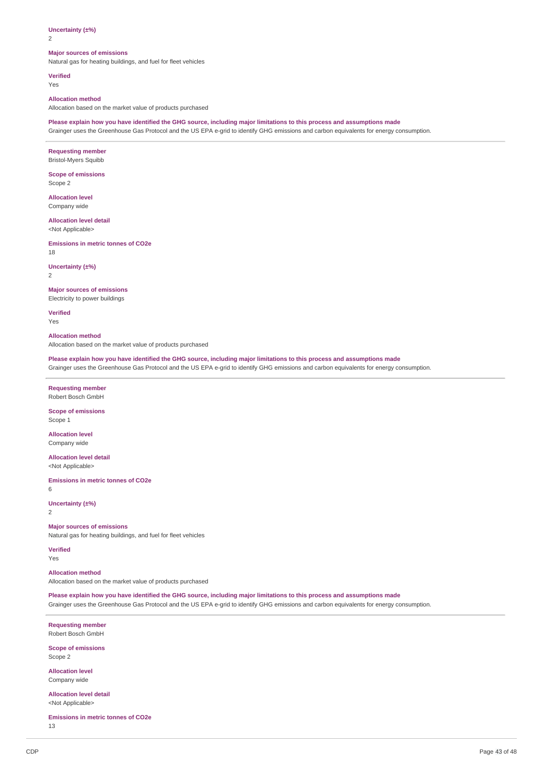**Uncertainty (±%)**
2

**Major sources of emissions**
Natural gas for heating buildings, and fuel for fleet vehicles

**Verified**
Yes

**Allocation method**
Allocation based on the market value of products purchased

**Please explain how you have identified the GHG source, including major limitations to this process and assumptions made**
Grainger uses the Greenhouse Gas Protocol and the US EPA e-grid to identify GHG emissions and carbon equivalents for energy consumption.

---

**Requesting member**
Bristol-Myers Squibb

**Scope of emissions**
Scope 2

**Allocation level**
Company wide

**Allocation level detail**
<Not Applicable>

**Emissions in metric tonnes of CO2e**
18

**Uncertainty (±%)**
2

**Major sources of emissions**
Electricity to power buildings

**Verified**
Yes

**Allocation method**
Allocation based on the market value of products purchased

**Please explain how you have identified the GHG source, including major limitations to this process and assumptions made**
Grainger uses the Greenhouse Gas Protocol and the US EPA e-grid to identify GHG emissions and carbon equivalents for energy consumption.

---

**Requesting member**
Robert Bosch GmbH

**Scope of emissions**
Scope 1

**Allocation level**
Company wide

**Allocation level detail**
<Not Applicable>

**Emissions in metric tonnes of CO2e**
6

**Uncertainty (±%)**
2

**Major sources of emissions**
Natural gas for heating buildings, and fuel for fleet vehicles

**Verified**
Yes

**Allocation method**
Allocation based on the market value of products purchased

**Please explain how you have identified the GHG source, including major limitations to this process and assumptions made**
Grainger uses the Greenhouse Gas Protocol and the US EPA e-grid to identify GHG emissions and carbon equivalents for energy consumption.

---

**Requesting member**
Robert Bosch GmbH

**Scope of emissions**
Scope 2

**Allocation level**
Company wide

**Allocation level detail**
<Not Applicable>

**Emissions in metric tonnes of CO2e**
13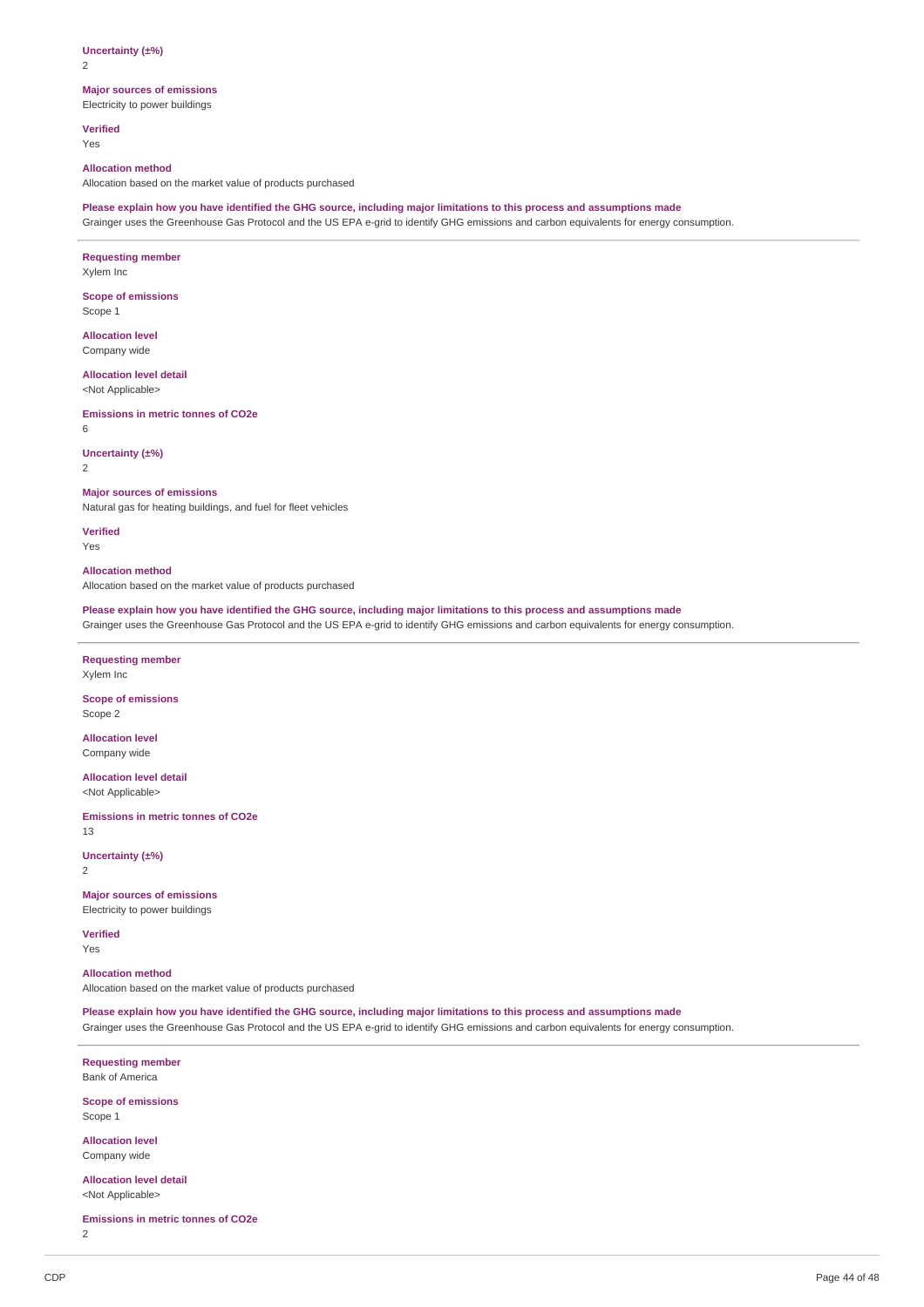**Uncertainty (±%)**
2

**Major sources of emissions**
Electricity to power buildings

**Verified**
Yes

**Allocation method**
Allocation based on the market value of products purchased

**Please explain how you have identified the GHG source, including major limitations to this process and assumptions made**
Grainger uses the Greenhouse Gas Protocol and the US EPA e-grid to identify GHG emissions and carbon equivalents for energy consumption.

---

**Requesting member**
Xylem Inc

**Scope of emissions**
Scope 1

**Allocation level**
Company wide

**Allocation level detail**
<Not Applicable>

**Emissions in metric tonnes of CO2e**
6

**Uncertainty (±%)**
2

**Major sources of emissions**
Natural gas for heating buildings, and fuel for fleet vehicles

**Verified**
Yes

**Allocation method**
Allocation based on the market value of products purchased

**Please explain how you have identified the GHG source, including major limitations to this process and assumptions made**
Grainger uses the Greenhouse Gas Protocol and the US EPA e-grid to identify GHG emissions and carbon equivalents for energy consumption.

---

**Requesting member**
Xylem Inc

**Scope of emissions**
Scope 2

**Allocation level**
Company wide

**Allocation level detail**
<Not Applicable>

**Emissions in metric tonnes of CO2e**
13

**Uncertainty (±%)**
2

**Major sources of emissions**
Electricity to power buildings

**Verified**
Yes

**Allocation method**
Allocation based on the market value of products purchased

**Please explain how you have identified the GHG source, including major limitations to this process and assumptions made**
Grainger uses the Greenhouse Gas Protocol and the US EPA e-grid to identify GHG emissions and carbon equivalents for energy consumption.

---

**Requesting member**
Bank of America

**Scope of emissions**
Scope 1

**Allocation level**
Company wide

**Allocation level detail**
<Not Applicable>

**Emissions in metric tonnes of CO2e**
2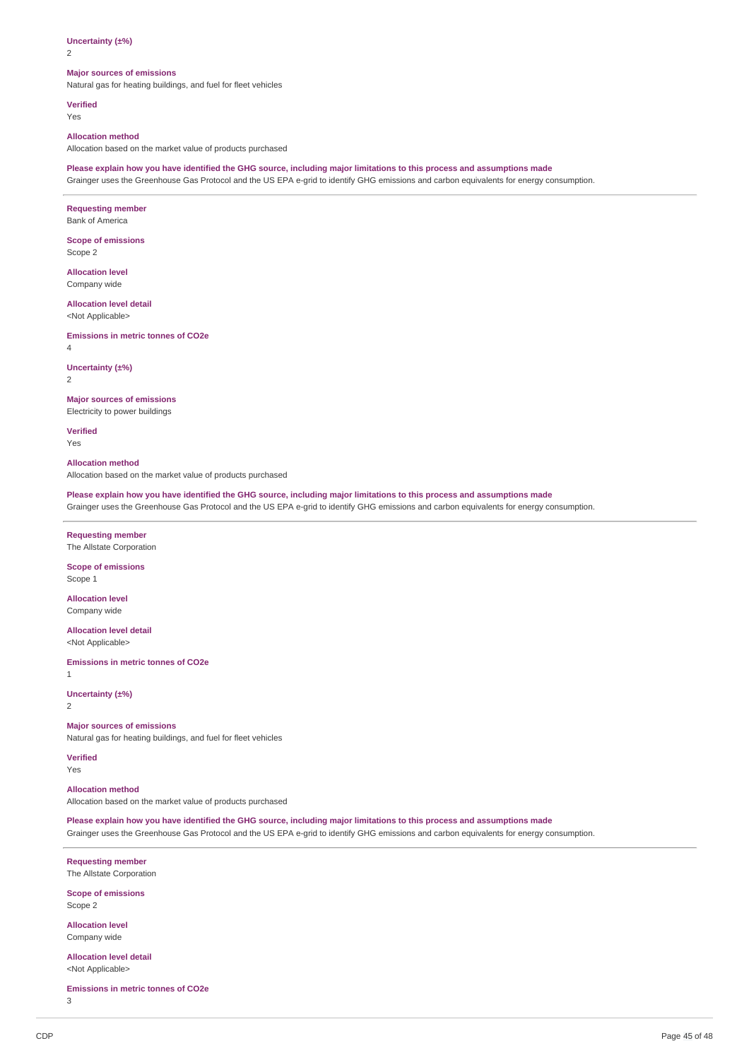**Uncertainty (±%)**
2

**Major sources of emissions**
Natural gas for heating buildings, and fuel for fleet vehicles

**Verified**
Yes

**Allocation method**
Allocation based on the market value of products purchased

**Please explain how you have identified the GHG source, including major limitations to this process and assumptions made**
Grainger uses the Greenhouse Gas Protocol and the US EPA e-grid to identify GHG emissions and carbon equivalents for energy consumption.

---

**Requesting member**
Bank of America

**Scope of emissions**
Scope 2

**Allocation level**
Company wide

**Allocation level detail**
<Not Applicable>

**Emissions in metric tonnes of CO2e**
4

**Uncertainty (±%)**
2

**Major sources of emissions**
Electricity to power buildings

**Verified**
Yes

**Allocation method**
Allocation based on the market value of products purchased

**Please explain how you have identified the GHG source, including major limitations to this process and assumptions made**
Grainger uses the Greenhouse Gas Protocol and the US EPA e-grid to identify GHG emissions and carbon equivalents for energy consumption.

---

**Requesting member**
The Allstate Corporation

**Scope of emissions**
Scope 1

**Allocation level**
Company wide

**Allocation level detail**
<Not Applicable>

**Emissions in metric tonnes of CO2e**
1

**Uncertainty (±%)**
2

**Major sources of emissions**
Natural gas for heating buildings, and fuel for fleet vehicles

**Verified**
Yes

**Allocation method**
Allocation based on the market value of products purchased

**Please explain how you have identified the GHG source, including major limitations to this process and assumptions made**
Grainger uses the Greenhouse Gas Protocol and the US EPA e-grid to identify GHG emissions and carbon equivalents for energy consumption.

---

**Requesting member**
The Allstate Corporation

**Scope of emissions**
Scope 2

**Allocation level**
Company wide

**Allocation level detail**
<Not Applicable>

**Emissions in metric tonnes of CO2e**
3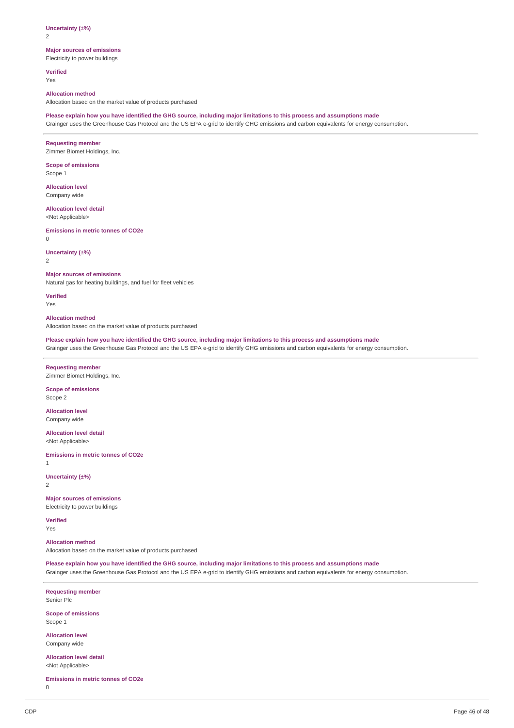**Uncertainty (±%)**
2

**Major sources of emissions**
Electricity to power buildings

**Verified**
Yes

**Allocation method**
Allocation based on the market value of products purchased

**Please explain how you have identified the GHG source, including major limitations to this process and assumptions made**
Grainger uses the Greenhouse Gas Protocol and the US EPA e-grid to identify GHG emissions and carbon equivalents for energy consumption.

---

**Requesting member**
Zimmer Biomet Holdings, Inc.

**Scope of emissions**
Scope 1

**Allocation level**
Company wide

**Allocation level detail**
<Not Applicable>

**Emissions in metric tonnes of CO2e**
0

**Uncertainty (±%)**
2

**Major sources of emissions**
Natural gas for heating buildings, and fuel for fleet vehicles

**Verified**
Yes

**Allocation method**
Allocation based on the market value of products purchased

**Please explain how you have identified the GHG source, including major limitations to this process and assumptions made**
Grainger uses the Greenhouse Gas Protocol and the US EPA e-grid to identify GHG emissions and carbon equivalents for energy consumption.

---

**Requesting member**
Zimmer Biomet Holdings, Inc.

**Scope of emissions**
Scope 2

**Allocation level**
Company wide

**Allocation level detail**
<Not Applicable>

**Emissions in metric tonnes of CO2e**
1

**Uncertainty (±%)**
2

**Major sources of emissions**
Electricity to power buildings

**Verified**
Yes

**Allocation method**
Allocation based on the market value of products purchased

**Please explain how you have identified the GHG source, including major limitations to this process and assumptions made**
Grainger uses the Greenhouse Gas Protocol and the US EPA e-grid to identify GHG emissions and carbon equivalents for energy consumption.

---

**Requesting member**
Senior Plc

**Scope of emissions**
Scope 1

**Allocation level**
Company wide

**Allocation level detail**
<Not Applicable>

**Emissions in metric tonnes of CO2e**
0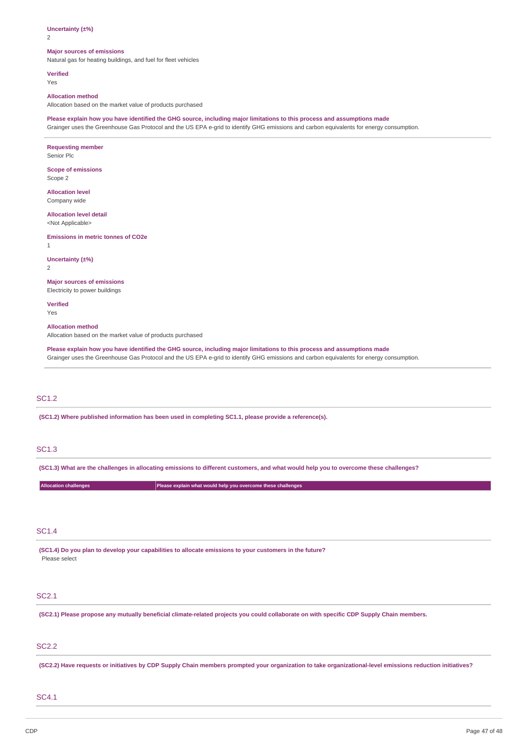**Uncertainty (±%)**
2

**Major sources of emissions**
Natural gas for heating buildings, and fuel for fleet vehicles

**Verified**
Yes

**Allocation method**
Allocation based on the market value of products purchased

**Please explain how you have identified the GHG source, including major limitations to this process and assumptions made**
Grainger uses the Greenhouse Gas Protocol and the US EPA e-grid to identify GHG emissions and carbon equivalents for energy consumption.

---

**Requesting member**
Senior Plc

**Scope of emissions**
Scope 2

**Allocation level**
Company wide

**Allocation level detail**
<Not Applicable>

**Emissions in metric tonnes of CO2e**
1

**Uncertainty (±%)**
2

**Major sources of emissions**
Electricity to power buildings

**Verified**
Yes

**Allocation method**
Allocation based on the market value of products purchased

**Please explain how you have identified the GHG source, including major limitations to this process and assumptions made**
Grainger uses the Greenhouse Gas Protocol and the US EPA e-grid to identify GHG emissions and carbon equivalents for energy consumption.

---

## SC1.2

**(SC1.2) Where published information has been used in completing SC1.1, please provide a reference(s).**

## SC1.3

**(SC1.3) What are the challenges in allocating emissions to different customers, and what would help you to overcome these challenges?**

| Allocation challenges | Please explain what would help you overcome these challenges |
|---|---|

## SC1.4

**(SC1.4) Do you plan to develop your capabilities to allocate emissions to your customers in the future?**
Please select

## SC2.1

**(SC2.1) Please propose any mutually beneficial climate-related projects you could collaborate on with specific CDP Supply Chain members.**

## SC2.2

**(SC2.2) Have requests or initiatives by CDP Supply Chain members prompted your organization to take organizational-level emissions reduction initiatives?**

## SC4.1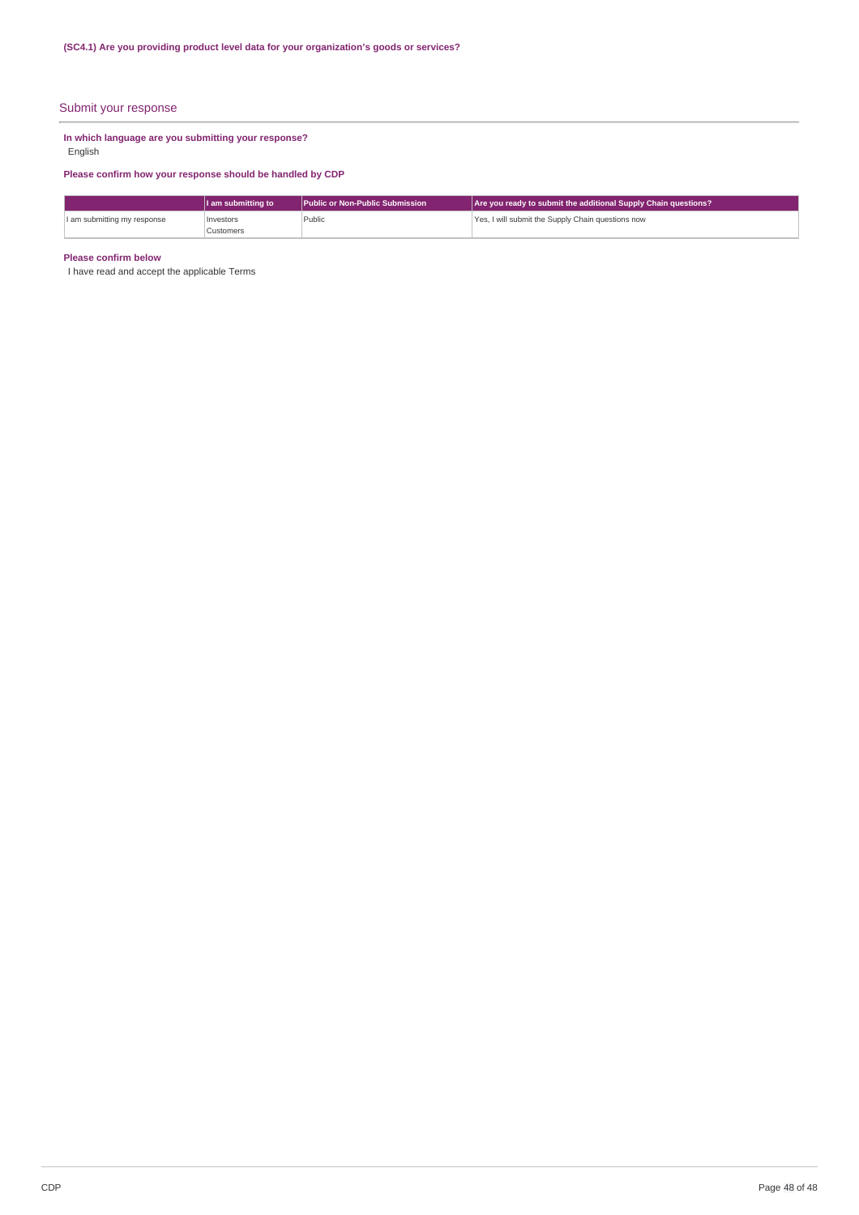**(SC4.1) Are you providing product level data for your organization's goods or services?**

## Submit your response

**In which language are you submitting your response?**

English

**Please confirm how your response should be handled by CDP**

| | I am submitting to | Public or Non-Public Submission | Are you ready to submit the additional Supply Chain questions? |
|---|---|---|---|
| I am submitting my response | Investors<br>Customers | Public | Yes, I will submit the Supply Chain questions now |

**Please confirm below**

I have read and accept the applicable Terms